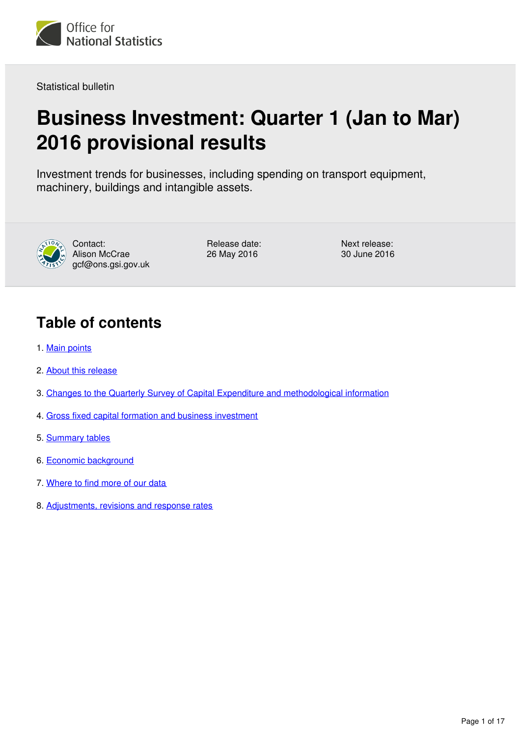Office for National Statistics

Statistical bulletin

# Business Investment: Quarter 1 (Jan to Mar) 2016 provisional results

Investment trends for businesses, including spending on transport equipment, machinery, buildings and intangible assets.

Contact:
Alison McCrae
gcf@ons.gsi.gov.uk

Release date:
26 May 2016

Next release:
30 June 2016

## Table of contents

1. Main points
2. About this release
3. Changes to the Quarterly Survey of Capital Expenditure and methodological information
4. Gross fixed capital formation and business investment
5. Summary tables
6. Economic background
7. Where to find more of our data
8. Adjustments, revisions and response rates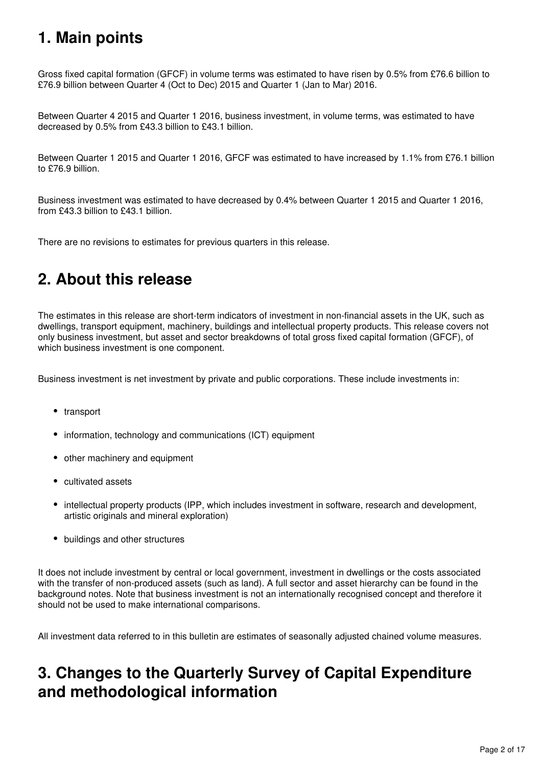## 1. Main points

Gross fixed capital formation (GFCF) in volume terms was estimated to have risen by 0.5% from £76.6 billion to £76.9 billion between Quarter 4 (Oct to Dec) 2015 and Quarter 1 (Jan to Mar) 2016.

Between Quarter 4 2015 and Quarter 1 2016, business investment, in volume terms, was estimated to have decreased by 0.5% from £43.3 billion to £43.1 billion.

Between Quarter 1 2015 and Quarter 1 2016, GFCF was estimated to have increased by 1.1% from £76.1 billion to £76.9 billion.

Business investment was estimated to have decreased by 0.4% between Quarter 1 2015 and Quarter 1 2016, from £43.3 billion to £43.1 billion.

There are no revisions to estimates for previous quarters in this release.

## 2. About this release

The estimates in this release are short-term indicators of investment in non-financial assets in the UK, such as dwellings, transport equipment, machinery, buildings and intellectual property products. This release covers not only business investment, but asset and sector breakdowns of total gross fixed capital formation (GFCF), of which business investment is one component.

Business investment is net investment by private and public corporations. These include investments in:

- transport
- information, technology and communications (ICT) equipment
- other machinery and equipment
- cultivated assets
- intellectual property products (IPP, which includes investment in software, research and development, artistic originals and mineral exploration)
- buildings and other structures

It does not include investment by central or local government, investment in dwellings or the costs associated with the transfer of non-produced assets (such as land). A full sector and asset hierarchy can be found in the background notes. Note that business investment is not an internationally recognised concept and therefore it should not be used to make international comparisons.

All investment data referred to in this bulletin are estimates of seasonally adjusted chained volume measures.

## 3. Changes to the Quarterly Survey of Capital Expenditure and methodological information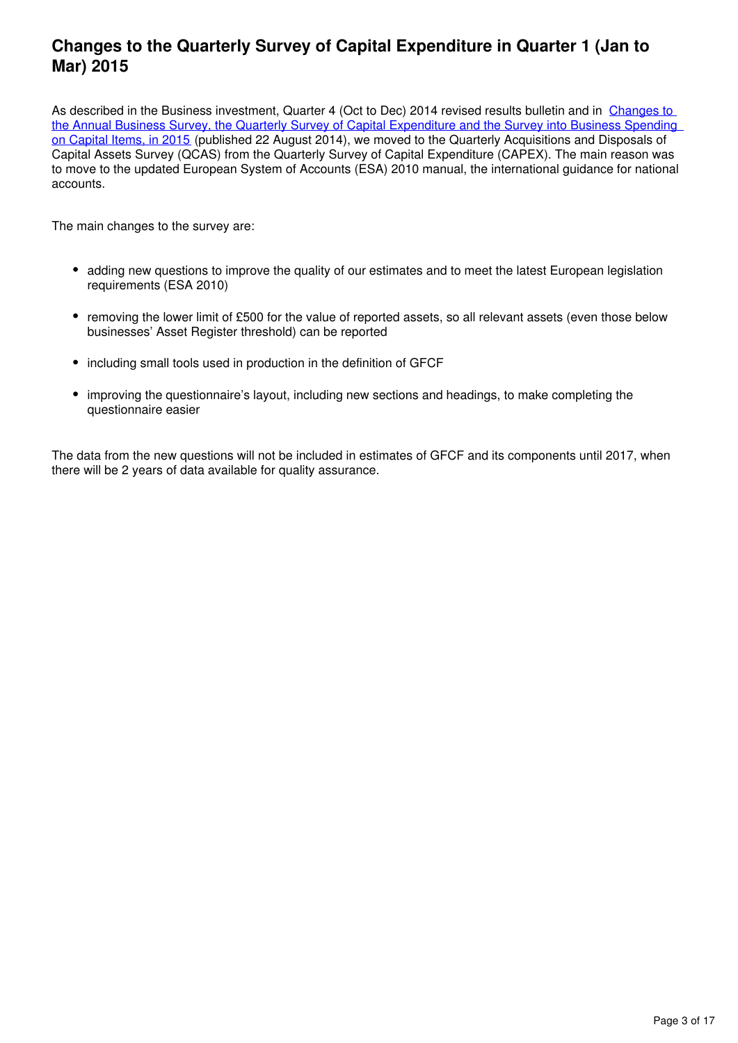## Changes to the Quarterly Survey of Capital Expenditure in Quarter 1 (Jan to Mar) 2015

As described in the Business investment, Quarter 4 (Oct to Dec) 2014 revised results bulletin and in [Changes to the Annual Business Survey, the Quarterly Survey of Capital Expenditure and the Survey into Business Spending on Capital Items, in 2015]() (published 22 August 2014), we moved to the Quarterly Acquisitions and Disposals of Capital Assets Survey (QCAS) from the Quarterly Survey of Capital Expenditure (CAPEX). The main reason was to move to the updated European System of Accounts (ESA) 2010 manual, the international guidance for national accounts.

The main changes to the survey are:

- adding new questions to improve the quality of our estimates and to meet the latest European legislation requirements (ESA 2010)
- removing the lower limit of £500 for the value of reported assets, so all relevant assets (even those below businesses' Asset Register threshold) can be reported
- including small tools used in production in the definition of GFCF
- improving the questionnaire's layout, including new sections and headings, to make completing the questionnaire easier

The data from the new questions will not be included in estimates of GFCF and its components until 2017, when there will be 2 years of data available for quality assurance.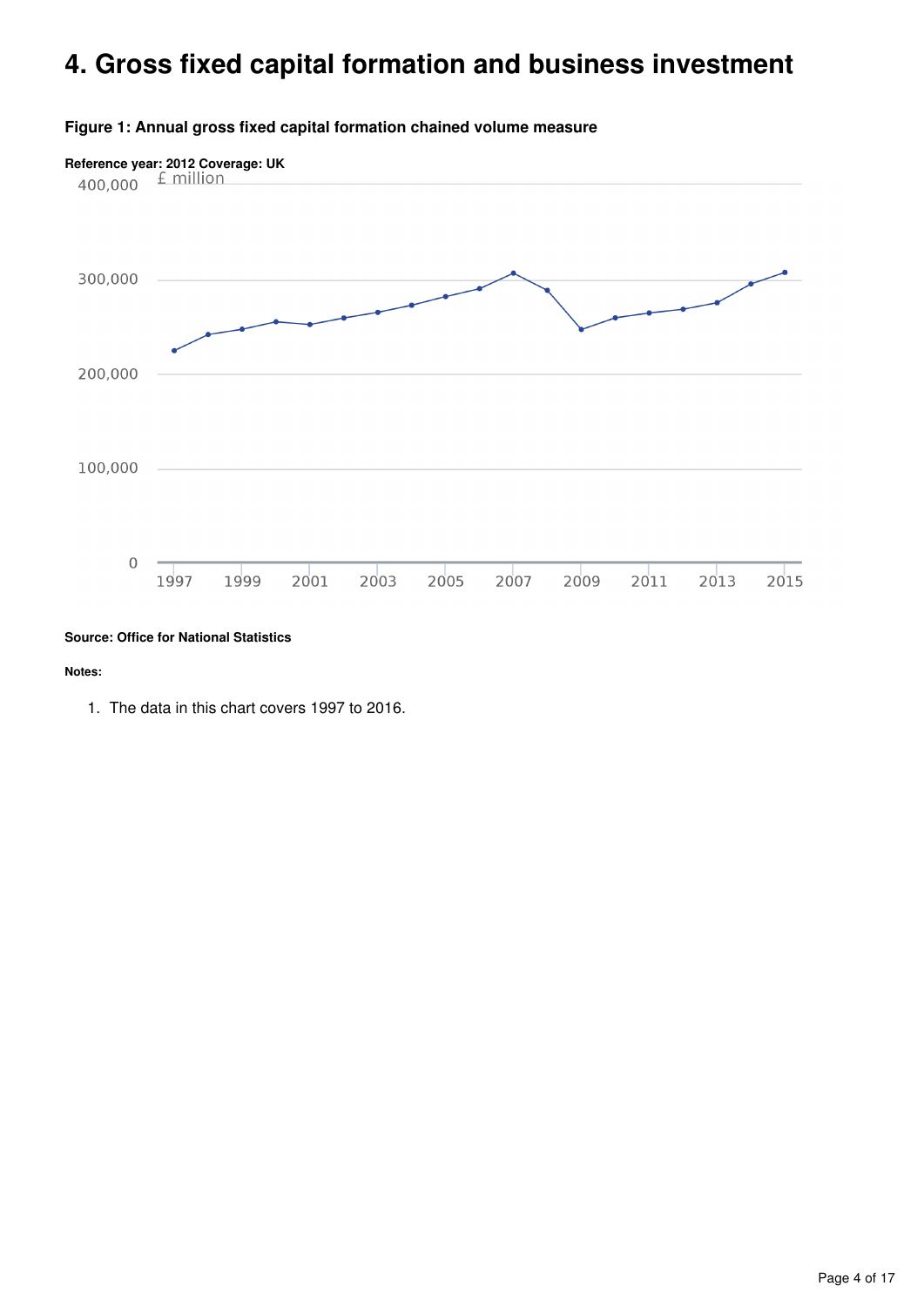# 4. Gross fixed capital formation and business investment

**Figure 1: Annual gross fixed capital formation chained volume measure**

**Reference year: 2012 Coverage: UK**

**Source: Office for National Statistics**

**Notes:**

1. The data in this chart covers 1997 to 2016.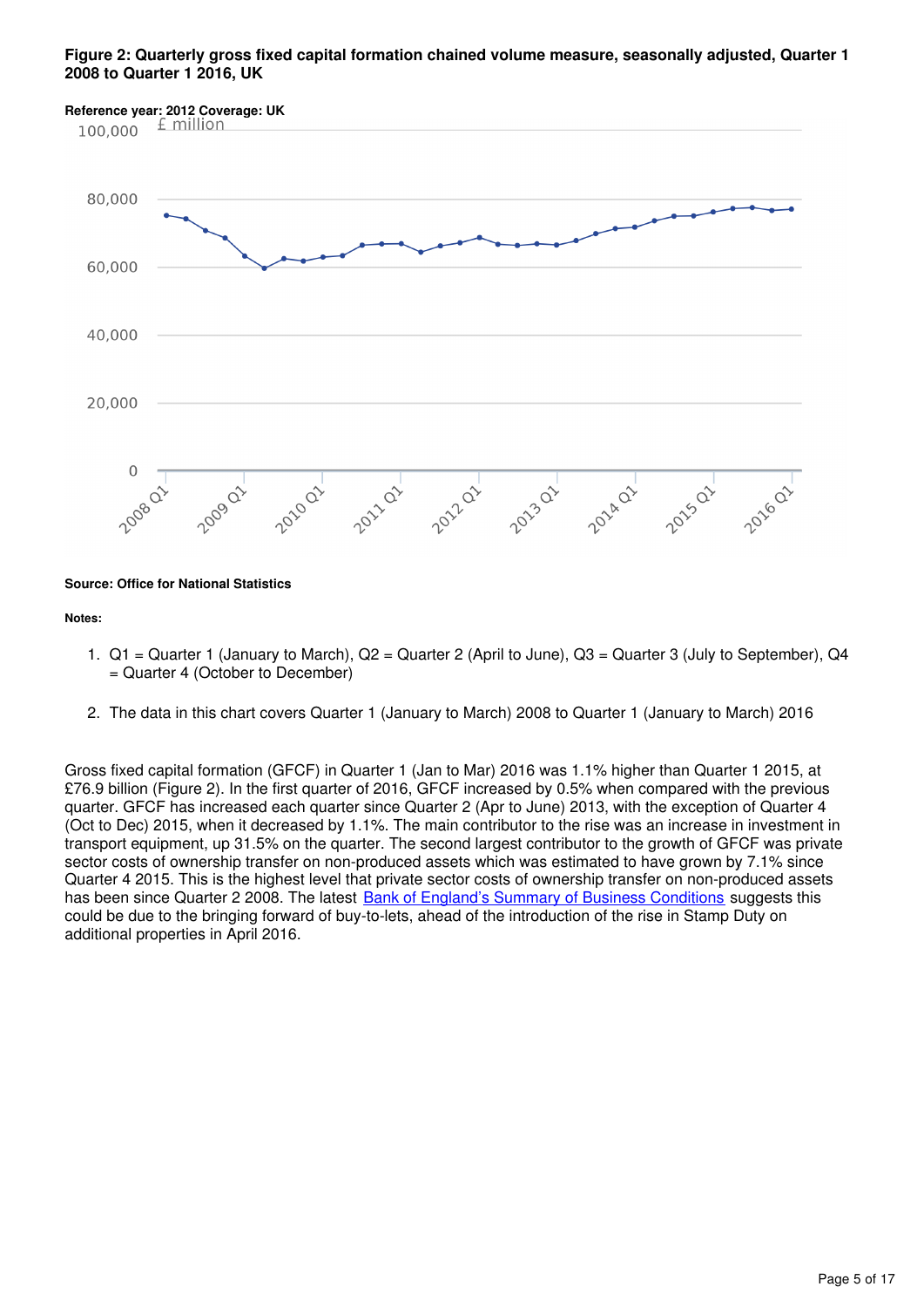**Figure 2: Quarterly gross fixed capital formation chained volume measure, seasonally adjusted, Quarter 1 2008 to Quarter 1 2016, UK**

**Reference year: 2012 Coverage: UK**

**Source: Office for National Statistics**

**Notes:**

1. Q1 = Quarter 1 (January to March), Q2 = Quarter 2 (April to June), Q3 = Quarter 3 (July to September), Q4 = Quarter 4 (October to December)

2. The data in this chart covers Quarter 1 (January to March) 2008 to Quarter 1 (January to March) 2016

Gross fixed capital formation (GFCF) in Quarter 1 (Jan to Mar) 2016 was 1.1% higher than Quarter 1 2015, at £76.9 billion (Figure 2). In the first quarter of 2016, GFCF increased by 0.5% when compared with the previous quarter. GFCF has increased each quarter since Quarter 2 (Apr to June) 2013, with the exception of Quarter 4 (Oct to Dec) 2015, when it decreased by 1.1%. The main contributor to the rise was an increase in investment in transport equipment, up 31.5% on the quarter. The second largest contributor to the growth of GFCF was private sector costs of ownership transfer on non-produced assets which was estimated to have grown by 7.1% since Quarter 4 2015. This is the highest level that private sector costs of ownership transfer on non-produced assets has been since Quarter 2 2008. The latest Bank of England's Summary of Business Conditions suggests this could be due to the bringing forward of buy-to-lets, ahead of the introduction of the rise in Stamp Duty on additional properties in April 2016.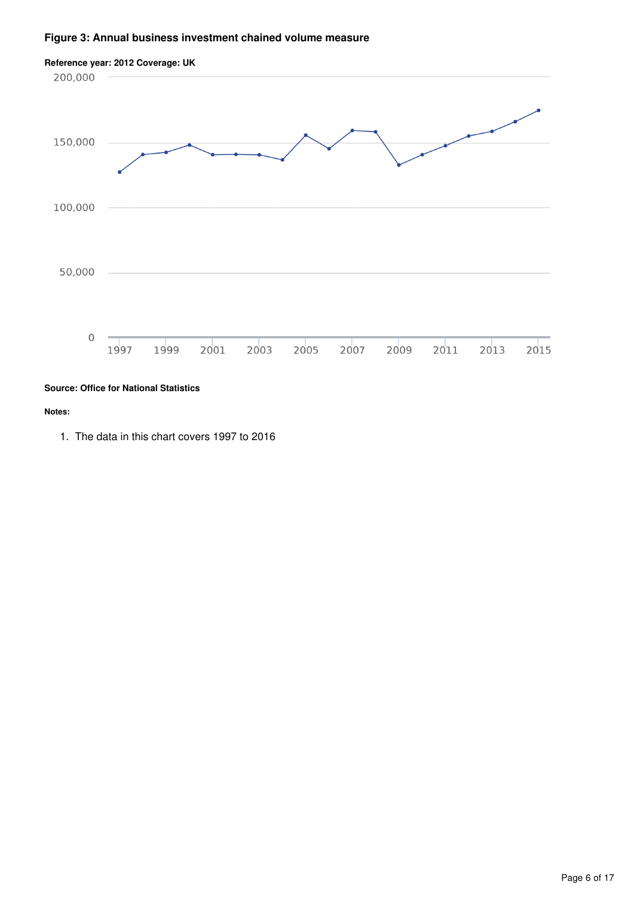### Figure 3: Annual business investment chained volume measure

**Reference year: 2012 Coverage: UK**

**Source: Office for National Statistics**

**Notes:**

1. The data in this chart covers 1997 to 2016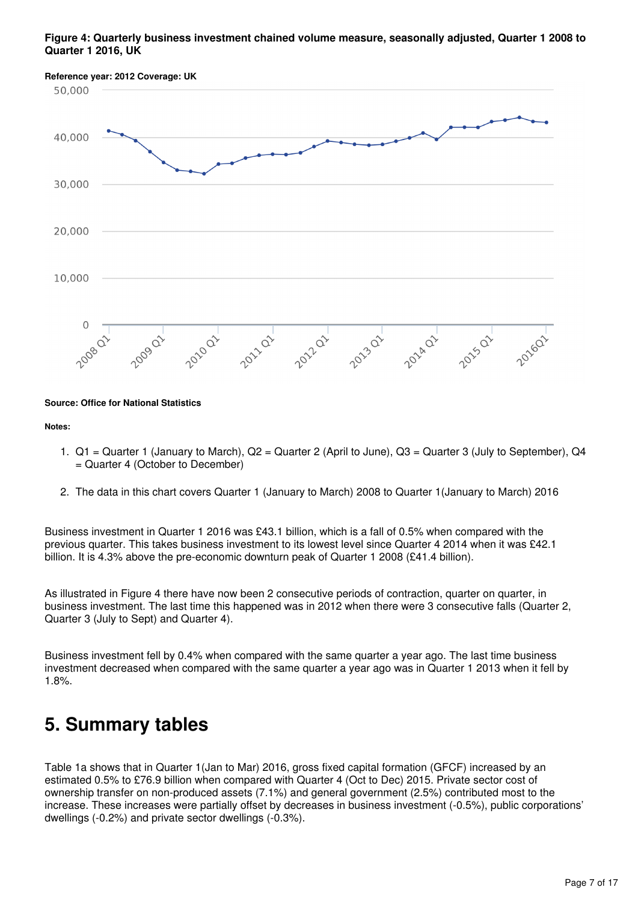**Figure 4: Quarterly business investment chained volume measure, seasonally adjusted, Quarter 1 2008 to Quarter 1 2016, UK**

**Reference year: 2012 Coverage: UK**

**Source: Office for National Statistics**

**Notes:**

1. Q1 = Quarter 1 (January to March), Q2 = Quarter 2 (April to June), Q3 = Quarter 3 (July to September), Q4 = Quarter 4 (October to December)

2. The data in this chart covers Quarter 1 (January to March) 2008 to Quarter 1(January to March) 2016

Business investment in Quarter 1 2016 was £43.1 billion, which is a fall of 0.5% when compared with the previous quarter. This takes business investment to its lowest level since Quarter 4 2014 when it was £42.1 billion. It is 4.3% above the pre-economic downturn peak of Quarter 1 2008 (£41.4 billion).

As illustrated in Figure 4 there have now been 2 consecutive periods of contraction, quarter on quarter, in business investment. The last time this happened was in 2012 when there were 3 consecutive falls (Quarter 2, Quarter 3 (July to Sept) and Quarter 4).

Business investment fell by 0.4% when compared with the same quarter a year ago. The last time business investment decreased when compared with the same quarter a year ago was in Quarter 1 2013 when it fell by 1.8%.

## 5. Summary tables

Table 1a shows that in Quarter 1(Jan to Mar) 2016, gross fixed capital formation (GFCF) increased by an estimated 0.5% to £76.9 billion when compared with Quarter 4 (Oct to Dec) 2015. Private sector cost of ownership transfer on non-produced assets (7.1%) and general government (2.5%) contributed most to the increase. These increases were partially offset by decreases in business investment (-0.5%), public corporations' dwellings (-0.2%) and private sector dwellings (-0.3%).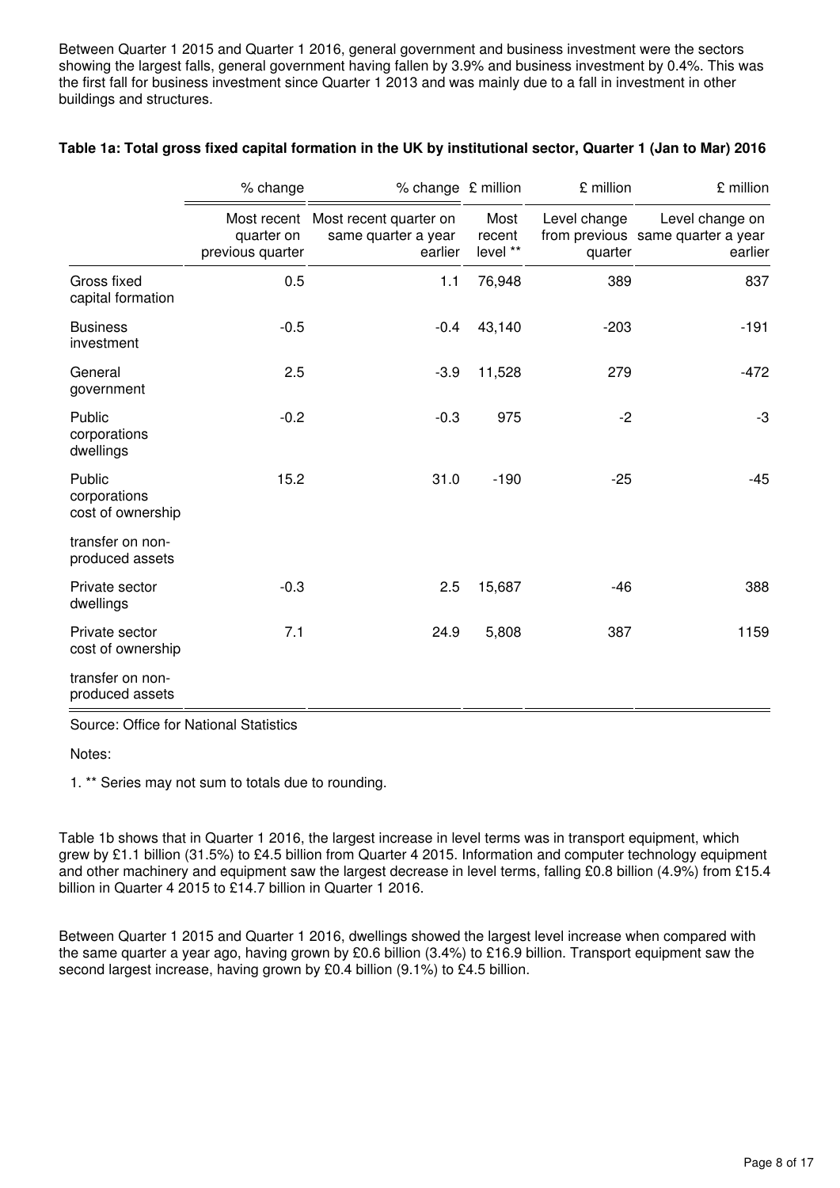Between Quarter 1 2015 and Quarter 1 2016, general government and business investment were the sectors showing the largest falls, general government having fallen by 3.9% and business investment by 0.4%. This was the first fall for business investment since Quarter 1 2013 and was mainly due to a fall in investment in other buildings and structures.

**Table 1a: Total gross fixed capital formation in the UK by institutional sector, Quarter 1 (Jan to Mar) 2016**

| | % change | % change | £ million | £ million | £ million |
|---|---|---|---|---|---|
| | Most recent quarter on previous quarter | Most recent quarter on same quarter a year earlier | Most recent level ** | Level change from previous quarter | Level change on same quarter a year earlier |
| Gross fixed capital formation | 0.5 | 1.1 | 76,948 | 389 | 837 |
| Business investment | -0.5 | -0.4 | 43,140 | -203 | -191 |
| General government | 2.5 | -3.9 | 11,528 | 279 | -472 |
| Public corporations dwellings | -0.2 | -0.3 | 975 | -2 | -3 |
| Public corporations cost of ownership | 15.2 | 31.0 | -190 | -25 | -45 |
| transfer on non-produced assets | | | | | |
| Private sector dwellings | -0.3 | 2.5 | 15,687 | -46 | 388 |
| Private sector cost of ownership | 7.1 | 24.9 | 5,808 | 387 | 1159 |
| transfer on non-produced assets | | | | | |

Source: Office for National Statistics

Notes:

1. ** Series may not sum to totals due to rounding.

Table 1b shows that in Quarter 1 2016, the largest increase in level terms was in transport equipment, which grew by £1.1 billion (31.5%) to £4.5 billion from Quarter 4 2015. Information and computer technology equipment and other machinery and equipment saw the largest decrease in level terms, falling £0.8 billion (4.9%) from £15.4 billion in Quarter 4 2015 to £14.7 billion in Quarter 1 2016.

Between Quarter 1 2015 and Quarter 1 2016, dwellings showed the largest level increase when compared with the same quarter a year ago, having grown by £0.6 billion (3.4%) to £16.9 billion. Transport equipment saw the second largest increase, having grown by £0.4 billion (9.1%) to £4.5 billion.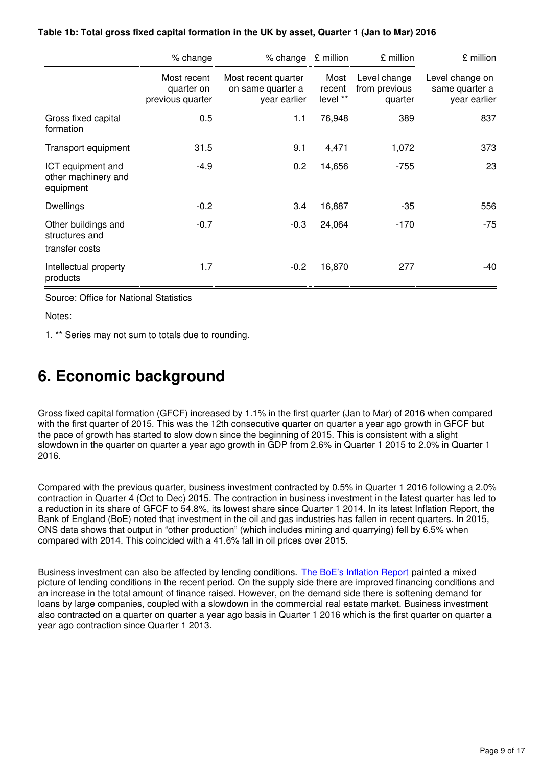**Table 1b: Total gross fixed capital formation in the UK by asset, Quarter 1 (Jan to Mar) 2016**

| | % change | % change | £ million | £ million | £ million |
|---|---|---|---|---|---|
| | Most recent quarter on previous quarter | Most recent quarter on same quarter a year earlier | Most recent level ** | Level change from previous quarter | Level change on same quarter a year earlier |
| Gross fixed capital formation | 0.5 | 1.1 | 76,948 | 389 | 837 |
| Transport equipment | 31.5 | 9.1 | 4,471 | 1,072 | 373 |
| ICT equipment and other machinery and equipment | -4.9 | 0.2 | 14,656 | -755 | 23 |
| Dwellings | -0.2 | 3.4 | 16,887 | -35 | 556 |
| Other buildings and structures and transfer costs | -0.7 | -0.3 | 24,064 | -170 | -75 |
| Intellectual property products | 1.7 | -0.2 | 16,870 | 277 | -40 |

Source: Office for National Statistics

Notes:

1. ** Series may not sum to totals due to rounding.

## 6. Economic background

Gross fixed capital formation (GFCF) increased by 1.1% in the first quarter (Jan to Mar) of 2016 when compared with the first quarter of 2015. This was the 12th consecutive quarter on quarter a year ago growth in GFCF but the pace of growth has started to slow down since the beginning of 2015. This is consistent with a slight slowdown in the quarter on quarter a year ago growth in GDP from 2.6% in Quarter 1 2015 to 2.0% in Quarter 1 2016.

Compared with the previous quarter, business investment contracted by 0.5% in Quarter 1 2016 following a 2.0% contraction in Quarter 4 (Oct to Dec) 2015. The contraction in business investment in the latest quarter has led to a reduction in its share of GFCF to 54.8%, its lowest share since Quarter 1 2014. In its latest Inflation Report, the Bank of England (BoE) noted that investment in the oil and gas industries has fallen in recent quarters. In 2015, ONS data shows that output in "other production" (which includes mining and quarrying) fell by 6.5% when compared with 2014. This coincided with a 41.6% fall in oil prices over 2015.

Business investment can also be affected by lending conditions. The BoE's Inflation Report painted a mixed picture of lending conditions in the recent period. On the supply side there are improved financing conditions and an increase in the total amount of finance raised. However, on the demand side there is softening demand for loans by large companies, coupled with a slowdown in the commercial real estate market. Business investment also contracted on a quarter on quarter a year ago basis in Quarter 1 2016 which is the first quarter on quarter a year ago contraction since Quarter 1 2013.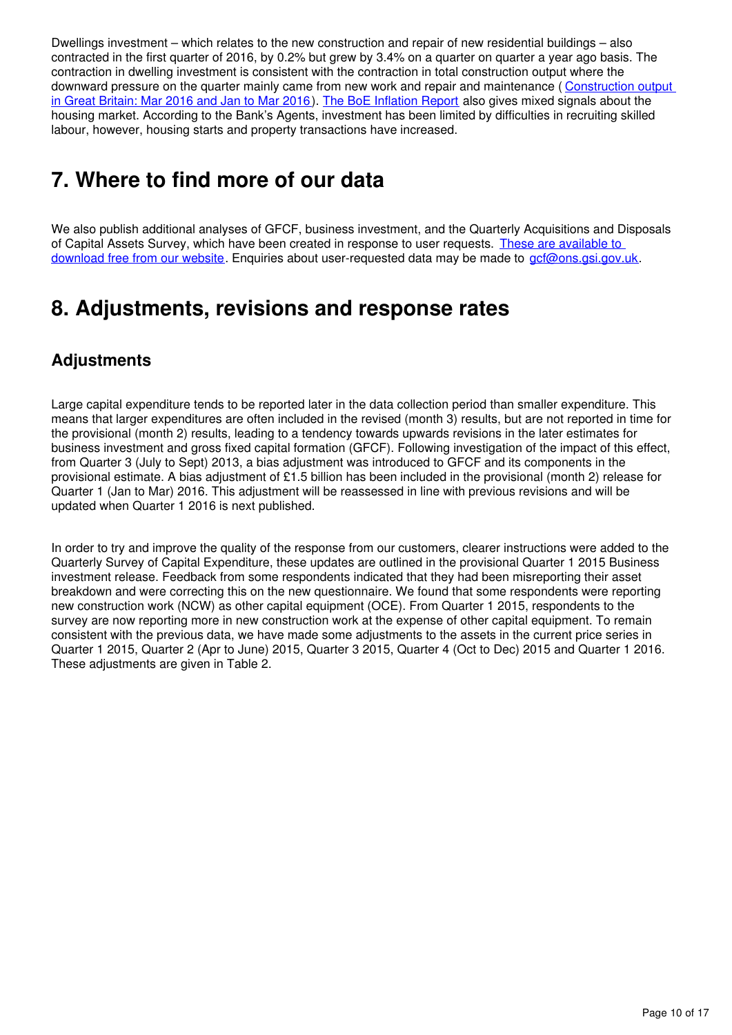Dwellings investment – which relates to the new construction and repair of new residential buildings – also contracted in the first quarter of 2016, by 0.2% but grew by 3.4% on a quarter on quarter a year ago basis. The contraction in dwelling investment is consistent with the contraction in total construction output where the downward pressure on the quarter mainly came from new work and repair and maintenance ( Construction output in Great Britain: Mar 2016 and Jan to Mar 2016). The BoE Inflation Report also gives mixed signals about the housing market. According to the Bank's Agents, investment has been limited by difficulties in recruiting skilled labour, however, housing starts and property transactions have increased.

## 7. Where to find more of our data

We also publish additional analyses of GFCF, business investment, and the Quarterly Acquisitions and Disposals of Capital Assets Survey, which have been created in response to user requests. These are available to download free from our website. Enquiries about user-requested data may be made to gcf@ons.gsi.gov.uk.

## 8. Adjustments, revisions and response rates

### Adjustments

Large capital expenditure tends to be reported later in the data collection period than smaller expenditure. This means that larger expenditures are often included in the revised (month 3) results, but are not reported in time for the provisional (month 2) results, leading to a tendency towards upwards revisions in the later estimates for business investment and gross fixed capital formation (GFCF). Following investigation of the impact of this effect, from Quarter 3 (July to Sept) 2013, a bias adjustment was introduced to GFCF and its components in the provisional estimate. A bias adjustment of £1.5 billion has been included in the provisional (month 2) release for Quarter 1 (Jan to Mar) 2016. This adjustment will be reassessed in line with previous revisions and will be updated when Quarter 1 2016 is next published.

In order to try and improve the quality of the response from our customers, clearer instructions were added to the Quarterly Survey of Capital Expenditure, these updates are outlined in the provisional Quarter 1 2015 Business investment release. Feedback from some respondents indicated that they had been misreporting their asset breakdown and were correcting this on the new questionnaire. We found that some respondents were reporting new construction work (NCW) as other capital equipment (OCE). From Quarter 1 2015, respondents to the survey are now reporting more in new construction work at the expense of other capital equipment. To remain consistent with the previous data, we have made some adjustments to the assets in the current price series in Quarter 1 2015, Quarter 2 (Apr to June) 2015, Quarter 3 2015, Quarter 4 (Oct to Dec) 2015 and Quarter 1 2016. These adjustments are given in Table 2.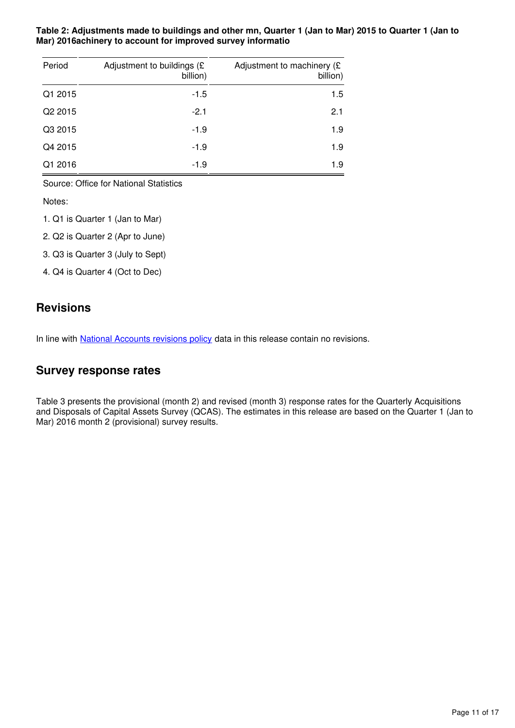**Table 2: Adjustments made to buildings and other mn, Quarter 1 (Jan to Mar) 2015 to Quarter 1 (Jan to Mar) 2016achinery to account for improved survey informatio**

| Period | Adjustment to buildings (£ billion) | Adjustment to machinery (£ billion) |
|---|---|---|
| Q1 2015 | -1.5 | 1.5 |
| Q2 2015 | -2.1 | 2.1 |
| Q3 2015 | -1.9 | 1.9 |
| Q4 2015 | -1.9 | 1.9 |
| Q1 2016 | -1.9 | 1.9 |

Source: Office for National Statistics

Notes:

1. Q1 is Quarter 1 (Jan to Mar)
2. Q2 is Quarter 2 (Apr to June)
3. Q3 is Quarter 3 (July to Sept)
4. Q4 is Quarter 4 (Oct to Dec)

## Revisions

In line with National Accounts revisions policy data in this release contain no revisions.

## Survey response rates

Table 3 presents the provisional (month 2) and revised (month 3) response rates for the Quarterly Acquisitions and Disposals of Capital Assets Survey (QCAS). The estimates in this release are based on the Quarter 1 (Jan to Mar) 2016 month 2 (provisional) survey results.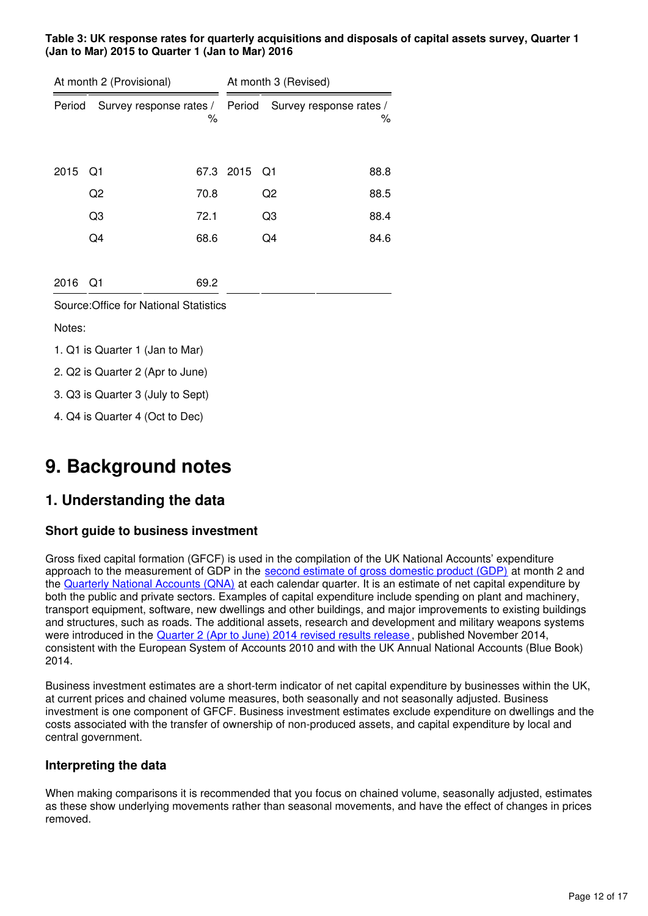**Table 3: UK response rates for quarterly acquisitions and disposals of capital assets survey, Quarter 1 (Jan to Mar) 2015 to Quarter 1 (Jan to Mar) 2016**

| At month 2 (Provisional) | | | At month 3 (Revised) | | |
|---|---|---|---|---|---|
| Period | | Survey response rates / % | Period | | Survey response rates / % |
| 2015 | Q1 | 67.3 | 2015 | Q1 | 88.8 |
| | Q2 | 70.8 | | Q2 | 88.5 |
| | Q3 | 72.1 | | Q3 | 88.4 |
| | Q4 | 68.6 | | Q4 | 84.6 |
| 2016 | Q1 | 69.2 | | | |

Source:Office for National Statistics

Notes:

1. Q1 is Quarter 1 (Jan to Mar)
2. Q2 is Quarter 2 (Apr to June)
3. Q3 is Quarter 3 (July to Sept)
4. Q4 is Quarter 4 (Oct to Dec)

# 9. Background notes

## 1. Understanding the data

### Short guide to business investment

Gross fixed capital formation (GFCF) is used in the compilation of the UK National Accounts' expenditure approach to the measurement of GDP in the second estimate of gross domestic product (GDP) at month 2 and the Quarterly National Accounts (QNA) at each calendar quarter. It is an estimate of net capital expenditure by both the public and private sectors. Examples of capital expenditure include spending on plant and machinery, transport equipment, software, new dwellings and other buildings, and major improvements to existing buildings and structures, such as roads. The additional assets, research and development and military weapons systems were introduced in the Quarter 2 (Apr to June) 2014 revised results release, published November 2014, consistent with the European System of Accounts 2010 and with the UK Annual National Accounts (Blue Book) 2014.

Business investment estimates are a short-term indicator of net capital expenditure by businesses within the UK, at current prices and chained volume measures, both seasonally and not seasonally adjusted. Business investment is one component of GFCF. Business investment estimates exclude expenditure on dwellings and the costs associated with the transfer of ownership of non-produced assets, and capital expenditure by local and central government.

### Interpreting the data

When making comparisons it is recommended that you focus on chained volume, seasonally adjusted, estimates as these show underlying movements rather than seasonal movements, and have the effect of changes in prices removed.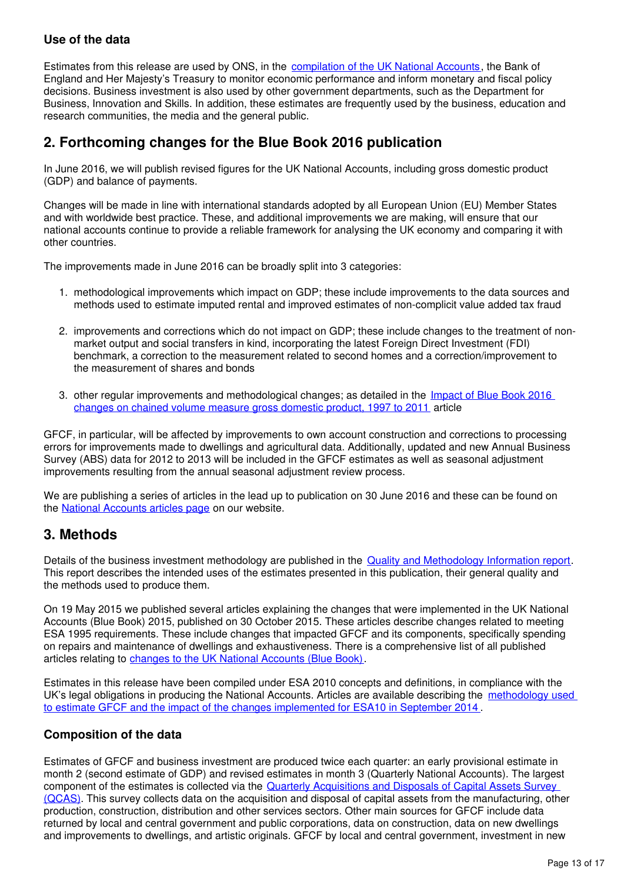### Use of the data

Estimates from this release are used by ONS, in the [compilation of the UK National Accounts](), the Bank of England and Her Majesty's Treasury to monitor economic performance and inform monetary and fiscal policy decisions. Business investment is also used by other government departments, such as the Department for Business, Innovation and Skills. In addition, these estimates are frequently used by the business, education and research communities, the media and the general public.

## 2. Forthcoming changes for the Blue Book 2016 publication

In June 2016, we will publish revised figures for the UK National Accounts, including gross domestic product (GDP) and balance of payments.

Changes will be made in line with international standards adopted by all European Union (EU) Member States and with worldwide best practice. These, and additional improvements we are making, will ensure that our national accounts continue to provide a reliable framework for analysing the UK economy and comparing it with other countries.

The improvements made in June 2016 can be broadly split into 3 categories:

1. methodological improvements which impact on GDP; these include improvements to the data sources and methods used to estimate imputed rental and improved estimates of non-complicit value added tax fraud
2. improvements and corrections which do not impact on GDP; these include changes to the treatment of non-market output and social transfers in kind, incorporating the latest Foreign Direct Investment (FDI) benchmark, a correction to the measurement related to second homes and a correction/improvement to the measurement of shares and bonds
3. other regular improvements and methodological changes; as detailed in the [Impact of Blue Book 2016 changes on chained volume measure gross domestic product, 1997 to 2011]() article

GFCF, in particular, will be affected by improvements to own account construction and corrections to processing errors for improvements made to dwellings and agricultural data. Additionally, updated and new Annual Business Survey (ABS) data for 2012 to 2013 will be included in the GFCF estimates as well as seasonal adjustment improvements resulting from the annual seasonal adjustment review process.

We are publishing a series of articles in the lead up to publication on 30 June 2016 and these can be found on the [National Accounts articles page]() on our website.

## 3. Methods

Details of the business investment methodology are published in the [Quality and Methodology Information report](). This report describes the intended uses of the estimates presented in this publication, their general quality and the methods used to produce them.

On 19 May 2015 we published several articles explaining the changes that were implemented in the UK National Accounts (Blue Book) 2015, published on 30 October 2015. These articles describe changes related to meeting ESA 1995 requirements. These include changes that impacted GFCF and its components, specifically spending on repairs and maintenance of dwellings and exhaustiveness. There is a comprehensive list of all published articles relating to [changes to the UK National Accounts (Blue Book)]().

Estimates in this release have been compiled under ESA 2010 concepts and definitions, in compliance with the UK's legal obligations in producing the National Accounts. Articles are available describing the [methodology used to estimate GFCF and the impact of the changes implemented for ESA10 in September 2014]().

### Composition of the data

Estimates of GFCF and business investment are produced twice each quarter: an early provisional estimate in month 2 (second estimate of GDP) and revised estimates in month 3 (Quarterly National Accounts). The largest component of the estimates is collected via the [Quarterly Acquisitions and Disposals of Capital Assets Survey (QCAS)](). This survey collects data on the acquisition and disposal of capital assets from the manufacturing, other production, construction, distribution and other services sectors. Other main sources for GFCF include data returned by local and central government and public corporations, data on construction, data on new dwellings and improvements to dwellings, and artistic originals. GFCF by local and central government, investment in new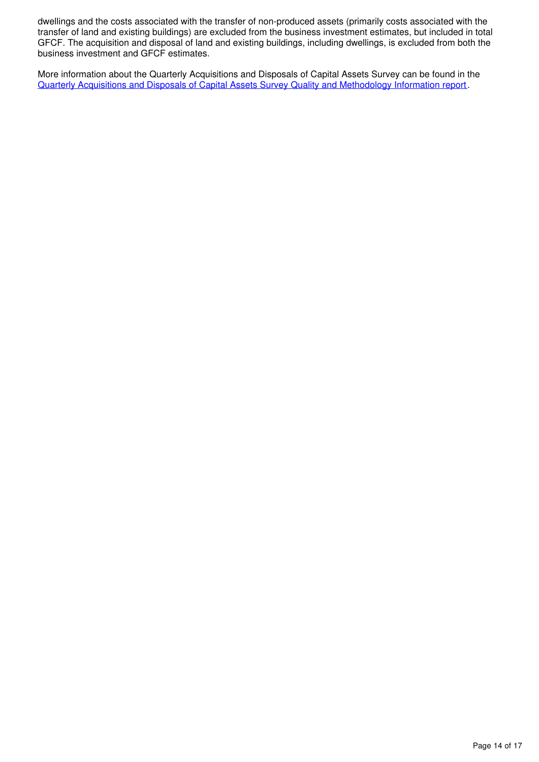dwellings and the costs associated with the transfer of non-produced assets (primarily costs associated with the transfer of land and existing buildings) are excluded from the business investment estimates, but included in total GFCF. The acquisition and disposal of land and existing buildings, including dwellings, is excluded from both the business investment and GFCF estimates.

More information about the Quarterly Acquisitions and Disposals of Capital Assets Survey can be found in the Quarterly Acquisitions and Disposals of Capital Assets Survey Quality and Methodology Information report.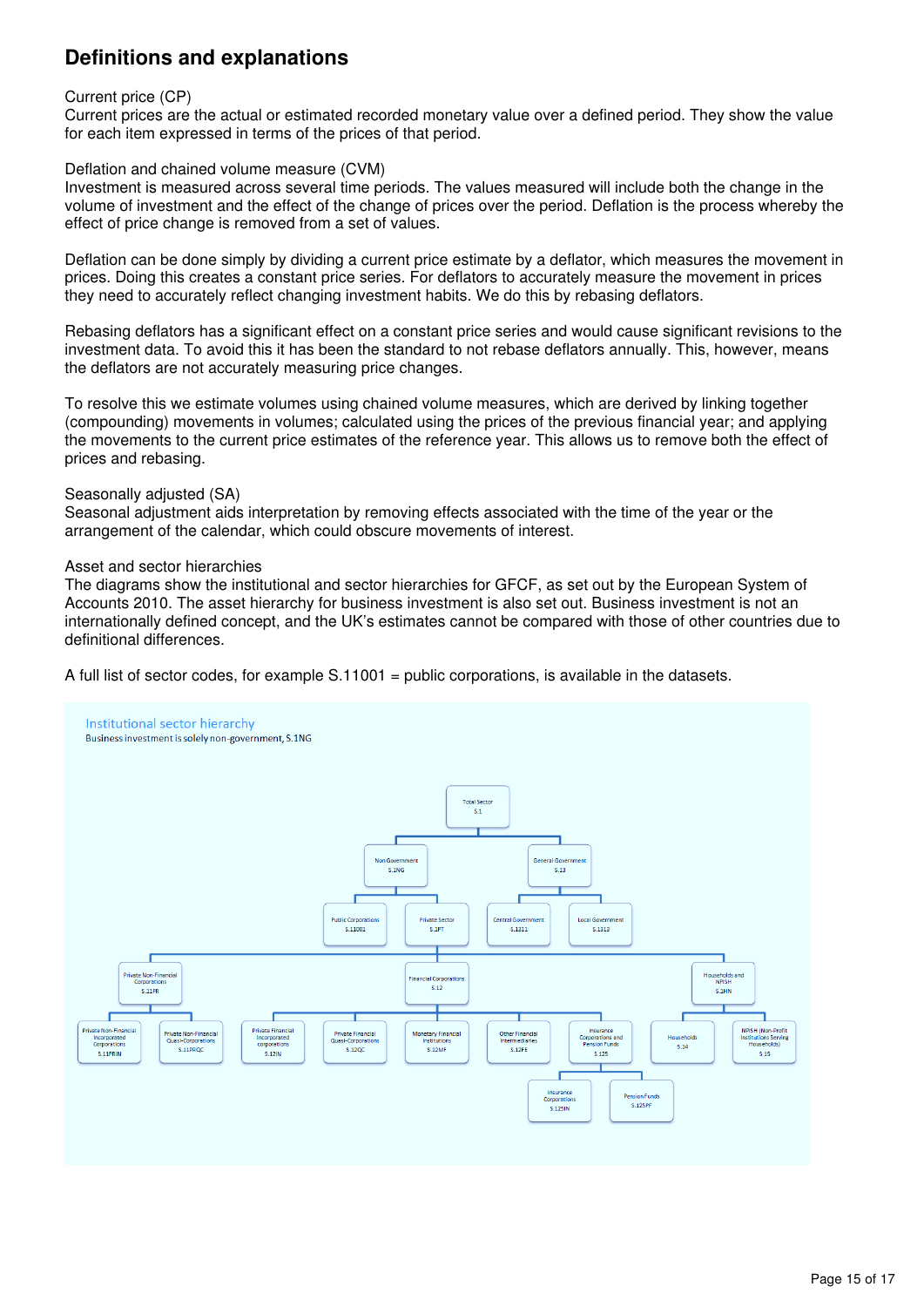## Definitions and explanations

Current price (CP)
Current prices are the actual or estimated recorded monetary value over a defined period. They show the value for each item expressed in terms of the prices of that period.

Deflation and chained volume measure (CVM)
Investment is measured across several time periods. The values measured will include both the change in the volume of investment and the effect of the change of prices over the period. Deflation is the process whereby the effect of price change is removed from a set of values.

Deflation can be done simply by dividing a current price estimate by a deflator, which measures the movement in prices. Doing this creates a constant price series. For deflators to accurately measure the movement in prices they need to accurately reflect changing investment habits. We do this by rebasing deflators.

Rebasing deflators has a significant effect on a constant price series and would cause significant revisions to the investment data. To avoid this it has been the standard to not rebase deflators annually. This, however, means the deflators are not accurately measuring price changes.

To resolve this we estimate volumes using chained volume measures, which are derived by linking together (compounding) movements in volumes; calculated using the prices of the previous financial year; and applying the movements to the current price estimates of the reference year. This allows us to remove both the effect of prices and rebasing.

Seasonally adjusted (SA)
Seasonal adjustment aids interpretation by removing effects associated with the time of the year or the arrangement of the calendar, which could obscure movements of interest.

Asset and sector hierarchies
The diagrams show the institutional and sector hierarchies for GFCF, as set out by the European System of Accounts 2010. The asset hierarchy for business investment is also set out. Business investment is not an internationally defined concept, and the UK's estimates cannot be compared with those of other countries due to definitional differences.

A full list of sector codes, for example S.11001 = public corporations, is available in the datasets.

Institutional sector hierarchy
Business investment is solely non-government, S.1NG

- Total Sector S.1
  - Non Government S.1NG
    - Public Corporations S.11001
    - Private Sector S.1PT
      - Private Non-Financial Corporations S.11PR
        - Private Non-Financial Incorporated Corporations S.11PRIN
        - Private Non-Financial Quasi-Corporations S.11PRQC
      - Financial Corporations S.12
        - Private Financial Incorporated corporations S.12IN
        - Private Financial Quasi-Corporations S.12QC
        - Monetary Financial Institutions S.12MF
        - Other Financial Intermediaries S.12FE
        - Insurance Corporations and Pension Funds S.125
          - Insurance Corporations S.125IN
          - Pension Funds S.125PF
      - Households and NPISH S.1HN
        - Households S.14
        - NPISH (Non-Profit Institutions Serving Households) S.15
  - General Government S.13
    - Central Government S.1311
    - Local Government S.1313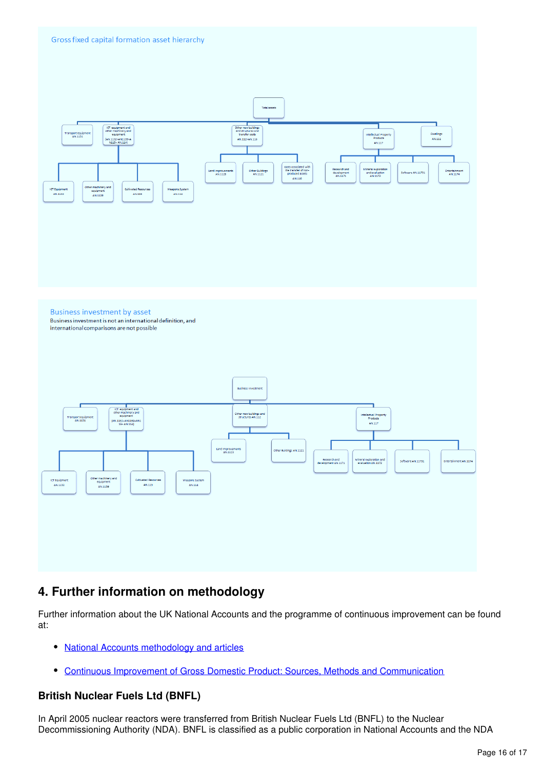Gross fixed capital formation asset hierarchy

- Total assets
  - Transport equipment AN.1131
  - ICT equipment and other machinery and equipment (AN.1132+AN1139+AN115+ AN.114)
    - ICT Equipment AN.1132
    - Other machinery and equipment AN.1139
    - Cultivated Resources AN.115
    - Weapons System AN.114
  - Other new buildings and structures and transfer costs AN.112+AN.116
    - Land improvements AN.1123
    - Other Buildings AN.1121
    - costs associated with the transfer of non-produced assets AN.116
  - Intellectual Property Products AN.117
    - Research and development AN.1171
    - Mineral exploration and evaluation AN.1172
    - Software AN.11731
    - Entertainment AN.1174
  - Dwellings AN.111

Business investment by asset

Business investment is not an international definition, and international comparisons are not possible

- Business investment
  - Transport equipment AN.1131
  - ICT equipment and other machinery and equipment (AN.1132+AN1139+AN115+ AN.114)
    - ICT equipment AN.1132
    - Other machinery and equipment AN.1139
    - Cultivated Resources AN.115
    - Weapons System AN.114
  - Other new buildings and structures AN.112
    - Land improvements AN.1123
    - Other Buildings AN.1121
  - Intellectual Property Products AN.117
    - Research and development AN.1171
    - Mineral exploration and evaluation AN.1172
    - Software AN.11731
    - Entertainment AN.1174

## 4. Further information on methodology

Further information about the UK National Accounts and the programme of continuous improvement can be found at:

- National Accounts methodology and articles
- Continuous Improvement of Gross Domestic Product: Sources, Methods and Communication

### British Nuclear Fuels Ltd (BNFL)

In April 2005 nuclear reactors were transferred from British Nuclear Fuels Ltd (BNFL) to the Nuclear Decommissioning Authority (NDA). BNFL is classified as a public corporation in National Accounts and the NDA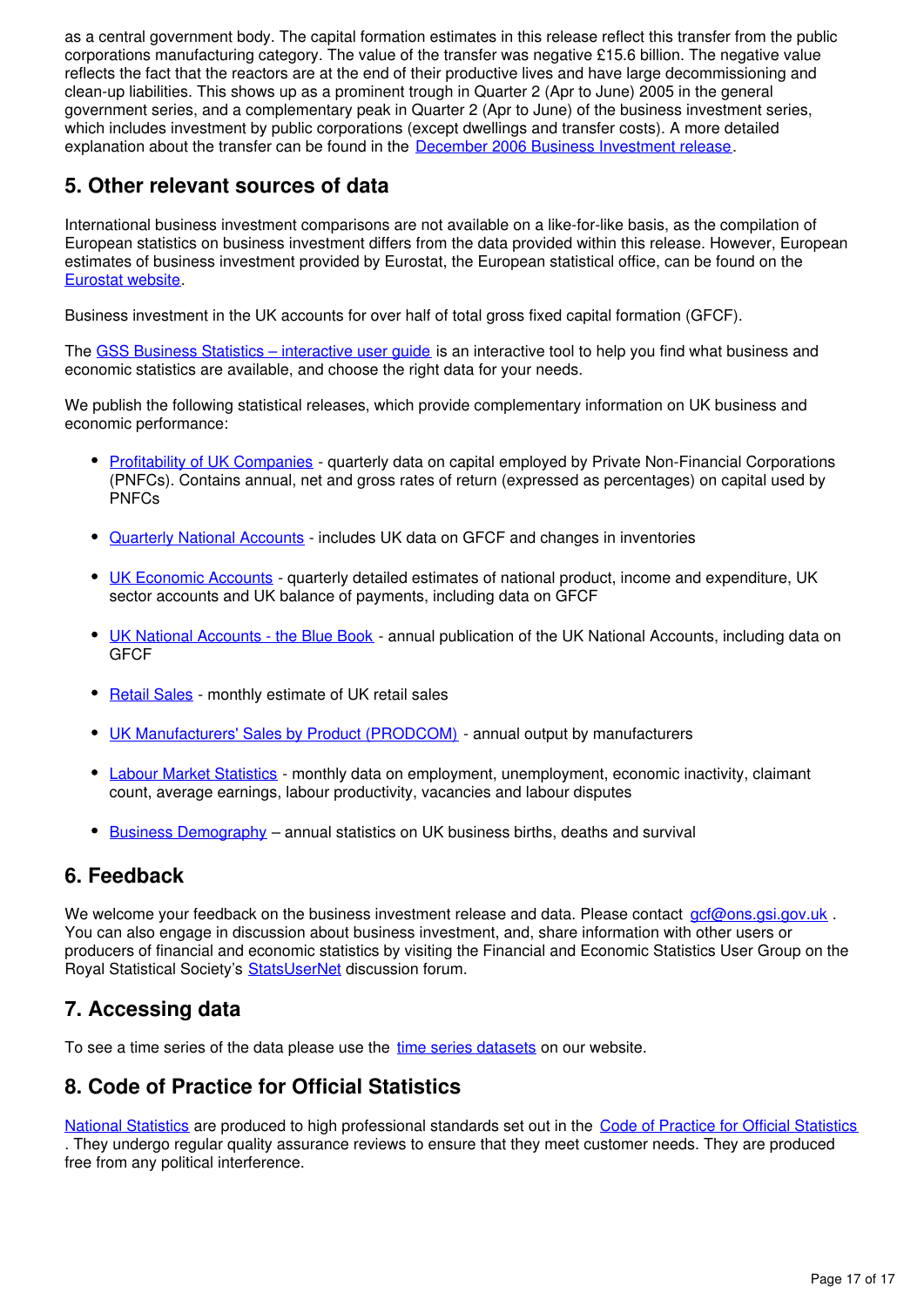as a central government body. The capital formation estimates in this release reflect this transfer from the public corporations manufacturing category. The value of the transfer was negative £15.6 billion. The negative value reflects the fact that the reactors are at the end of their productive lives and have large decommissioning and clean-up liabilities. This shows up as a prominent trough in Quarter 2 (Apr to June) 2005 in the general government series, and a complementary peak in Quarter 2 (Apr to June) of the business investment series, which includes investment by public corporations (except dwellings and transfer costs). A more detailed explanation about the transfer can be found in the December 2006 Business Investment release.

## 5. Other relevant sources of data

International business investment comparisons are not available on a like-for-like basis, as the compilation of European statistics on business investment differs from the data provided within this release. However, European estimates of business investment provided by Eurostat, the European statistical office, can be found on the Eurostat website.

Business investment in the UK accounts for over half of total gross fixed capital formation (GFCF).

The GSS Business Statistics – interactive user guide is an interactive tool to help you find what business and economic statistics are available, and choose the right data for your needs.

We publish the following statistical releases, which provide complementary information on UK business and economic performance:

- Profitability of UK Companies - quarterly data on capital employed by Private Non-Financial Corporations (PNFCs). Contains annual, net and gross rates of return (expressed as percentages) on capital used by PNFCs
- Quarterly National Accounts - includes UK data on GFCF and changes in inventories
- UK Economic Accounts - quarterly detailed estimates of national product, income and expenditure, UK sector accounts and UK balance of payments, including data on GFCF
- UK National Accounts - the Blue Book - annual publication of the UK National Accounts, including data on GFCF
- Retail Sales - monthly estimate of UK retail sales
- UK Manufacturers' Sales by Product (PRODCOM) - annual output by manufacturers
- Labour Market Statistics - monthly data on employment, unemployment, economic inactivity, claimant count, average earnings, labour productivity, vacancies and labour disputes
- Business Demography – annual statistics on UK business births, deaths and survival

## 6. Feedback

We welcome your feedback on the business investment release and data. Please contact gcf@ons.gsi.gov.uk . You can also engage in discussion about business investment, and, share information with other users or producers of financial and economic statistics by visiting the Financial and Economic Statistics User Group on the Royal Statistical Society's StatsUserNet discussion forum.

## 7. Accessing data

To see a time series of the data please use the time series datasets on our website.

## 8. Code of Practice for Official Statistics

National Statistics are produced to high professional standards set out in the Code of Practice for Official Statistics . They undergo regular quality assurance reviews to ensure that they meet customer needs. They are produced free from any political interference.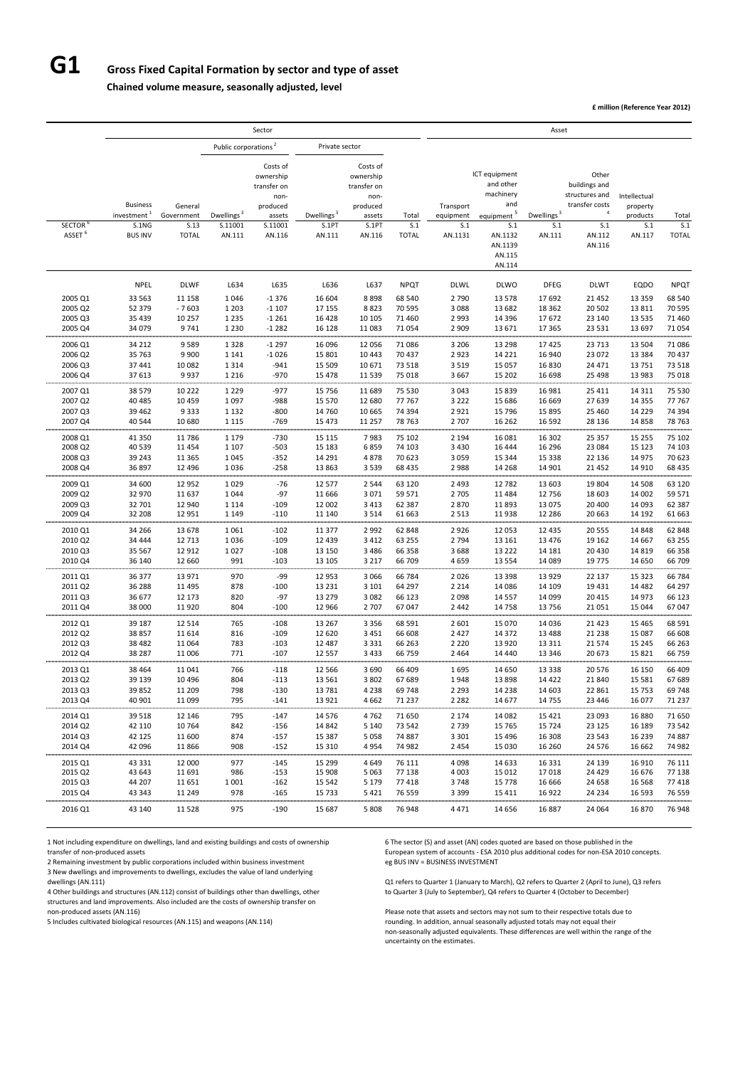# G1 Gross Fixed Capital Formation by sector and type of asset

**Chained volume measure, seasonally adjusted, level**

**£ million (Reference Year 2012)**

| | Sector | | | | | | | Asset | | | | | |
|---|---|---|---|---|---|---|---|---|---|---|---|---|---|
| | | | Public corporations [2] | | Private sector | | | | | | | | |
| | Business investment [1] | General Government | Dwellings [3] | Costs of ownership transfer on non-produced assets | Dwellings [3] | Costs of ownership transfer on non-produced assets | Total | Transport equipment | ICT equipment and other machinery and equipment [5] | Dwellings [3] | Other buildings and structures and transfer costs [4] | Intellectual property products | Total |
| SECTOR [6] | S.1NG | S.13 | S.11001 | S.11001 | S.1PT | S.1PT | S.1 | S.1 | S.1 | S.1 | S.1 | S.1 | S.1 |
| ASSET [6] | BUS INV | TOTAL | AN.111 | AN.116 | AN.111 | AN.116 | TOTAL | AN.1131 | AN.1132 AN.1139 AN.115 AN.114 | AN.111 | AN.112 AN.116 | AN.117 | TOTAL |
| | NPEL | DLWF | L634 | L635 | L636 | L637 | NPQT | DLWL | DLWO | DFEG | DLWT | EQDO | NPQT |
| 2005 Q1 | 33 563 | 11 158 | 1 046 | -1 376 | 16 604 | 8 898 | 68 540 | 2 790 | 13 578 | 17 692 | 21 452 | 13 359 | 68 540 |
| 2005 Q2 | 52 379 | - 7 603 | 1 203 | -1 107 | 17 155 | 8 823 | 70 595 | 3 088 | 13 682 | 18 362 | 20 502 | 13 811 | 70 595 |
| 2005 Q3 | 35 439 | 10 257 | 1 235 | -1 261 | 16 428 | 10 105 | 71 460 | 2 993 | 14 396 | 17 672 | 23 140 | 13 535 | 71 460 |
| 2005 Q4 | 34 079 | 9 741 | 1 230 | -1 282 | 16 128 | 11 083 | 71 054 | 2 909 | 13 671 | 17 365 | 23 531 | 13 697 | 71 054 |
| 2006 Q1 | 34 212 | 9 589 | 1 328 | -1 297 | 16 096 | 12 056 | 71 086 | 3 206 | 13 298 | 17 425 | 23 713 | 13 504 | 71 086 |
| 2006 Q2 | 35 763 | 9 900 | 1 141 | -1 026 | 15 801 | 10 443 | 70 437 | 2 923 | 14 221 | 16 940 | 23 072 | 13 384 | 70 437 |
| 2006 Q3 | 37 441 | 10 082 | 1 314 | -941 | 15 509 | 10 671 | 73 518 | 3 519 | 15 057 | 16 830 | 24 471 | 13 751 | 73 518 |
| 2006 Q4 | 37 613 | 9 937 | 1 216 | -970 | 15 478 | 11 539 | 75 018 | 3 667 | 15 202 | 16 698 | 25 498 | 13 983 | 75 018 |
| 2007 Q1 | 38 579 | 10 222 | 1 229 | -977 | 15 756 | 11 689 | 75 530 | 3 043 | 15 839 | 16 981 | 25 411 | 14 311 | 75 530 |
| 2007 Q2 | 40 485 | 10 459 | 1 097 | -988 | 15 570 | 12 680 | 77 767 | 3 222 | 15 686 | 16 669 | 27 639 | 14 355 | 77 767 |
| 2007 Q3 | 39 462 | 9 333 | 1 132 | -800 | 14 760 | 10 665 | 74 394 | 2 921 | 15 796 | 15 895 | 25 460 | 14 229 | 74 394 |
| 2007 Q4 | 40 544 | 10 680 | 1 115 | -769 | 15 473 | 11 257 | 78 763 | 2 707 | 16 262 | 16 592 | 28 136 | 14 858 | 78 763 |
| 2008 Q1 | 41 350 | 11 786 | 1 179 | -730 | 15 115 | 7 983 | 75 102 | 2 194 | 16 081 | 16 302 | 25 357 | 15 255 | 75 102 |
| 2008 Q2 | 40 539 | 11 454 | 1 107 | -503 | 15 183 | 6 859 | 74 103 | 3 430 | 16 444 | 16 296 | 23 084 | 15 123 | 74 103 |
| 2008 Q3 | 39 243 | 11 365 | 1 045 | -352 | 14 291 | 4 878 | 70 623 | 3 059 | 15 344 | 15 338 | 22 136 | 14 975 | 70 623 |
| 2008 Q4 | 36 897 | 12 496 | 1 036 | -258 | 13 863 | 3 539 | 68 435 | 2 988 | 14 268 | 14 901 | 21 452 | 14 910 | 68 435 |
| 2009 Q1 | 34 600 | 12 952 | 1 029 | -76 | 12 577 | 2 544 | 63 120 | 2 493 | 12 782 | 13 603 | 19 804 | 14 508 | 63 120 |
| 2009 Q2 | 32 970 | 11 637 | 1 044 | -97 | 11 666 | 3 071 | 59 571 | 2 705 | 11 484 | 12 756 | 18 603 | 14 002 | 59 571 |
| 2009 Q3 | 32 701 | 12 940 | 1 114 | -109 | 12 002 | 3 413 | 62 387 | 2 870 | 11 893 | 13 075 | 20 400 | 14 093 | 62 387 |
| 2009 Q4 | 32 208 | 12 951 | 1 149 | -110 | 11 140 | 3 514 | 61 663 | 2 513 | 11 938 | 12 286 | 20 663 | 14 192 | 61 663 |
| 2010 Q1 | 34 266 | 13 678 | 1 061 | -102 | 11 377 | 2 992 | 62 848 | 2 926 | 12 053 | 12 435 | 20 555 | 14 848 | 62 848 |
| 2010 Q2 | 34 444 | 12 713 | 1 036 | -109 | 12 439 | 3 412 | 63 255 | 2 794 | 13 161 | 13 476 | 19 162 | 14 667 | 63 255 |
| 2010 Q3 | 35 567 | 12 912 | 1 027 | -108 | 13 150 | 3 486 | 66 358 | 3 688 | 13 222 | 14 181 | 20 430 | 14 819 | 66 358 |
| 2010 Q4 | 36 140 | 12 660 | 991 | -103 | 13 105 | 3 217 | 66 709 | 4 659 | 13 554 | 14 089 | 19 775 | 14 650 | 66 709 |
| 2011 Q1 | 36 377 | 13 971 | 970 | -99 | 12 953 | 3 066 | 66 784 | 2 026 | 13 398 | 13 929 | 22 137 | 15 323 | 66 784 |
| 2011 Q2 | 36 288 | 11 495 | 878 | -100 | 13 231 | 3 101 | 64 297 | 2 214 | 14 086 | 14 109 | 19 431 | 14 482 | 64 297 |
| 2011 Q3 | 36 677 | 12 173 | 820 | -97 | 13 279 | 3 082 | 66 123 | 2 098 | 14 557 | 14 099 | 20 415 | 14 973 | 66 123 |
| 2011 Q4 | 38 000 | 11 920 | 804 | -100 | 12 966 | 2 707 | 67 047 | 2 442 | 14 758 | 13 756 | 21 051 | 15 044 | 67 047 |
| 2012 Q1 | 39 187 | 12 514 | 765 | -108 | 13 267 | 3 356 | 68 591 | 2 601 | 15 070 | 14 036 | 21 423 | 15 465 | 68 591 |
| 2012 Q2 | 38 857 | 11 614 | 816 | -109 | 12 620 | 3 451 | 66 608 | 2 427 | 14 372 | 13 488 | 21 238 | 15 087 | 66 608 |
| 2012 Q3 | 38 482 | 11 064 | 783 | -103 | 12 487 | 3 331 | 66 263 | 2 220 | 13 920 | 13 311 | 21 574 | 15 245 | 66 263 |
| 2012 Q4 | 38 287 | 11 006 | 771 | -107 | 12 557 | 3 433 | 66 759 | 2 464 | 14 440 | 13 346 | 20 673 | 15 821 | 66 759 |
| 2013 Q1 | 38 464 | 11 041 | 766 | -118 | 12 566 | 3 690 | 66 409 | 1 695 | 14 650 | 13 338 | 20 576 | 16 150 | 66 409 |
| 2013 Q2 | 39 139 | 10 496 | 804 | -113 | 13 561 | 3 802 | 67 689 | 1 948 | 13 898 | 14 422 | 21 840 | 15 581 | 67 689 |
| 2013 Q3 | 39 852 | 11 209 | 798 | -130 | 13 781 | 4 238 | 69 748 | 2 293 | 14 238 | 14 603 | 22 861 | 15 753 | 69 748 |
| 2013 Q4 | 40 901 | 11 099 | 795 | -141 | 13 921 | 4 662 | 71 237 | 2 282 | 14 677 | 14 755 | 23 446 | 16 077 | 71 237 |
| 2014 Q1 | 39 518 | 12 146 | 795 | -147 | 14 576 | 4 762 | 71 650 | 2 174 | 14 082 | 15 421 | 23 093 | 16 880 | 71 650 |
| 2014 Q2 | 42 110 | 10 764 | 842 | -156 | 14 842 | 5 140 | 73 542 | 2 739 | 15 765 | 15 724 | 23 125 | 16 189 | 73 542 |
| 2014 Q3 | 42 125 | 11 600 | 874 | -157 | 15 387 | 5 058 | 74 887 | 3 301 | 15 496 | 16 308 | 23 543 | 16 239 | 74 887 |
| 2014 Q4 | 42 096 | 11 866 | 908 | -152 | 15 310 | 4 954 | 74 982 | 2 454 | 15 030 | 16 260 | 24 576 | 16 662 | 74 982 |
| 2015 Q1 | 43 331 | 12 000 | 977 | -145 | 15 299 | 4 649 | 76 111 | 4 098 | 14 633 | 16 331 | 24 139 | 16 910 | 76 111 |
| 2015 Q2 | 43 643 | 11 691 | 986 | -153 | 15 908 | 5 063 | 77 138 | 4 003 | 15 012 | 17 018 | 24 429 | 16 676 | 77 138 |
| 2015 Q3 | 44 207 | 11 651 | 1 001 | -162 | 15 542 | 5 179 | 77 418 | 3 748 | 15 778 | 16 666 | 24 658 | 16 568 | 77 418 |
| 2015 Q4 | 43 343 | 11 249 | 978 | -165 | 15 733 | 5 421 | 76 559 | 3 399 | 15 411 | 16 922 | 24 234 | 16 593 | 76 559 |
| 2016 Q1 | 43 140 | 11 528 | 975 | -190 | 15 687 | 5 808 | 76 948 | 4 471 | 14 656 | 16 887 | 24 064 | 16 870 | 76 948 |

1 Not including expenditure on dwellings, land and existing buildings and costs of ownership transfer of non-produced assets

2 Remaining investment by public corporations included within business investment

3 New dwellings and improvements to dwellings, excludes the value of land underlying dwellings (AN.111)

4 Other buildings and structures (AN.112) consist of buildings other than dwellings, other structures and land improvements. Also included are the costs of ownership transfer on non-produced assets (AN.116)

5 Includes cultivated biological resources (AN.115) and weapons (AN.114)

6 The sector (S) and asset (AN) codes quoted are based on those published in the European system of accounts - ESA 2010 plus additional codes for non-ESA 2010 concepts. eg BUS INV = BUSINESS INVESTMENT

Q1 refers to Quarter 1 (January to March), Q2 refers to Quarter 2 (April to June), Q3 refers to Quarter 3 (July to September), Q4 refers to Quarter 4 (October to December)

Please note that assets and sectors may not sum to their respective totals due to rounding. In addition, annual seasonally adjusted totals may not equal their non-seasonally adjusted equivalents. These differences are well within the range of the uncertainty on the estimates.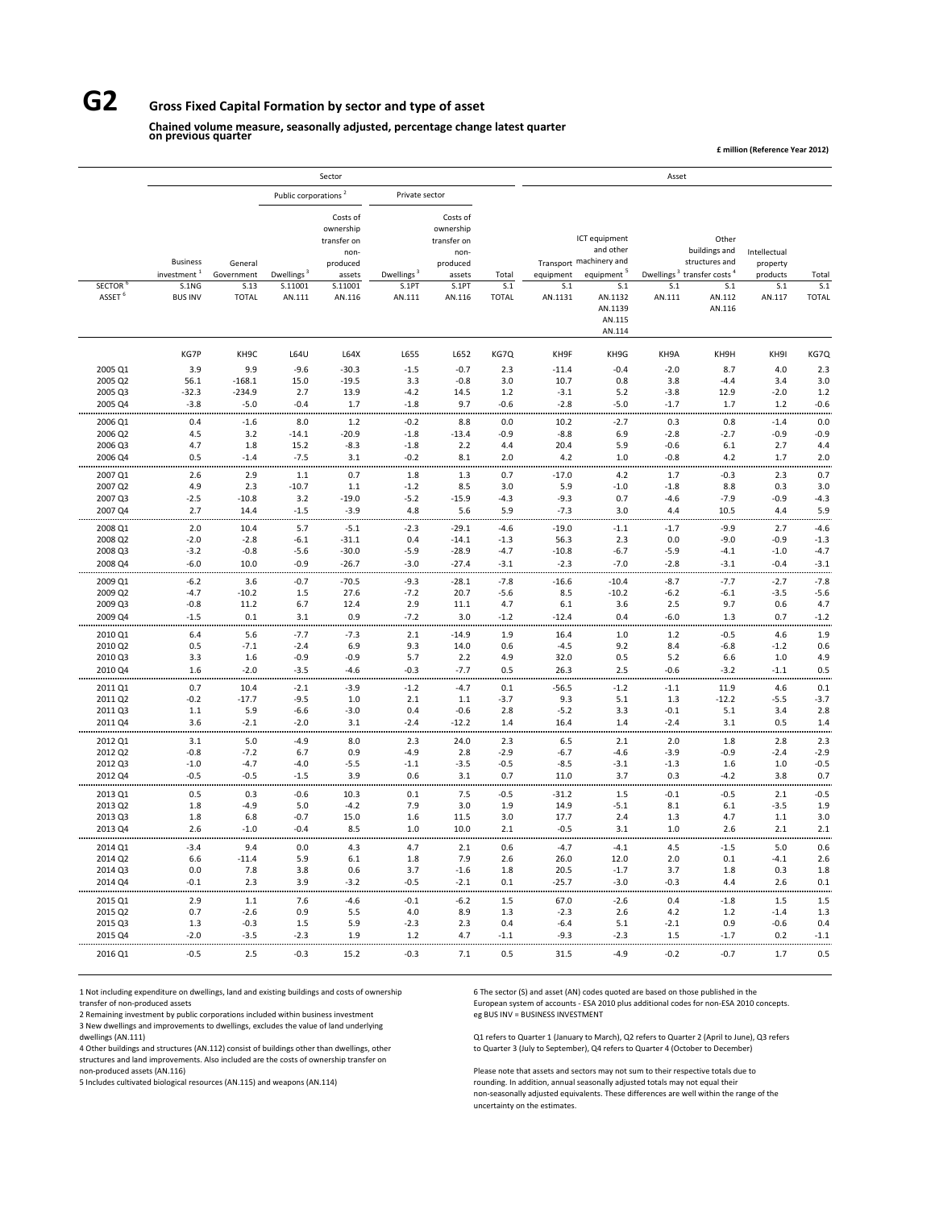# G2 Gross Fixed Capital Formation by sector and type of asset

**Chained volume measure, seasonally adjusted, percentage change latest quarter on previous quarter**

**£ million (Reference Year 2012)**

| | Sector | | | | | | | Asset | | | | | |
|---|---|---|---|---|---|---|---|---|---|---|---|---|---|
| | | | Public corporations [2] | | Private sector | | | | | | | | |
| | Business investment [1] | General Government | Dwellings [3] | Costs of ownership transfer on non-produced assets | Dwellings [3] | Costs of ownership transfer on non-produced assets | Total | Transport equipment | ICT equipment and other machinery and equipment [5] | Dwellings [3] | Other buildings and structures and transfer costs [4] | Intellectual property products | Total |
| SECTOR [6] | S.1NG | S.13 | S.11001 | S.11001 | S.1PT | S.1PT | S.1 | S.1 | S.1 | S.1 | S.1 | S.1 | S.1 |
| ASSET [6] | BUS INV | TOTAL | AN.111 | AN.116 | AN.111 | AN.116 | TOTAL | AN.1131 | AN.1132 AN.1139 AN.115 AN.114 | AN.111 | AN.112 AN.116 | AN.117 | TOTAL |
| | KG7P | KH9C | L64U | L64X | L655 | L652 | KG7Q | KH9F | KH9G | KH9A | KH9H | KH9I | KG7Q |
| 2005 Q1 | 3.9 | 9.9 | -9.6 | -30.3 | -1.5 | -0.7 | 2.3 | -11.4 | -0.4 | -2.0 | 8.7 | 4.0 | 2.3 |
| 2005 Q2 | 56.1 | -168.1 | 15.0 | -19.5 | 3.3 | -0.8 | 3.0 | 10.7 | 0.8 | 3.8 | -4.4 | 3.4 | 3.0 |
| 2005 Q3 | -32.3 | -234.9 | 2.7 | 13.9 | -4.2 | 14.5 | 1.2 | -3.1 | 5.2 | -3.8 | 12.9 | -2.0 | 1.2 |
| 2005 Q4 | -3.8 | -5.0 | -0.4 | 1.7 | -1.8 | 9.7 | -0.6 | -2.8 | -5.0 | -1.7 | 1.7 | 1.2 | -0.6 |
| 2006 Q1 | 0.4 | -1.6 | 8.0 | 1.2 | -0.2 | 8.8 | 0.0 | 10.2 | -2.7 | 0.3 | 0.8 | -1.4 | 0.0 |
| 2006 Q2 | 4.5 | 3.2 | -14.1 | -20.9 | -1.8 | -13.4 | -0.9 | -8.8 | 6.9 | -2.8 | -2.7 | -0.9 | -0.9 |
| 2006 Q3 | 4.7 | 1.8 | 15.2 | -8.3 | -1.8 | 2.2 | 4.4 | 20.4 | 5.9 | -0.6 | 6.1 | 2.7 | 4.4 |
| 2006 Q4 | 0.5 | -1.4 | -7.5 | 3.1 | -0.2 | 8.1 | 2.0 | 4.2 | 1.0 | -0.8 | 4.2 | 1.7 | 2.0 |
| 2007 Q1 | 2.6 | 2.9 | 1.1 | 0.7 | 1.8 | 1.3 | 0.7 | -17.0 | 4.2 | 1.7 | -0.3 | 2.3 | 0.7 |
| 2007 Q2 | 4.9 | 2.3 | -10.7 | 1.1 | -1.2 | 8.5 | 3.0 | 5.9 | -1.0 | -1.8 | 8.8 | 0.3 | 3.0 |
| 2007 Q3 | -2.5 | -10.8 | 3.2 | -19.0 | -5.2 | -15.9 | -4.3 | -9.3 | 0.7 | -4.6 | -7.9 | -0.9 | -4.3 |
| 2007 Q4 | 2.7 | 14.4 | -1.5 | -3.9 | 4.8 | 5.6 | 5.9 | -7.3 | 3.0 | 4.4 | 10.5 | 4.4 | 5.9 |
| 2008 Q1 | 2.0 | 10.4 | 5.7 | -5.1 | -2.3 | -29.1 | -4.6 | -19.0 | -1.1 | -1.7 | -9.9 | 2.7 | -4.6 |
| 2008 Q2 | -2.0 | -2.8 | -6.1 | -31.1 | 0.4 | -14.1 | -1.3 | 56.3 | 2.3 | 0.0 | -9.0 | -0.9 | -1.3 |
| 2008 Q3 | -3.2 | -0.8 | -5.6 | -30.0 | -5.9 | -28.9 | -4.7 | -10.8 | -6.7 | -5.9 | -4.1 | -1.0 | -4.7 |
| 2008 Q4 | -6.0 | 10.0 | -0.9 | -26.7 | -3.0 | -27.4 | -3.1 | -2.3 | -7.0 | -2.8 | -3.1 | -0.4 | -3.1 |
| 2009 Q1 | -6.2 | 3.6 | -0.7 | -70.5 | -9.3 | -28.1 | -7.8 | -16.6 | -10.4 | -8.7 | -7.7 | -2.7 | -7.8 |
| 2009 Q2 | -4.7 | -10.2 | 1.5 | 27.6 | -7.2 | 20.7 | -5.6 | 8.5 | -10.2 | -6.2 | -6.1 | -3.5 | -5.6 |
| 2009 Q3 | -0.8 | 11.2 | 6.7 | 12.4 | 2.9 | 11.1 | 4.7 | 6.1 | 3.6 | 2.5 | 9.7 | 0.6 | 4.7 |
| 2009 Q4 | -1.5 | 0.1 | 3.1 | 0.9 | -7.2 | 3.0 | -1.2 | -12.4 | 0.4 | -6.0 | 1.3 | 0.7 | -1.2 |
| 2010 Q1 | 6.4 | 5.6 | -7.7 | -7.3 | 2.1 | -14.9 | 1.9 | 16.4 | 1.0 | 1.2 | -0.5 | 4.6 | 1.9 |
| 2010 Q2 | 0.5 | -7.1 | -2.4 | 6.9 | 9.3 | 14.0 | 0.6 | -4.5 | 9.2 | 8.4 | -6.8 | -1.2 | 0.6 |
| 2010 Q3 | 3.3 | 1.6 | -0.9 | -0.9 | 5.7 | 2.2 | 4.9 | 32.0 | 0.5 | 5.2 | 6.6 | 1.0 | 4.9 |
| 2010 Q4 | 1.6 | -2.0 | -3.5 | -4.6 | -0.3 | -7.7 | 0.5 | 26.3 | 2.5 | -0.6 | -3.2 | -1.1 | 0.5 |
| 2011 Q1 | 0.7 | 10.4 | -2.1 | -3.9 | -1.2 | -4.7 | 0.1 | -56.5 | -1.2 | -1.1 | 11.9 | 4.6 | 0.1 |
| 2011 Q2 | -0.2 | -17.7 | -9.5 | 1.0 | 2.1 | 1.1 | -3.7 | 9.3 | 5.1 | 1.3 | -12.2 | -5.5 | -3.7 |
| 2011 Q3 | 1.1 | 5.9 | -6.6 | -3.0 | 0.4 | -0.6 | 2.8 | -5.2 | 3.3 | -0.1 | 5.1 | 3.4 | 2.8 |
| 2011 Q4 | 3.6 | -2.1 | -2.0 | 3.1 | -2.4 | -12.2 | 1.4 | 16.4 | 1.4 | -2.4 | 3.1 | 0.5 | 1.4 |
| 2012 Q1 | 3.1 | 5.0 | -4.9 | 8.0 | 2.3 | 24.0 | 2.3 | 6.5 | 2.1 | 2.0 | 1.8 | 2.8 | 2.3 |
| 2012 Q2 | -0.8 | -7.2 | 6.7 | 0.9 | -4.9 | 2.8 | -2.9 | -6.7 | -4.6 | -3.9 | -0.9 | -2.4 | -2.9 |
| 2012 Q3 | -1.0 | -4.7 | -4.0 | -5.5 | -1.1 | -3.5 | -0.5 | -8.5 | -3.1 | -1.3 | 1.6 | 1.0 | -0.5 |
| 2012 Q4 | -0.5 | -0.5 | -1.5 | 3.9 | 0.6 | 3.1 | 0.7 | 11.0 | 3.7 | 0.3 | -4.2 | 3.8 | 0.7 |
| 2013 Q1 | 0.5 | 0.3 | -0.6 | 10.3 | 0.1 | 7.5 | -0.5 | -31.2 | 1.5 | -0.1 | -0.5 | 2.1 | -0.5 |
| 2013 Q2 | 1.8 | -4.9 | 5.0 | -4.2 | 7.9 | 3.0 | 1.9 | 14.9 | -5.1 | 8.1 | 6.1 | -3.5 | 1.9 |
| 2013 Q3 | 1.8 | 6.8 | -0.7 | 15.0 | 1.6 | 11.5 | 3.0 | 17.7 | 2.4 | 1.3 | 4.7 | 1.1 | 3.0 |
| 2013 Q4 | 2.6 | -1.0 | -0.4 | 8.5 | 1.0 | 10.0 | 2.1 | -0.5 | 3.1 | 1.0 | 2.6 | 2.1 | 2.1 |
| 2014 Q1 | -3.4 | 9.4 | 0.0 | 4.3 | 4.7 | 2.1 | 0.6 | -4.7 | -4.1 | 4.5 | -1.5 | 5.0 | 0.6 |
| 2014 Q2 | 6.6 | -11.4 | 5.9 | 6.1 | 1.8 | 7.9 | 2.6 | 26.0 | 12.0 | 2.0 | 0.1 | -4.1 | 2.6 |
| 2014 Q3 | 0.0 | 7.8 | 3.8 | 0.6 | 3.7 | -1.6 | 1.8 | 20.5 | -1.7 | 3.7 | 1.8 | 0.3 | 1.8 |
| 2014 Q4 | -0.1 | 2.3 | 3.9 | -3.2 | -0.5 | -2.1 | 0.1 | -25.7 | -3.0 | -0.3 | 4.4 | 2.6 | 0.1 |
| 2015 Q1 | 2.9 | 1.1 | 7.6 | -4.6 | -0.1 | -6.2 | 1.5 | 67.0 | -2.6 | 0.4 | -1.8 | 1.5 | 1.5 |
| 2015 Q2 | 0.7 | -2.6 | 0.9 | 5.5 | 4.0 | 8.9 | 1.3 | -2.3 | 2.6 | 4.2 | 1.2 | -1.4 | 1.3 |
| 2015 Q3 | 1.3 | -0.3 | 1.5 | 5.9 | -2.3 | 2.3 | 0.4 | -6.4 | 5.1 | -2.1 | 0.9 | -0.6 | 0.4 |
| 2015 Q4 | -2.0 | -3.5 | -2.3 | 1.9 | 1.2 | 4.7 | -1.1 | -9.3 | -2.3 | 1.5 | -1.7 | 0.2 | -1.1 |
| 2016 Q1 | -0.5 | 2.5 | -0.3 | 15.2 | -0.3 | 7.1 | 0.5 | 31.5 | -4.9 | -0.2 | -0.7 | 1.7 | 0.5 |

1 Not including expenditure on dwellings, land and existing buildings and costs of ownership transfer of non-produced assets

2 Remaining investment by public corporations included within business investment

3 New dwellings and improvements to dwellings, excludes the value of land underlying dwellings (AN.111)

4 Other buildings and structures (AN.112) consist of buildings other than dwellings, other structures and land improvements. Also included are the costs of ownership transfer on non-produced assets (AN.116)

5 Includes cultivated biological resources (AN.115) and weapons (AN.114)

6 The sector (S) and asset (AN) codes quoted are based on those published in the European system of accounts - ESA 2010 plus additional codes for non-ESA 2010 concepts. eg BUS INV = BUSINESS INVESTMENT

Q1 refers to Quarter 1 (January to March), Q2 refers to Quarter 2 (April to June), Q3 refers to Quarter 3 (July to September), Q4 refers to Quarter 4 (October to December)

Please note that assets and sectors may not sum to their respective totals due to rounding. In addition, annual seasonally adjusted totals may not equal their non-seasonally adjusted equivalents. These differences are well within the range of the uncertainty on the estimates.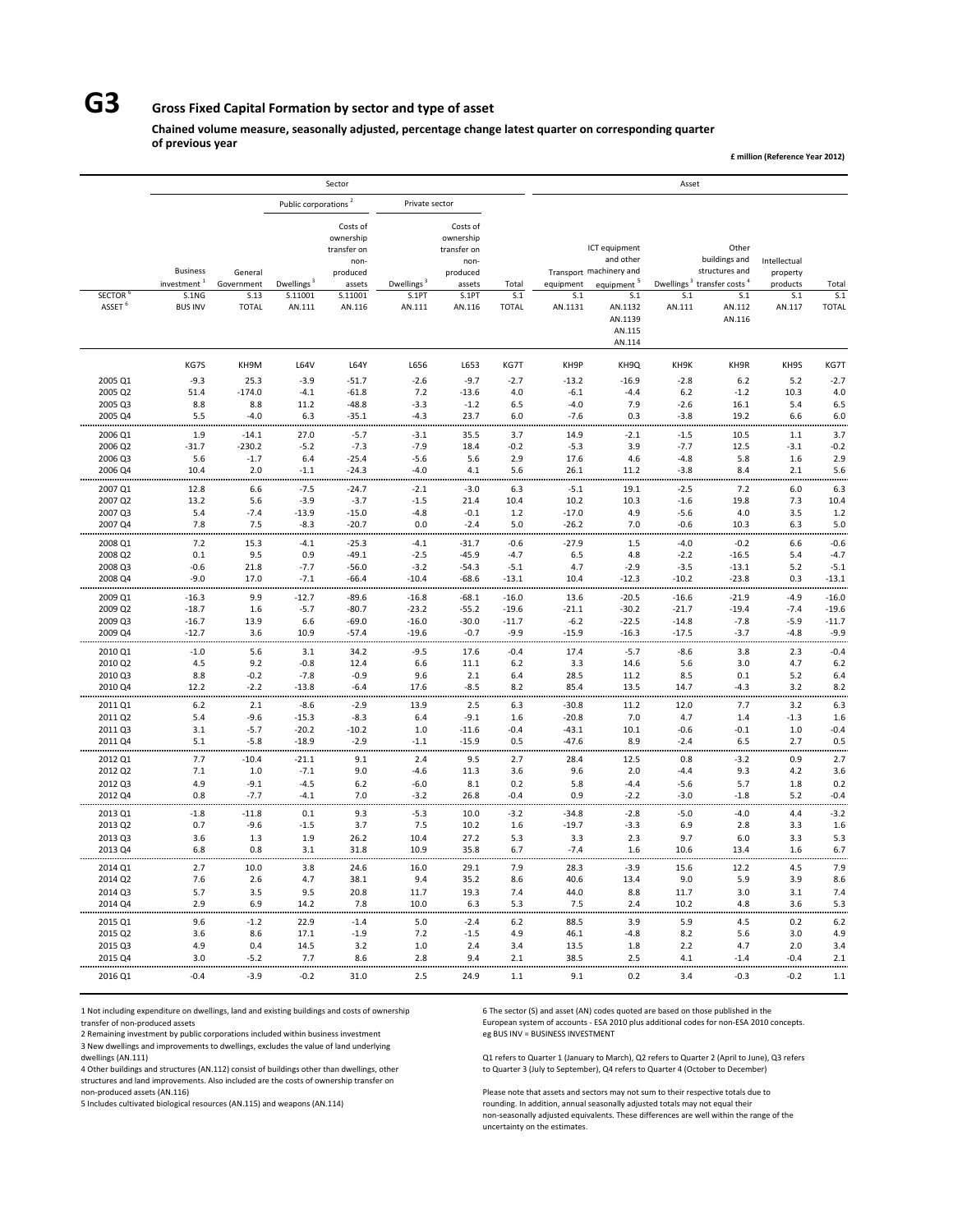# G3 Gross Fixed Capital Formation by sector and type of asset

**Chained volume measure, seasonally adjusted, percentage change latest quarter on corresponding quarter of previous year**

**£ million (Reference Year 2012)**

| | Sector | | | | | | | Asset | | | | | |
|---|---|---|---|---|---|---|---|---|---|---|---|---|---|
| | | | Public corporations [2] | | Private sector | | | | | | | | |
| | Business investment [1] | General Government | Dwellings [3] | Costs of ownership transfer on non-produced assets | Dwellings [3] | Costs of ownership transfer on non-produced assets | Total | Transport equipment | ICT equipment and other machinery and equipment [5] | Dwellings [3] | Other buildings and structures and transfer costs [4] | Intellectual property products | Total |
| SECTOR [6] | S.1NG | S.13 | S.11001 | S.11001 | S.1PT | S.1PT | S.1 | S.1 | S.1 | S.1 | S.1 | S.1 | S.1 |
| ASSET [6] | BUS INV | TOTAL | AN.111 | AN.116 | AN.111 | AN.116 | TOTAL | AN.1131 | AN.1132 AN.1139 AN.115 AN.114 | AN.111 | AN.112 AN.116 | AN.117 | TOTAL |
| | KG7S | KH9M | L64V | L64Y | L656 | L653 | KG7T | KH9P | KH9Q | KH9K | KH9R | KH9S | KG7T |
| 2005 Q1 | -9.3 | 25.3 | -3.9 | -51.7 | -2.6 | -9.7 | -2.7 | -13.2 | -16.9 | -2.8 | 6.2 | 5.2 | -2.7 |
| 2005 Q2 | 51.4 | -174.0 | -4.1 | -61.8 | 7.2 | -13.6 | 4.0 | -6.1 | -4.4 | 6.2 | -1.2 | 10.3 | 4.0 |
| 2005 Q3 | 8.8 | 8.8 | 11.2 | -48.8 | -3.3 | -1.2 | 6.5 | -4.0 | 7.9 | -2.6 | 16.1 | 5.4 | 6.5 |
| 2005 Q4 | 5.5 | -4.0 | 6.3 | -35.1 | -4.3 | 23.7 | 6.0 | -7.6 | 0.3 | -3.8 | 19.2 | 6.6 | 6.0 |
| 2006 Q1 | 1.9 | -14.1 | 27.0 | -5.7 | -3.1 | 35.5 | 3.7 | 14.9 | -2.1 | -1.5 | 10.5 | 1.1 | 3.7 |
| 2006 Q2 | -31.7 | -230.2 | -5.2 | -7.3 | -7.9 | 18.4 | -0.2 | -5.3 | 3.9 | -7.7 | 12.5 | -3.1 | -0.2 |
| 2006 Q3 | 5.6 | -1.7 | 6.4 | -25.4 | -5.6 | 5.6 | 2.9 | 17.6 | 4.6 | -4.8 | 5.8 | 1.6 | 2.9 |
| 2006 Q4 | 10.4 | 2.0 | -1.1 | -24.3 | -4.0 | 4.1 | 5.6 | 26.1 | 11.2 | -3.8 | 8.4 | 2.1 | 5.6 |
| 2007 Q1 | 12.8 | 6.6 | -7.5 | -24.7 | -2.1 | -3.0 | 6.3 | -5.1 | 19.1 | -2.5 | 7.2 | 6.0 | 6.3 |
| 2007 Q2 | 13.2 | 5.6 | -3.9 | -3.7 | -1.5 | 21.4 | 10.4 | 10.2 | 10.3 | -1.6 | 19.8 | 7.3 | 10.4 |
| 2007 Q3 | 5.4 | -7.4 | -13.9 | -15.0 | -4.8 | -0.1 | 1.2 | -17.0 | 4.9 | -5.6 | 4.0 | 3.5 | 1.2 |
| 2007 Q4 | 7.8 | 7.5 | -8.3 | -20.7 | 0.0 | -2.4 | 5.0 | -26.2 | 7.0 | -0.6 | 10.3 | 6.3 | 5.0 |
| 2008 Q1 | 7.2 | 15.3 | -4.1 | -25.3 | -4.1 | -31.7 | -0.6 | -27.9 | 1.5 | -4.0 | -0.2 | 6.6 | -0.6 |
| 2008 Q2 | 0.1 | 9.5 | 0.9 | -49.1 | -2.5 | -45.9 | -4.7 | 6.5 | 4.8 | -2.2 | -16.5 | 5.4 | -4.7 |
| 2008 Q3 | -0.6 | 21.8 | -7.7 | -56.0 | -3.2 | -54.3 | -5.1 | 4.7 | -2.9 | -3.5 | -13.1 | 5.2 | -5.1 |
| 2008 Q4 | -9.0 | 17.0 | -7.1 | -66.4 | -10.4 | -68.6 | -13.1 | 10.4 | -12.3 | -10.2 | -23.8 | 0.3 | -13.1 |
| 2009 Q1 | -16.3 | 9.9 | -12.7 | -89.6 | -16.8 | -68.1 | -16.0 | 13.6 | -20.5 | -16.6 | -21.9 | -4.9 | -16.0 |
| 2009 Q2 | -18.7 | 1.6 | -5.7 | -80.7 | -23.2 | -55.2 | -19.6 | -21.1 | -30.2 | -21.7 | -19.4 | -7.4 | -19.6 |
| 2009 Q3 | -16.7 | 13.9 | 6.6 | -69.0 | -16.0 | -30.0 | -11.7 | -6.2 | -22.5 | -14.8 | -7.8 | -5.9 | -11.7 |
| 2009 Q4 | -12.7 | 3.6 | 10.9 | -57.4 | -19.6 | -0.7 | -9.9 | -15.9 | -16.3 | -17.5 | -3.7 | -4.8 | -9.9 |
| 2010 Q1 | -1.0 | 5.6 | 3.1 | 34.2 | -9.5 | 17.6 | -0.4 | 17.4 | -5.7 | -8.6 | 3.8 | 2.3 | -0.4 |
| 2010 Q2 | 4.5 | 9.2 | -0.8 | 12.4 | 6.6 | 11.1 | 6.2 | 3.3 | 14.6 | 5.6 | 3.0 | 4.7 | 6.2 |
| 2010 Q3 | 8.8 | -0.2 | -7.8 | -0.9 | 9.6 | 2.1 | 6.4 | 28.5 | 11.2 | 8.5 | 0.1 | 5.2 | 6.4 |
| 2010 Q4 | 12.2 | -2.2 | -13.8 | -6.4 | 17.6 | -8.5 | 8.2 | 85.4 | 13.5 | 14.7 | -4.3 | 3.2 | 8.2 |
| 2011 Q1 | 6.2 | 2.1 | -8.6 | -2.9 | 13.9 | 2.5 | 6.3 | -30.8 | 11.2 | 12.0 | 7.7 | 3.2 | 6.3 |
| 2011 Q2 | 5.4 | -9.6 | -15.3 | -8.3 | 6.4 | -9.1 | 1.6 | -20.8 | 7.0 | 4.7 | 1.4 | -1.3 | 1.6 |
| 2011 Q3 | 3.1 | -5.7 | -20.2 | -10.2 | 1.0 | -11.6 | -0.4 | -43.1 | 10.1 | -0.6 | -0.1 | 1.0 | -0.4 |
| 2011 Q4 | 5.1 | -5.8 | -18.9 | -2.9 | -1.1 | -15.9 | 0.5 | -47.6 | 8.9 | -2.4 | 6.5 | 2.7 | 0.5 |
| 2012 Q1 | 7.7 | -10.4 | -21.1 | 9.1 | 2.4 | 9.5 | 2.7 | 28.4 | 12.5 | 0.8 | -3.2 | 0.9 | 2.7 |
| 2012 Q2 | 7.1 | 1.0 | -7.1 | 9.0 | -4.6 | 11.3 | 3.6 | 9.6 | 2.0 | -4.4 | 9.3 | 4.2 | 3.6 |
| 2012 Q3 | 4.9 | -9.1 | -4.5 | 6.2 | -6.0 | 8.1 | 0.2 | 5.8 | -4.4 | -5.6 | 5.7 | 1.8 | 0.2 |
| 2012 Q4 | 0.8 | -7.7 | -4.1 | 7.0 | -3.2 | 26.8 | -0.4 | 0.9 | -2.2 | -3.0 | -1.8 | 5.2 | -0.4 |
| 2013 Q1 | -1.8 | -11.8 | 0.1 | 9.3 | -5.3 | 10.0 | -3.2 | -34.8 | -2.8 | -5.0 | -4.0 | 4.4 | -3.2 |
| 2013 Q2 | 0.7 | -9.6 | -1.5 | 3.7 | 7.5 | 10.2 | 1.6 | -19.7 | -3.3 | 6.9 | 2.8 | 3.3 | 1.6 |
| 2013 Q3 | 3.6 | 1.3 | 1.9 | 26.2 | 10.4 | 27.2 | 5.3 | 3.3 | 2.3 | 9.7 | 6.0 | 3.3 | 5.3 |
| 2013 Q4 | 6.8 | 0.8 | 3.1 | 31.8 | 10.9 | 35.8 | 6.7 | -7.4 | 1.6 | 10.6 | 13.4 | 1.6 | 6.7 |
| 2014 Q1 | 2.7 | 10.0 | 3.8 | 24.6 | 16.0 | 29.1 | 7.9 | 28.3 | -3.9 | 15.6 | 12.2 | 4.5 | 7.9 |
| 2014 Q2 | 7.6 | 2.6 | 4.7 | 38.1 | 9.4 | 35.2 | 8.6 | 40.6 | 13.4 | 9.0 | 5.9 | 3.9 | 8.6 |
| 2014 Q3 | 5.7 | 3.5 | 9.5 | 20.8 | 11.7 | 19.3 | 7.4 | 44.0 | 8.8 | 11.7 | 3.0 | 3.1 | 7.4 |
| 2014 Q4 | 2.9 | 6.9 | 14.2 | 7.8 | 10.0 | 6.3 | 5.3 | 7.5 | 2.4 | 10.2 | 4.8 | 3.6 | 5.3 |
| 2015 Q1 | 9.6 | -1.2 | 22.9 | -1.4 | 5.0 | -2.4 | 6.2 | 88.5 | 3.9 | 5.9 | 4.5 | 0.2 | 6.2 |
| 2015 Q2 | 3.6 | 8.6 | 17.1 | -1.9 | 7.2 | -1.5 | 4.9 | 46.1 | -4.8 | 8.2 | 5.6 | 3.0 | 4.9 |
| 2015 Q3 | 4.9 | 0.4 | 14.5 | 3.2 | 1.0 | 2.4 | 3.4 | 13.5 | 1.8 | 2.2 | 4.7 | 2.0 | 3.4 |
| 2015 Q4 | 3.0 | -5.2 | 7.7 | 8.6 | 2.8 | 9.4 | 2.1 | 38.5 | 2.5 | 4.1 | -1.4 | -0.4 | 2.1 |
| 2016 Q1 | -0.4 | -3.9 | -0.2 | 31.0 | 2.5 | 24.9 | 1.1 | 9.1 | 0.2 | 3.4 | -0.3 | -0.2 | 1.1 |

1 Not including expenditure on dwellings, land and existing buildings and costs of ownership transfer of non-produced assets

2 Remaining investment by public corporations included within business investment

3 New dwellings and improvements to dwellings, excludes the value of land underlying dwellings (AN.111)

4 Other buildings and structures (AN.112) consist of buildings other than dwellings, other structures and land improvements. Also included are the costs of ownership transfer on non-produced assets (AN.116)

5 Includes cultivated biological resources (AN.115) and weapons (AN.114)

6 The sector (S) and asset (AN) codes quoted are based on those published in the European system of accounts - ESA 2010 plus additional codes for non-ESA 2010 concepts. eg BUS INV = BUSINESS INVESTMENT

Q1 refers to Quarter 1 (January to March), Q2 refers to Quarter 2 (April to June), Q3 refers to Quarter 3 (July to September), Q4 refers to Quarter 4 (October to December)

Please note that assets and sectors may not sum to their respective totals due to rounding. In addition, annual seasonally adjusted totals may not equal their non-seasonally adjusted equivalents. These differences are well within the range of the uncertainty on the estimates.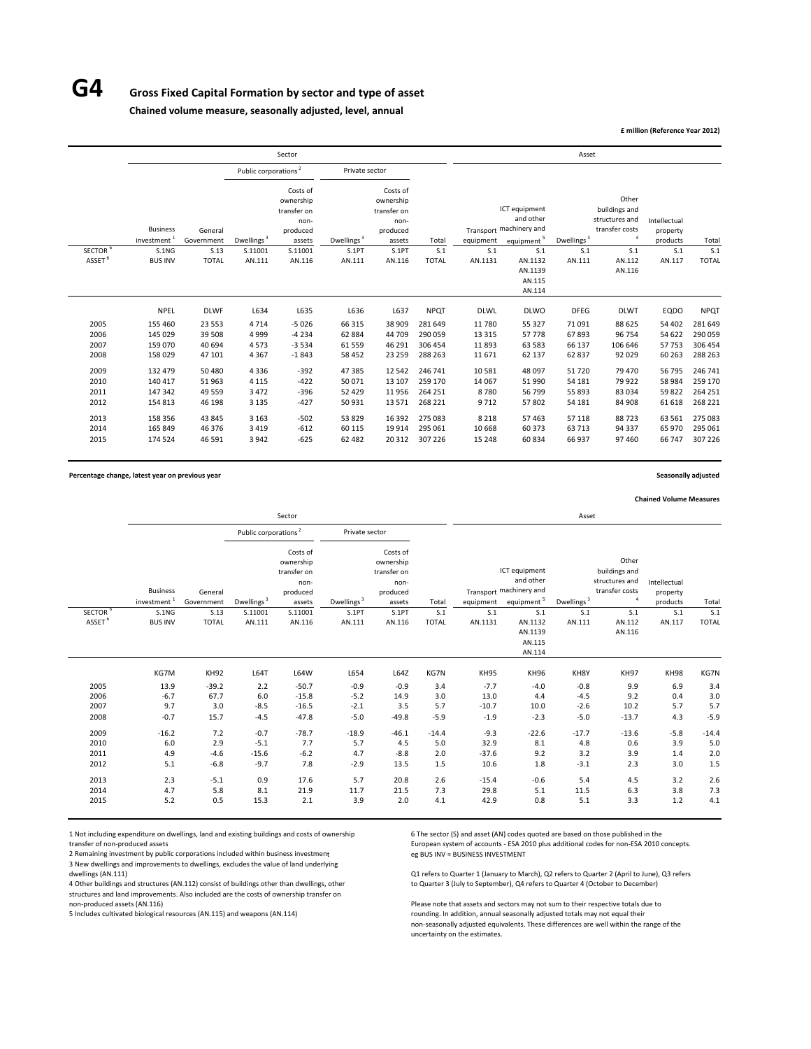# G4 Gross Fixed Capital Formation by sector and type of asset

**Chained volume measure, seasonally adjusted, level, annual**

**£ million (Reference Year 2012)**

| | Sector | | | | | | | Asset | | | | | |
|---|---|---|---|---|---|---|---|---|---|---|---|---|---|
| | | | Public corporations [2] | | Private sector | | | | | | | | |
| | Business investment [1] | General Government | Dwellings [3] | Costs of ownership transfer on non-produced assets | Dwellings [3] | Costs of ownership transfer on non-produced assets | Total | Transport equipment | ICT equipment and other machinery and equipment [5] | Dwellings [3] | Other buildings and structures and transfer costs [4] | Intellectual property products | Total |
| SECTOR [6] | S.1NG | S.13 | S.11001 | S.11001 | S.1PT | S.1PT | S.1 | S.1 | S.1 | S.1 | S.1 | S.1 | S.1 |
| ASSET [6] | BUS INV | TOTAL | AN.111 | AN.116 | AN.111 | AN.116 | TOTAL | AN.1131 | AN.1132 AN.1139 AN.115 AN.114 | AN.111 | AN.112 AN.116 | AN.117 | TOTAL |
| | NPEL | DLWF | L634 | L635 | L636 | L637 | NPQT | DLWL | DLWO | DFEG | DLWT | EQDO | NPQT |
| 2005 | 155 460 | 23 553 | 4 714 | -5 026 | 66 315 | 38 909 | 281 649 | 11 780 | 55 327 | 71 091 | 88 625 | 54 402 | 281 649 |
| 2006 | 145 029 | 39 508 | 4 999 | -4 234 | 62 884 | 44 709 | 290 059 | 13 315 | 57 778 | 67 893 | 96 754 | 54 622 | 290 059 |
| 2007 | 159 070 | 40 694 | 4 573 | -3 534 | 61 559 | 46 291 | 306 454 | 11 893 | 63 583 | 66 137 | 106 646 | 57 753 | 306 454 |
| 2008 | 158 029 | 47 101 | 4 367 | -1 843 | 58 452 | 23 259 | 288 263 | 11 671 | 62 137 | 62 837 | 92 029 | 60 263 | 288 263 |
| 2009 | 132 479 | 50 480 | 4 336 | -392 | 47 385 | 12 542 | 246 741 | 10 581 | 48 097 | 51 720 | 79 470 | 56 795 | 246 741 |
| 2010 | 140 417 | 51 963 | 4 115 | -422 | 50 071 | 13 107 | 259 170 | 14 067 | 51 990 | 54 181 | 79 922 | 58 984 | 259 170 |
| 2011 | 147 342 | 49 559 | 3 472 | -396 | 52 429 | 11 956 | 264 251 | 8 780 | 56 799 | 55 893 | 83 034 | 59 822 | 264 251 |
| 2012 | 154 813 | 46 198 | 3 135 | -427 | 50 931 | 13 571 | 268 221 | 9 712 | 57 802 | 54 181 | 84 908 | 61 618 | 268 221 |
| 2013 | 158 356 | 43 845 | 3 163 | -502 | 53 829 | 16 392 | 275 083 | 8 218 | 57 463 | 57 118 | 88 723 | 63 561 | 275 083 |
| 2014 | 165 849 | 46 376 | 3 419 | -612 | 60 115 | 19 914 | 295 061 | 10 668 | 60 373 | 63 713 | 94 337 | 65 970 | 295 061 |
| 2015 | 174 524 | 46 591 | 3 942 | -625 | 62 482 | 20 312 | 307 226 | 15 248 | 60 834 | 66 937 | 97 460 | 66 747 | 307 226 |

**Percentage change, latest year on previous year** **Seasonally adjusted**

**Chained Volume Measures**

| | Sector | | | | | | | Asset | | | | | |
|---|---|---|---|---|---|---|---|---|---|---|---|---|---|
| | | | Public corporations [2] | | Private sector | | | | | | | | |
| | Business investment [1] | General Government | Dwellings [3] | Costs of ownership transfer on non-produced assets | Dwellings [3] | Costs of ownership transfer on non-produced assets | Total | Transport equipment | ICT equipment and other machinery and equipment [5] | Dwellings [3] | Other buildings and structures and transfer costs [4] | Intellectual property products | Total |
| SECTOR [6] | S.1NG | S.13 | S.11001 | S.11001 | S.1PT | S.1PT | S.1 | S.1 | S.1 | S.1 | S.1 | S.1 | S.1 |
| ASSET [6] | BUS INV | TOTAL | AN.111 | AN.116 | AN.111 | AN.116 | TOTAL | AN.1131 | AN.1132 AN.1139 AN.115 AN.114 | AN.111 | AN.112 AN.116 | AN.117 | TOTAL |
| | KG7M | KH92 | L64T | L64W | L654 | L64Z | KG7N | KH95 | KH96 | KH8Y | KH97 | KH98 | KG7N |
| 2005 | 13.9 | -39.2 | 2.2 | -50.7 | -0.9 | -0.9 | 3.4 | -7.7 | -4.0 | -0.8 | 9.9 | 6.9 | 3.4 |
| 2006 | -6.7 | 67.7 | 6.0 | -15.8 | -5.2 | 14.9 | 3.0 | 13.0 | 4.4 | -4.5 | 9.2 | 0.4 | 3.0 |
| 2007 | 9.7 | 3.0 | -8.5 | -16.5 | -2.1 | 3.5 | 5.7 | -10.7 | 10.0 | -2.6 | 10.2 | 5.7 | 5.7 |
| 2008 | -0.7 | 15.7 | -4.5 | -47.8 | -5.0 | -49.8 | -5.9 | -1.9 | -2.3 | -5.0 | -13.7 | 4.3 | -5.9 |
| 2009 | -16.2 | 7.2 | -0.7 | -78.7 | -18.9 | -46.1 | -14.4 | -9.3 | -22.6 | -17.7 | -13.6 | -5.8 | -14.4 |
| 2010 | 6.0 | 2.9 | -5.1 | 7.7 | 5.7 | 4.5 | 5.0 | 32.9 | 8.1 | 4.8 | 0.6 | 3.9 | 5.0 |
| 2011 | 4.9 | -4.6 | -15.6 | -6.2 | 4.7 | -8.8 | 2.0 | -37.6 | 9.2 | 3.2 | 3.9 | 1.4 | 2.0 |
| 2012 | 5.1 | -6.8 | -9.7 | 7.8 | -2.9 | 13.5 | 1.5 | 10.6 | 1.8 | -3.1 | 2.3 | 3.0 | 1.5 |
| 2013 | 2.3 | -5.1 | 0.9 | 17.6 | 5.7 | 20.8 | 2.6 | -15.4 | -0.6 | 5.4 | 4.5 | 3.2 | 2.6 |
| 2014 | 4.7 | 5.8 | 8.1 | 21.9 | 11.7 | 21.5 | 7.3 | 29.8 | 5.1 | 11.5 | 6.3 | 3.8 | 7.3 |
| 2015 | 5.2 | 0.5 | 15.3 | 2.1 | 3.9 | 2.0 | 4.1 | 42.9 | 0.8 | 5.1 | 3.3 | 1.2 | 4.1 |

1 Not including expenditure on dwellings, land and existing buildings and costs of ownership transfer of non-produced assets
2 Remaining investment by public corporations included within business investment
3 New dwellings and improvements to dwellings, excludes the value of land underlying dwellings (AN.111)
4 Other buildings and structures (AN.112) consist of buildings other than dwellings, other structures and land improvements. Also included are the costs of ownership transfer on non-produced assets (AN.116)
5 Includes cultivated biological resources (AN.115) and weapons (AN.114)

6 The sector (S) and asset (AN) codes quoted are based on those published in the European system of accounts - ESA 2010 plus additional codes for non-ESA 2010 concepts. eg BUS INV = BUSINESS INVESTMENT

Q1 refers to Quarter 1 (January to March), Q2 refers to Quarter 2 (April to June), Q3 refers to Quarter 3 (July to September), Q4 refers to Quarter 4 (October to December)

Please note that assets and sectors may not sum to their respective totals due to rounding. In addition, annual seasonally adjusted totals may not equal their non-seasonally adjusted equivalents. These differences are well within the range of the uncertainty on the estimates.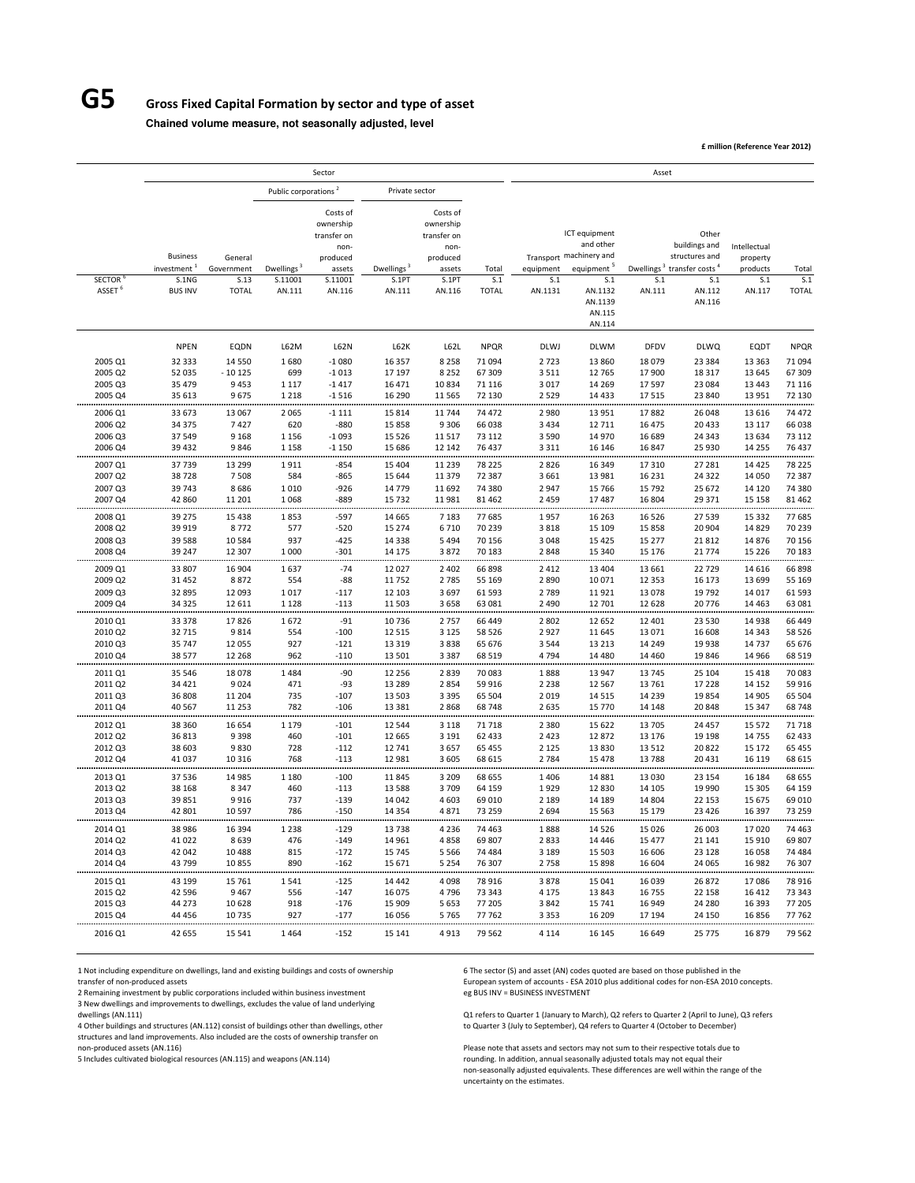# G5 Gross Fixed Capital Formation by sector and type of asset

**Chained volume measure, not seasonally adjusted, level**

**£ million (Reference Year 2012)**

| | Sector | | | | | | | Asset | | | | | |
|---|---|---|---|---|---|---|---|---|---|---|---|---|---|
| | | | Public corporations [2] | | Private sector | | | | | | | | |
| | Business investment [1] | General Government | Dwellings [3] | Costs of ownership transfer on non-produced assets | Dwellings [3] | Costs of ownership transfer on non-produced assets | Total | Transport equipment | ICT equipment and other machinery and equipment [5] | Dwellings [3] | Other buildings and structures and transfer costs [4] | Intellectual property products | Total |
| SECTOR [6] | S.1NG | S.13 | S.11001 | S.11001 | S.1PT | S.1PT | S.1 | S.1 | S.1 | S.1 | S.1 | S.1 | S.1 |
| ASSET [6] | BUS INV | TOTAL | AN.111 | AN.116 | AN.111 | AN.116 | TOTAL | AN.1131 | AN.1132 AN.1139 AN.115 AN.114 | AN.111 | AN.112 AN.116 | AN.117 | TOTAL |
| | NPEN | EQDN | L62M | L62N | L62K | L62L | NPQR | DLWJ | DLWM | DFDV | DLWQ | EQDT | NPQR |
| 2005 Q1 | 32 333 | 14 550 | 1 680 | -1 080 | 16 357 | 8 258 | 71 094 | 2 723 | 13 860 | 18 079 | 23 384 | 13 363 | 71 094 |
| 2005 Q2 | 52 035 | - 10 125 | 699 | -1 013 | 17 197 | 8 252 | 67 309 | 3 511 | 12 765 | 17 900 | 18 317 | 13 645 | 67 309 |
| 2005 Q3 | 35 479 | 9 453 | 1 117 | -1 417 | 16 471 | 10 834 | 71 116 | 3 017 | 14 269 | 17 597 | 23 084 | 13 443 | 71 116 |
| 2005 Q4 | 35 613 | 9 675 | 1 218 | -1 516 | 16 290 | 11 565 | 72 130 | 2 529 | 14 433 | 17 515 | 23 840 | 13 951 | 72 130 |
| 2006 Q1 | 33 673 | 13 067 | 2 065 | -1 111 | 15 814 | 11 744 | 74 472 | 2 980 | 13 951 | 17 882 | 26 048 | 13 616 | 74 472 |
| 2006 Q2 | 34 375 | 7 427 | 620 | -880 | 15 858 | 9 306 | 66 038 | 3 434 | 12 711 | 16 475 | 20 433 | 13 117 | 66 038 |
| 2006 Q3 | 37 549 | 9 168 | 1 156 | -1 093 | 15 526 | 11 517 | 73 112 | 3 590 | 14 970 | 16 689 | 24 343 | 13 634 | 73 112 |
| 2006 Q4 | 39 432 | 9 846 | 1 158 | -1 150 | 15 686 | 12 142 | 76 437 | 3 311 | 16 146 | 16 847 | 25 930 | 14 255 | 76 437 |
| 2007 Q1 | 37 739 | 13 299 | 1 911 | -854 | 15 404 | 11 239 | 78 225 | 2 826 | 16 349 | 17 310 | 27 281 | 14 425 | 78 225 |
| 2007 Q2 | 38 728 | 7 508 | 584 | -865 | 15 644 | 11 379 | 72 387 | 3 661 | 13 981 | 16 231 | 24 322 | 14 050 | 72 387 |
| 2007 Q3 | 39 743 | 8 686 | 1 010 | -926 | 14 779 | 11 692 | 74 380 | 2 947 | 15 766 | 15 792 | 25 672 | 14 120 | 74 380 |
| 2007 Q4 | 42 860 | 11 201 | 1 068 | -889 | 15 732 | 11 981 | 81 462 | 2 459 | 17 487 | 16 804 | 29 371 | 15 158 | 81 462 |
| 2008 Q1 | 39 275 | 15 438 | 1 853 | -597 | 14 665 | 7 183 | 77 685 | 1 957 | 16 263 | 16 526 | 27 539 | 15 332 | 77 685 |
| 2008 Q2 | 39 919 | 8 772 | 577 | -520 | 15 274 | 6 710 | 70 239 | 3 818 | 15 109 | 15 858 | 20 904 | 14 829 | 70 239 |
| 2008 Q3 | 39 588 | 10 584 | 937 | -425 | 14 338 | 5 494 | 70 156 | 3 048 | 15 425 | 15 277 | 21 812 | 14 876 | 70 156 |
| 2008 Q4 | 39 247 | 12 307 | 1 000 | -301 | 14 175 | 3 872 | 70 183 | 2 848 | 15 340 | 15 176 | 21 774 | 15 226 | 70 183 |
| 2009 Q1 | 33 807 | 16 904 | 1 637 | -74 | 12 027 | 2 402 | 66 898 | 2 412 | 13 404 | 13 661 | 22 729 | 14 616 | 66 898 |
| 2009 Q2 | 31 452 | 8 872 | 554 | -88 | 11 752 | 2 785 | 55 169 | 2 890 | 10 071 | 12 353 | 16 173 | 13 699 | 55 169 |
| 2009 Q3 | 32 895 | 12 093 | 1 017 | -117 | 12 103 | 3 697 | 61 593 | 2 789 | 11 921 | 13 078 | 19 792 | 14 017 | 61 593 |
| 2009 Q4 | 34 325 | 12 611 | 1 128 | -113 | 11 503 | 3 658 | 63 081 | 2 490 | 12 701 | 12 628 | 20 776 | 14 463 | 63 081 |
| 2010 Q1 | 33 378 | 17 826 | 1 672 | -91 | 10 736 | 2 757 | 66 449 | 2 802 | 12 652 | 12 401 | 23 530 | 14 938 | 66 449 |
| 2010 Q2 | 32 715 | 9 814 | 554 | -100 | 12 515 | 3 125 | 58 526 | 2 927 | 11 645 | 13 071 | 16 608 | 14 343 | 58 526 |
| 2010 Q3 | 35 747 | 12 055 | 927 | -121 | 13 319 | 3 838 | 65 676 | 3 544 | 13 213 | 14 249 | 19 938 | 14 737 | 65 676 |
| 2010 Q4 | 38 577 | 12 268 | 962 | -110 | 13 501 | 3 387 | 68 519 | 4 794 | 14 480 | 14 460 | 19 846 | 14 966 | 68 519 |
| 2011 Q1 | 35 546 | 18 078 | 1 484 | -90 | 12 256 | 2 839 | 70 083 | 1 888 | 13 947 | 13 745 | 25 104 | 15 418 | 70 083 |
| 2011 Q2 | 34 421 | 9 024 | 471 | -93 | 13 289 | 2 854 | 59 916 | 2 238 | 12 567 | 13 761 | 17 228 | 14 152 | 59 916 |
| 2011 Q3 | 36 808 | 11 204 | 735 | -107 | 13 503 | 3 395 | 65 504 | 2 019 | 14 515 | 14 239 | 19 854 | 14 905 | 65 504 |
| 2011 Q4 | 40 567 | 11 253 | 782 | -106 | 13 381 | 2 868 | 68 748 | 2 635 | 15 770 | 14 148 | 20 848 | 15 347 | 68 748 |
| 2012 Q1 | 38 360 | 16 654 | 1 179 | -101 | 12 544 | 3 118 | 71 718 | 2 380 | 15 622 | 13 705 | 24 457 | 15 572 | 71 718 |
| 2012 Q2 | 36 813 | 9 398 | 460 | -101 | 12 665 | 3 191 | 62 433 | 2 423 | 12 872 | 13 176 | 19 198 | 14 755 | 62 433 |
| 2012 Q3 | 38 603 | 9 830 | 728 | -112 | 12 741 | 3 657 | 65 455 | 2 125 | 13 830 | 13 512 | 20 822 | 15 172 | 65 455 |
| 2012 Q4 | 41 037 | 10 316 | 768 | -113 | 12 981 | 3 605 | 68 615 | 2 784 | 15 478 | 13 788 | 20 431 | 16 119 | 68 615 |
| 2013 Q1 | 37 536 | 14 985 | 1 180 | -100 | 11 845 | 3 209 | 68 655 | 1 406 | 14 881 | 13 030 | 23 154 | 16 184 | 68 655 |
| 2013 Q2 | 38 168 | 8 347 | 460 | -113 | 13 588 | 3 709 | 64 159 | 1 929 | 12 830 | 14 105 | 19 990 | 15 305 | 64 159 |
| 2013 Q3 | 39 851 | 9 916 | 737 | -139 | 14 042 | 4 603 | 69 010 | 2 189 | 14 189 | 14 804 | 22 153 | 15 675 | 69 010 |
| 2013 Q4 | 42 801 | 10 597 | 786 | -150 | 14 354 | 4 871 | 73 259 | 2 694 | 15 563 | 15 179 | 23 426 | 16 397 | 73 259 |
| 2014 Q1 | 38 986 | 16 394 | 1 238 | -129 | 13 738 | 4 236 | 74 463 | 1 888 | 14 526 | 15 026 | 26 003 | 17 020 | 74 463 |
| 2014 Q2 | 41 022 | 8 639 | 476 | -149 | 14 961 | 4 858 | 69 807 | 2 833 | 14 446 | 15 477 | 21 141 | 15 910 | 69 807 |
| 2014 Q3 | 42 042 | 10 488 | 815 | -172 | 15 745 | 5 566 | 74 484 | 3 189 | 15 503 | 16 606 | 23 128 | 16 058 | 74 484 |
| 2014 Q4 | 43 799 | 10 855 | 890 | -162 | 15 671 | 5 254 | 76 307 | 2 758 | 15 898 | 16 604 | 24 065 | 16 982 | 76 307 |
| 2015 Q1 | 43 199 | 15 761 | 1 541 | -125 | 14 442 | 4 098 | 78 916 | 3 878 | 15 041 | 16 039 | 26 872 | 17 086 | 78 916 |
| 2015 Q2 | 42 596 | 9 467 | 556 | -147 | 16 075 | 4 796 | 73 343 | 4 175 | 13 843 | 16 755 | 22 158 | 16 412 | 73 343 |
| 2015 Q3 | 44 273 | 10 628 | 918 | -176 | 15 909 | 5 653 | 77 205 | 3 842 | 15 741 | 16 949 | 24 280 | 16 393 | 77 205 |
| 2015 Q4 | 44 456 | 10 735 | 927 | -177 | 16 056 | 5 765 | 77 762 | 3 353 | 16 209 | 17 194 | 24 150 | 16 856 | 77 762 |
| 2016 Q1 | 42 655 | 15 541 | 1 464 | -152 | 15 141 | 4 913 | 79 562 | 4 114 | 16 145 | 16 649 | 25 775 | 16 879 | 79 562 |

1 Not including expenditure on dwellings, land and existing buildings and costs of ownership transfer of non-produced assets

2 Remaining investment by public corporations included within business investment

3 New dwellings and improvements to dwellings, excludes the value of land underlying dwellings (AN.111)

4 Other buildings and structures (AN.112) consist of buildings other than dwellings, other structures and land improvements. Also included are the costs of ownership transfer on non-produced assets (AN.116)

5 Includes cultivated biological resources (AN.115) and weapons (AN.114)

6 The sector (S) and asset (AN) codes quoted are based on those published in the European system of accounts - ESA 2010 plus additional codes for non-ESA 2010 concepts. eg BUS INV = BUSINESS INVESTMENT

Q1 refers to Quarter 1 (January to March), Q2 refers to Quarter 2 (April to June), Q3 refers to Quarter 3 (July to September), Q4 refers to Quarter 4 (October to December)

Please note that assets and sectors may not sum to their respective totals due to rounding. In addition, annual seasonally adjusted totals may not equal their non-seasonally adjusted equivalents. These differences are well within the range of the uncertainty on the estimates.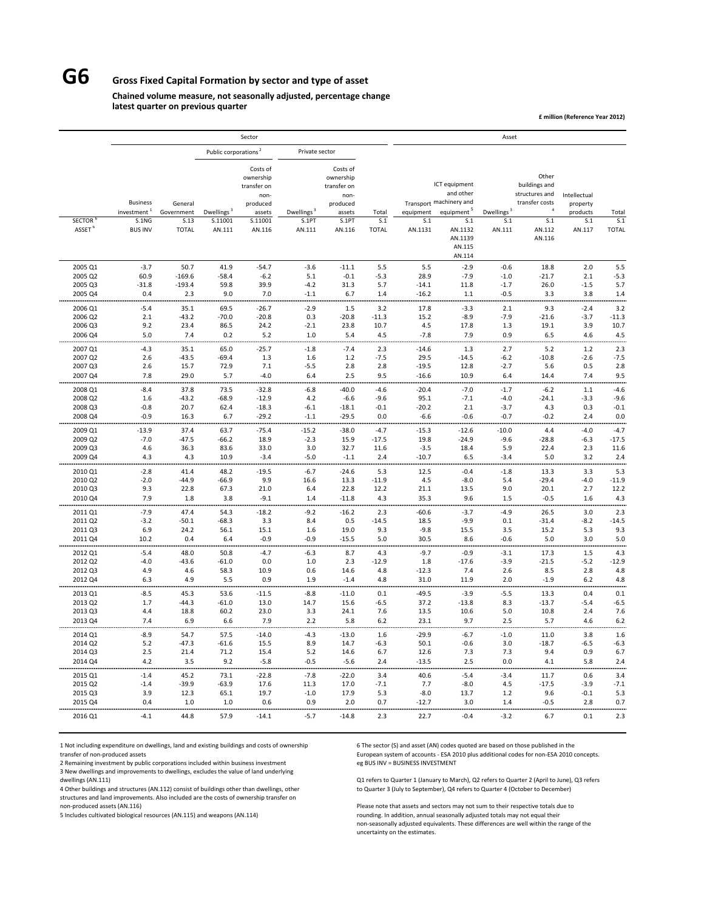# G6 Gross Fixed Capital Formation by sector and type of asset

**Chained volume measure, not seasonally adjusted, percentage change latest quarter on previous quarter**

**£ million (Reference Year 2012)**

| | Sector | | | | | | | Asset | | | | | |
|---|---|---|---|---|---|---|---|---|---|---|---|---|---|
| | | | Public corporations [2] | | Private sector | | | | | | | | |
| | Business investment [1] | General Government | Dwellings [3] | Costs of ownership transfer on non-produced assets | Dwellings [3] | Costs of ownership transfer on non-produced assets | Total | Transport equipment | ICT equipment and other machinery and equipment [5] | Dwellings [3] | Other buildings and structures and transfer costs [4] | Intellectual property products | Total |
| SECTOR [6] | S.1NG | S.13 | S.11001 | S.11001 | S.1PT | S.1PT | S.1 | S.1 | S.1 | S.1 | S.1 | S.1 | S.1 |
| ASSET [6] | BUS INV | TOTAL | AN.111 | AN.116 | AN.111 | AN.116 | TOTAL | AN.1131 | AN.1132 AN.1139 AN.115 AN.114 | AN.111 | AN.112 AN.116 | AN.117 | TOTAL |
| 2005 Q1 | -3.7 | 50.7 | 41.9 | -54.7 | -3.6 | -11.1 | 5.5 | 5.5 | -2.9 | -0.6 | 18.8 | 2.0 | 5.5 |
| 2005 Q2 | 60.9 | -169.6 | -58.4 | -6.2 | 5.1 | -0.1 | -5.3 | 28.9 | -7.9 | -1.0 | -21.7 | 2.1 | -5.3 |
| 2005 Q3 | -31.8 | -193.4 | 59.8 | 39.9 | -4.2 | 31.3 | 5.7 | -14.1 | 11.8 | -1.7 | 26.0 | -1.5 | 5.7 |
| 2005 Q4 | 0.4 | 2.3 | 9.0 | 7.0 | -1.1 | 6.7 | 1.4 | -16.2 | 1.1 | -0.5 | 3.3 | 3.8 | 1.4 |
| 2006 Q1 | -5.4 | 35.1 | 69.5 | -26.7 | -2.9 | 1.5 | 3.2 | 17.8 | -3.3 | 2.1 | 9.3 | -2.4 | 3.2 |
| 2006 Q2 | 2.1 | -43.2 | -70.0 | -20.8 | 0.3 | -20.8 | -11.3 | 15.2 | -8.9 | -7.9 | -21.6 | -3.7 | -11.3 |
| 2006 Q3 | 9.2 | 23.4 | 86.5 | 24.2 | -2.1 | 23.8 | 10.7 | 4.5 | 17.8 | 1.3 | 19.1 | 3.9 | 10.7 |
| 2006 Q4 | 5.0 | 7.4 | 0.2 | 5.2 | 1.0 | 5.4 | 4.5 | -7.8 | 7.9 | 0.9 | 6.5 | 4.6 | 4.5 |
| 2007 Q1 | -4.3 | 35.1 | 65.0 | -25.7 | -1.8 | -7.4 | 2.3 | -14.6 | 1.3 | 2.7 | 5.2 | 1.2 | 2.3 |
| 2007 Q2 | 2.6 | -43.5 | -69.4 | 1.3 | 1.6 | 1.2 | -7.5 | 29.5 | -14.5 | -6.2 | -10.8 | -2.6 | -7.5 |
| 2007 Q3 | 2.6 | 15.7 | 72.9 | 7.1 | -5.5 | 2.8 | 2.8 | -19.5 | 12.8 | -2.7 | 5.6 | 0.5 | 2.8 |
| 2007 Q4 | 7.8 | 29.0 | 5.7 | -4.0 | 6.4 | 2.5 | 9.5 | -16.6 | 10.9 | 6.4 | 14.4 | 7.4 | 9.5 |
| 2008 Q1 | -8.4 | 37.8 | 73.5 | -32.8 | -6.8 | -40.0 | -4.6 | -20.4 | -7.0 | -1.7 | -6.2 | 1.1 | -4.6 |
| 2008 Q2 | 1.6 | -43.2 | -68.9 | -12.9 | 4.2 | -6.6 | -9.6 | 95.1 | -7.1 | -4.0 | -24.1 | -3.3 | -9.6 |
| 2008 Q3 | -0.8 | 20.7 | 62.4 | -18.3 | -6.1 | -18.1 | -0.1 | -20.2 | 2.1 | -3.7 | 4.3 | 0.3 | -0.1 |
| 2008 Q4 | -0.9 | 16.3 | 6.7 | -29.2 | -1.1 | -29.5 | 0.0 | -6.6 | -0.6 | -0.7 | -0.2 | 2.4 | 0.0 |
| 2009 Q1 | -13.9 | 37.4 | 63.7 | -75.4 | -15.2 | -38.0 | -4.7 | -15.3 | -12.6 | -10.0 | 4.4 | -4.0 | -4.7 |
| 2009 Q2 | -7.0 | -47.5 | -66.2 | 18.9 | -2.3 | 15.9 | -17.5 | 19.8 | -24.9 | -9.6 | -28.8 | -6.3 | -17.5 |
| 2009 Q3 | 4.6 | 36.3 | 83.6 | 33.0 | 3.0 | 32.7 | 11.6 | -3.5 | 18.4 | 5.9 | 22.4 | 2.3 | 11.6 |
| 2009 Q4 | 4.3 | 4.3 | 10.9 | -3.4 | -5.0 | -1.1 | 2.4 | -10.7 | 6.5 | -3.4 | 5.0 | 3.2 | 2.4 |
| 2010 Q1 | -2.8 | 41.4 | 48.2 | -19.5 | -6.7 | -24.6 | 5.3 | 12.5 | -0.4 | -1.8 | 13.3 | 3.3 | 5.3 |
| 2010 Q2 | -2.0 | -44.9 | -66.9 | 9.9 | 16.6 | 13.3 | -11.9 | 4.5 | -8.0 | 5.4 | -29.4 | -4.0 | -11.9 |
| 2010 Q3 | 9.3 | 22.8 | 67.3 | 21.0 | 6.4 | 22.8 | 12.2 | 21.1 | 13.5 | 9.0 | 20.1 | 2.7 | 12.2 |
| 2010 Q4 | 7.9 | 1.8 | 3.8 | -9.1 | 1.4 | -11.8 | 4.3 | 35.3 | 9.6 | 1.5 | -0.5 | 1.6 | 4.3 |
| 2011 Q1 | -7.9 | 47.4 | 54.3 | -18.2 | -9.2 | -16.2 | 2.3 | -60.6 | -3.7 | -4.9 | 26.5 | 3.0 | 2.3 |
| 2011 Q2 | -3.2 | -50.1 | -68.3 | 3.3 | 8.4 | 0.5 | -14.5 | 18.5 | -9.9 | 0.1 | -31.4 | -8.2 | -14.5 |
| 2011 Q3 | 6.9 | 24.2 | 56.1 | 15.1 | 1.6 | 19.0 | 9.3 | -9.8 | 15.5 | 3.5 | 15.2 | 5.3 | 9.3 |
| 2011 Q4 | 10.2 | 0.4 | 6.4 | -0.9 | -0.9 | -15.5 | 5.0 | 30.5 | 8.6 | -0.6 | 5.0 | 3.0 | 5.0 |
| 2012 Q1 | -5.4 | 48.0 | 50.8 | -4.7 | -6.3 | 8.7 | 4.3 | -9.7 | -0.9 | -3.1 | 17.3 | 1.5 | 4.3 |
| 2012 Q2 | -4.0 | -43.6 | -61.0 | 0.0 | 1.0 | 2.3 | -12.9 | 1.8 | -17.6 | -3.9 | -21.5 | -5.2 | -12.9 |
| 2012 Q3 | 4.9 | 4.6 | 58.3 | 10.9 | 0.6 | 14.6 | 4.8 | -12.3 | 7.4 | 2.6 | 8.5 | 2.8 | 4.8 |
| 2012 Q4 | 6.3 | 4.9 | 5.5 | 0.9 | 1.9 | -1.4 | 4.8 | 31.0 | 11.9 | 2.0 | -1.9 | 6.2 | 4.8 |
| 2013 Q1 | -8.5 | 45.3 | 53.6 | -11.5 | -8.8 | -11.0 | 0.1 | -49.5 | -3.9 | -5.5 | 13.3 | 0.4 | 0.1 |
| 2013 Q2 | 1.7 | -44.3 | -61.0 | 13.0 | 14.7 | 15.6 | -6.5 | 37.2 | -13.8 | 8.3 | -13.7 | -5.4 | -6.5 |
| 2013 Q3 | 4.4 | 18.8 | 60.2 | 23.0 | 3.3 | 24.1 | 7.6 | 13.5 | 10.6 | 5.0 | 10.8 | 2.4 | 7.6 |
| 2013 Q4 | 7.4 | 6.9 | 6.6 | 7.9 | 2.2 | 5.8 | 6.2 | 23.1 | 9.7 | 2.5 | 5.7 | 4.6 | 6.2 |
| 2014 Q1 | -8.9 | 54.7 | 57.5 | -14.0 | -4.3 | -13.0 | 1.6 | -29.9 | -6.7 | -1.0 | 11.0 | 3.8 | 1.6 |
| 2014 Q2 | 5.2 | -47.3 | -61.6 | 15.5 | 8.9 | 14.7 | -6.3 | 50.1 | -0.6 | 3.0 | -18.7 | -6.5 | -6.3 |
| 2014 Q3 | 2.5 | 21.4 | 71.2 | 15.4 | 5.2 | 14.6 | 6.7 | 12.6 | 7.3 | 7.3 | 9.4 | 0.9 | 6.7 |
| 2014 Q4 | 4.2 | 3.5 | 9.2 | -5.8 | -0.5 | -5.6 | 2.4 | -13.5 | 2.5 | 0.0 | 4.1 | 5.8 | 2.4 |
| 2015 Q1 | -1.4 | 45.2 | 73.1 | -22.8 | -7.8 | -22.0 | 3.4 | 40.6 | -5.4 | -3.4 | 11.7 | 0.6 | 3.4 |
| 2015 Q2 | -1.4 | -39.9 | -63.9 | 17.6 | 11.3 | 17.0 | -7.1 | 7.7 | -8.0 | 4.5 | -17.5 | -3.9 | -7.1 |
| 2015 Q3 | 3.9 | 12.3 | 65.1 | 19.7 | -1.0 | 17.9 | 5.3 | -8.0 | 13.7 | 1.2 | 9.6 | -0.1 | 5.3 |
| 2015 Q4 | 0.4 | 1.0 | 1.0 | 0.6 | 0.9 | 2.0 | 0.7 | -12.7 | 3.0 | 1.4 | -0.5 | 2.8 | 0.7 |
| 2016 Q1 | -4.1 | 44.8 | 57.9 | -14.1 | -5.7 | -14.8 | 2.3 | 22.7 | -0.4 | -3.2 | 6.7 | 0.1 | 2.3 |

1 Not including expenditure on dwellings, land and existing buildings and costs of ownership transfer of non-produced assets

2 Remaining investment by public corporations included within business investment

3 New dwellings and improvements to dwellings, excludes the value of land underlying dwellings (AN.111)

4 Other buildings and structures (AN.112) consist of buildings other than dwellings, other structures and land improvements. Also included are the costs of ownership transfer on non-produced assets (AN.116)

5 Includes cultivated biological resources (AN.115) and weapons (AN.114)

6 The sector (S) and asset (AN) codes quoted are based on those published in the European system of accounts - ESA 2010 plus additional codes for non-ESA 2010 concepts. eg BUS INV = BUSINESS INVESTMENT

Q1 refers to Quarter 1 (January to March), Q2 refers to Quarter 2 (April to June), Q3 refers to Quarter 3 (July to September), Q4 refers to Quarter 4 (October to December)

Please note that assets and sectors may not sum to their respective totals due to rounding. In addition, annual seasonally adjusted totals may not equal their non-seasonally adjusted equivalents. These differences are well within the range of the uncertainty on the estimates.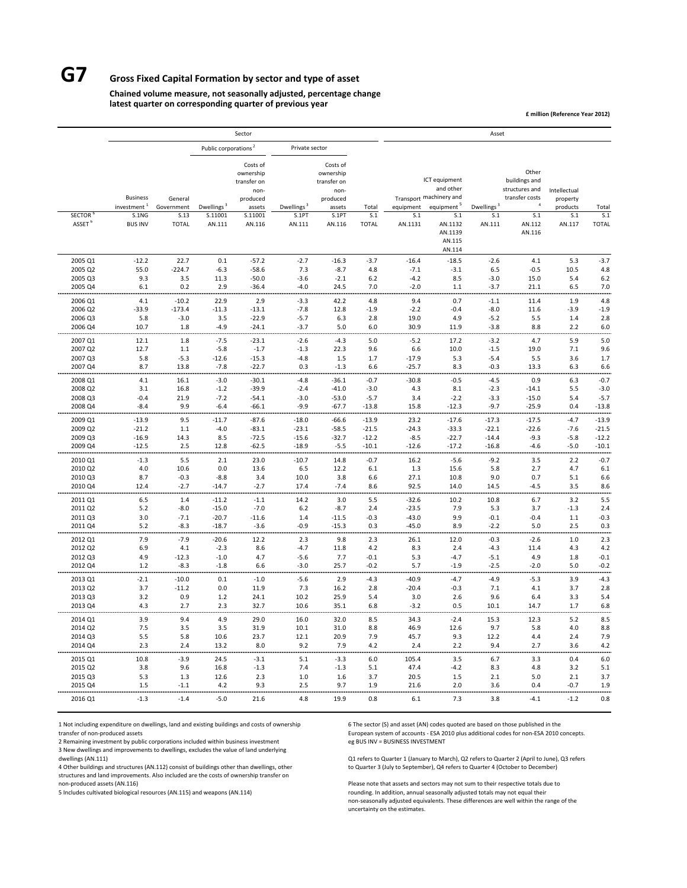# G7 Gross Fixed Capital Formation by sector and type of asset

**Chained volume measure, not seasonally adjusted, percentage change latest quarter on corresponding quarter of previous year**

**£ million (Reference Year 2012)**

| | Sector | | | | | | | Asset | | | | | |
|---|---|---|---|---|---|---|---|---|---|---|---|---|---|
| | | | Public corporations [2] | | Private sector | | | | | | | | |
| | Business investment [1] | General Government | Dwellings [3] | Costs of ownership transfer on non-produced assets | Dwellings [3] | Costs of ownership transfer on non-produced assets | Total | Transport equipment | ICT equipment and other machinery and equipment [5] | Dwellings [3] | Other buildings and structures and transfer costs [4] | Intellectual property products | Total |
| SECTOR [6] | S.1NG | S.13 | S.11001 | S.11001 | S.1PT | S.1PT | S.1 | S.1 | S.1 | S.1 | S.1 | S.1 | S.1 |
| ASSET [6] | BUS INV | TOTAL | AN.111 | AN.116 | AN.111 | AN.116 | TOTAL | AN.1131 | AN.1132 AN.1139 AN.115 AN.114 | AN.111 | AN.112 AN.116 | AN.117 | TOTAL |
| 2005 Q1 | -12.2 | 22.7 | 0.1 | -57.2 | -2.7 | -16.3 | -3.7 | -16.4 | -18.5 | -2.6 | 4.1 | 5.3 | -3.7 |
| 2005 Q2 | 55.0 | -224.7 | -6.3 | -58.6 | 7.3 | -8.7 | 4.8 | -7.1 | -3.1 | 6.5 | -0.5 | 10.5 | 4.8 |
| 2005 Q3 | 9.3 | 3.5 | 11.3 | -50.0 | -3.6 | -2.1 | 6.2 | -4.2 | 8.5 | -3.0 | 15.0 | 5.4 | 6.2 |
| 2005 Q4 | 6.1 | 0.2 | 2.9 | -36.4 | -4.0 | 24.5 | 7.0 | -2.0 | 1.1 | -3.7 | 21.1 | 6.5 | 7.0 |
| 2006 Q1 | 4.1 | -10.2 | 22.9 | 2.9 | -3.3 | 42.2 | 4.8 | 9.4 | 0.7 | -1.1 | 11.4 | 1.9 | 4.8 |
| 2006 Q2 | -33.9 | -173.4 | -11.3 | -13.1 | -7.8 | 12.8 | -1.9 | -2.2 | -0.4 | -8.0 | 11.6 | -3.9 | -1.9 |
| 2006 Q3 | 5.8 | -3.0 | 3.5 | -22.9 | -5.7 | 6.3 | 2.8 | 19.0 | 4.9 | -5.2 | 5.5 | 1.4 | 2.8 |
| 2006 Q4 | 10.7 | 1.8 | -4.9 | -24.1 | -3.7 | 5.0 | 6.0 | 30.9 | 11.9 | -3.8 | 8.8 | 2.2 | 6.0 |
| 2007 Q1 | 12.1 | 1.8 | -7.5 | -23.1 | -2.6 | -4.3 | 5.0 | -5.2 | 17.2 | -3.2 | 4.7 | 5.9 | 5.0 |
| 2007 Q2 | 12.7 | 1.1 | -5.8 | -1.7 | -1.3 | 22.3 | 9.6 | 6.6 | 10.0 | -1.5 | 19.0 | 7.1 | 9.6 |
| 2007 Q3 | 5.8 | -5.3 | -12.6 | -15.3 | -4.8 | 1.5 | 1.7 | -17.9 | 5.3 | -5.4 | 5.5 | 3.6 | 1.7 |
| 2007 Q4 | 8.7 | 13.8 | -7.8 | -22.7 | 0.3 | -1.3 | 6.6 | -25.7 | 8.3 | -0.3 | 13.3 | 6.3 | 6.6 |
| 2008 Q1 | 4.1 | 16.1 | -3.0 | -30.1 | -4.8 | -36.1 | -0.7 | -30.8 | -0.5 | -4.5 | 0.9 | 6.3 | -0.7 |
| 2008 Q2 | 3.1 | 16.8 | -1.2 | -39.9 | -2.4 | -41.0 | -3.0 | 4.3 | 8.1 | -2.3 | -14.1 | 5.5 | -3.0 |
| 2008 Q3 | -0.4 | 21.9 | -7.2 | -54.1 | -3.0 | -53.0 | -5.7 | 3.4 | -2.2 | -3.3 | -15.0 | 5.4 | -5.7 |
| 2008 Q4 | -8.4 | 9.9 | -6.4 | -66.1 | -9.9 | -67.7 | -13.8 | 15.8 | -12.3 | -9.7 | -25.9 | 0.4 | -13.8 |
| 2009 Q1 | -13.9 | 9.5 | -11.7 | -87.6 | -18.0 | -66.6 | -13.9 | 23.2 | -17.6 | -17.3 | -17.5 | -4.7 | -13.9 |
| 2009 Q2 | -21.2 | 1.1 | -4.0 | -83.1 | -23.1 | -58.5 | -21.5 | -24.3 | -33.3 | -22.1 | -22.6 | -7.6 | -21.5 |
| 2009 Q3 | -16.9 | 14.3 | 8.5 | -72.5 | -15.6 | -32.7 | -12.2 | -8.5 | -22.7 | -14.4 | -9.3 | -5.8 | -12.2 |
| 2009 Q4 | -12.5 | 2.5 | 12.8 | -62.5 | -18.9 | -5.5 | -10.1 | -12.6 | -17.2 | -16.8 | -4.6 | -5.0 | -10.1 |
| 2010 Q1 | -1.3 | 5.5 | 2.1 | 23.0 | -10.7 | 14.8 | -0.7 | 16.2 | -5.6 | -9.2 | 3.5 | 2.2 | -0.7 |
| 2010 Q2 | 4.0 | 10.6 | 0.0 | 13.6 | 6.5 | 12.2 | 6.1 | 1.3 | 15.6 | 5.8 | 2.7 | 4.7 | 6.1 |
| 2010 Q3 | 8.7 | -0.3 | -8.8 | 3.4 | 10.0 | 3.8 | 6.6 | 27.1 | 10.8 | 9.0 | 0.7 | 5.1 | 6.6 |
| 2010 Q4 | 12.4 | -2.7 | -14.7 | -2.7 | 17.4 | -7.4 | 8.6 | 92.5 | 14.0 | 14.5 | -4.5 | 3.5 | 8.6 |
| 2011 Q1 | 6.5 | 1.4 | -11.2 | -1.1 | 14.2 | 3.0 | 5.5 | -32.6 | 10.2 | 10.8 | 6.7 | 3.2 | 5.5 |
| 2011 Q2 | 5.2 | -8.0 | -15.0 | -7.0 | 6.2 | -8.7 | 2.4 | -23.5 | 7.9 | 5.3 | 3.7 | -1.3 | 2.4 |
| 2011 Q3 | 3.0 | -7.1 | -20.7 | -11.6 | 1.4 | -11.5 | -0.3 | -43.0 | 9.9 | -0.1 | -0.4 | 1.1 | -0.3 |
| 2011 Q4 | 5.2 | -8.3 | -18.7 | -3.6 | -0.9 | -15.3 | 0.3 | -45.0 | 8.9 | -2.2 | 5.0 | 2.5 | 0.3 |
| 2012 Q1 | 7.9 | -7.9 | -20.6 | 12.2 | 2.3 | 9.8 | 2.3 | 26.1 | 12.0 | -0.3 | -2.6 | 1.0 | 2.3 |
| 2012 Q2 | 6.9 | 4.1 | -2.3 | 8.6 | -4.7 | 11.8 | 4.2 | 8.3 | 2.4 | -4.3 | 11.4 | 4.3 | 4.2 |
| 2012 Q3 | 4.9 | -12.3 | -1.0 | 4.7 | -5.6 | 7.7 | -0.1 | 5.3 | -4.7 | -5.1 | 4.9 | 1.8 | -0.1 |
| 2012 Q4 | 1.2 | -8.3 | -1.8 | 6.6 | -3.0 | 25.7 | -0.2 | 5.7 | -1.9 | -2.5 | -2.0 | 5.0 | -0.2 |
| 2013 Q1 | -2.1 | -10.0 | 0.1 | -1.0 | -5.6 | 2.9 | -4.3 | -40.9 | -4.7 | -4.9 | -5.3 | 3.9 | -4.3 |
| 2013 Q2 | 3.7 | -11.2 | 0.0 | 11.9 | 7.3 | 16.2 | 2.8 | -20.4 | -0.3 | 7.1 | 4.1 | 3.7 | 2.8 |
| 2013 Q3 | 3.2 | 0.9 | 1.2 | 24.1 | 10.2 | 25.9 | 5.4 | 3.0 | 2.6 | 9.6 | 6.4 | 3.3 | 5.4 |
| 2013 Q4 | 4.3 | 2.7 | 2.3 | 32.7 | 10.6 | 35.1 | 6.8 | -3.2 | 0.5 | 10.1 | 14.7 | 1.7 | 6.8 |
| 2014 Q1 | 3.9 | 9.4 | 4.9 | 29.0 | 16.0 | 32.0 | 8.5 | 34.3 | -2.4 | 15.3 | 12.3 | 5.2 | 8.5 |
| 2014 Q2 | 7.5 | 3.5 | 3.5 | 31.9 | 10.1 | 31.0 | 8.8 | 46.9 | 12.6 | 9.7 | 5.8 | 4.0 | 8.8 |
| 2014 Q3 | 5.5 | 5.8 | 10.6 | 23.7 | 12.1 | 20.9 | 7.9 | 45.7 | 9.3 | 12.2 | 4.4 | 2.4 | 7.9 |
| 2014 Q4 | 2.3 | 2.4 | 13.2 | 8.0 | 9.2 | 7.9 | 4.2 | 2.4 | 2.2 | 9.4 | 2.7 | 3.6 | 4.2 |
| 2015 Q1 | 10.8 | -3.9 | 24.5 | -3.1 | 5.1 | -3.3 | 6.0 | 105.4 | 3.5 | 6.7 | 3.3 | 0.4 | 6.0 |
| 2015 Q2 | 3.8 | 9.6 | 16.8 | -1.3 | 7.4 | -1.3 | 5.1 | 47.4 | -4.2 | 8.3 | 4.8 | 3.2 | 5.1 |
| 2015 Q3 | 5.3 | 1.3 | 12.6 | 2.3 | 1.0 | 1.6 | 3.7 | 20.5 | 1.5 | 2.1 | 5.0 | 2.1 | 3.7 |
| 2015 Q4 | 1.5 | -1.1 | 4.2 | 9.3 | 2.5 | 9.7 | 1.9 | 21.6 | 2.0 | 3.6 | 0.4 | -0.7 | 1.9 |
| 2016 Q1 | -1.3 | -1.4 | -5.0 | 21.6 | 4.8 | 19.9 | 0.8 | 6.1 | 7.3 | 3.8 | -4.1 | -1.2 | 0.8 |

1 Not including expenditure on dwellings, land and existing buildings and costs of ownership transfer of non-produced assets

2 Remaining investment by public corporations included within business investment

3 New dwellings and improvements to dwellings, excludes the value of land underlying dwellings (AN.111)

4 Other buildings and structures (AN.112) consist of buildings other than dwellings, other structures and land improvements. Also included are the costs of ownership transfer on non-produced assets (AN.116)

5 Includes cultivated biological resources (AN.115) and weapons (AN.114)

6 The sector (S) and asset (AN) codes quoted are based on those published in the European system of accounts - ESA 2010 plus additional codes for non-ESA 2010 concepts. eg BUS INV = BUSINESS INVESTMENT

Q1 refers to Quarter 1 (January to March), Q2 refers to Quarter 2 (April to June), Q3 refers to Quarter 3 (July to September), Q4 refers to Quarter 4 (October to December)

Please note that assets and sectors may not sum to their respective totals due to rounding. In addition, annual seasonally adjusted totals may not equal their non-seasonally adjusted equivalents. These differences are well within the range of the uncertainty on the estimates.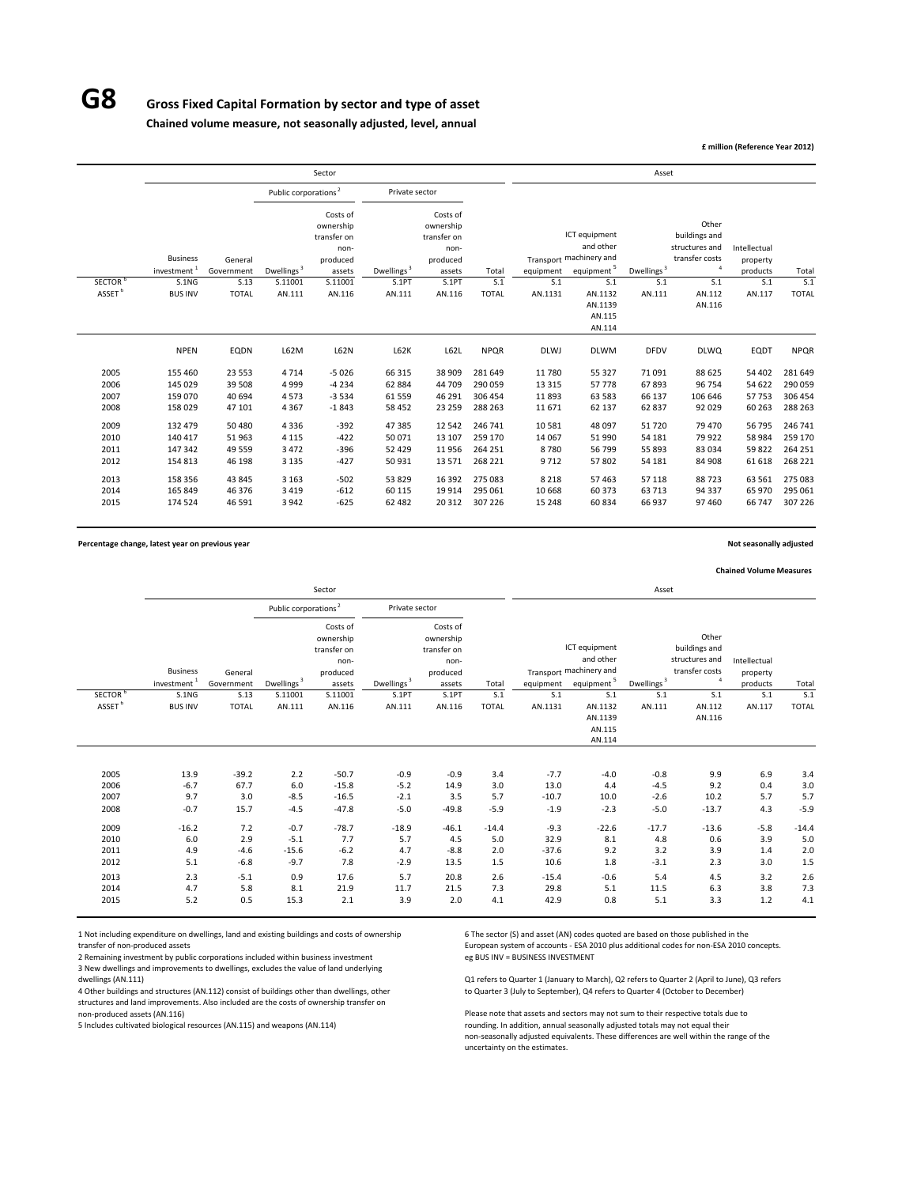# G8 Gross Fixed Capital Formation by sector and type of asset

**Chained volume measure, not seasonally adjusted, level, annual**

**£ million (Reference Year 2012)**

| | Sector | | | | | | | Asset | | | | | |
|---|---|---|---|---|---|---|---|---|---|---|---|---|---|
| | | | Public corporations [2] | | Private sector | | | | | | | | |
| | Business investment [1] | General Government | Dwellings [3] | Costs of ownership transfer on non-produced assets | Dwellings [3] | Costs of ownership transfer on non-produced assets | Total | Transport equipment | ICT equipment and other machinery and equipment [5] | Dwellings [3] | Other buildings and structures and transfer costs [4] | Intellectual property products | Total |
| SECTOR [b] | S.1NG | S.13 | S.11001 | S.11001 | S.1PT | S.1PT | S.1 | S.1 | S.1 | S.1 | S.1 | S.1 | S.1 |
| ASSET [b] | BUS INV | TOTAL | AN.111 | AN.116 | AN.111 | AN.116 | TOTAL | AN.1131 | AN.1132 AN.1139 AN.115 AN.114 | AN.111 | AN.112 AN.116 | AN.117 | TOTAL |
| | NPEN | EQDN | L62M | L62N | L62K | L62L | NPQR | DLWJ | DLWM | DFDV | DLWQ | EQDT | NPQR |
| 2005 | 155 460 | 23 553 | 4 714 | -5 026 | 66 315 | 38 909 | 281 649 | 11 780 | 55 327 | 71 091 | 88 625 | 54 402 | 281 649 |
| 2006 | 145 029 | 39 508 | 4 999 | -4 234 | 62 884 | 44 709 | 290 059 | 13 315 | 57 778 | 67 893 | 96 754 | 54 622 | 290 059 |
| 2007 | 159 070 | 40 694 | 4 573 | -3 534 | 61 559 | 46 291 | 306 454 | 11 893 | 63 583 | 66 137 | 106 646 | 57 753 | 306 454 |
| 2008 | 158 029 | 47 101 | 4 367 | -1 843 | 58 452 | 23 259 | 288 263 | 11 671 | 62 137 | 62 837 | 92 029 | 60 263 | 288 263 |
| 2009 | 132 479 | 50 480 | 4 336 | -392 | 47 385 | 12 542 | 246 741 | 10 581 | 48 097 | 51 720 | 79 470 | 56 795 | 246 741 |
| 2010 | 140 417 | 51 963 | 4 115 | -422 | 50 071 | 13 107 | 259 170 | 14 067 | 51 990 | 54 181 | 79 922 | 58 984 | 259 170 |
| 2011 | 147 342 | 49 559 | 3 472 | -396 | 52 429 | 11 956 | 264 251 | 8 780 | 56 799 | 55 893 | 83 034 | 59 822 | 264 251 |
| 2012 | 154 813 | 46 198 | 3 135 | -427 | 50 931 | 13 571 | 268 221 | 9 712 | 57 802 | 54 181 | 84 908 | 61 618 | 268 221 |
| 2013 | 158 356 | 43 845 | 3 163 | -502 | 53 829 | 16 392 | 275 083 | 8 218 | 57 463 | 57 118 | 88 723 | 63 561 | 275 083 |
| 2014 | 165 849 | 46 376 | 3 419 | -612 | 60 115 | 19 914 | 295 061 | 10 668 | 60 373 | 63 713 | 94 337 | 65 970 | 295 061 |
| 2015 | 174 524 | 46 591 | 3 942 | -625 | 62 482 | 20 312 | 307 226 | 15 248 | 60 834 | 66 937 | 97 460 | 66 747 | 307 226 |

**Percentage change, latest year on previous year**

**Not seasonally adjusted**

**Chained Volume Measures**

| | Sector | | | | | | | Asset | | | | | |
|---|---|---|---|---|---|---|---|---|---|---|---|---|---|
| | | | Public corporations [2] | | Private sector | | | | | | | | |
| | Business investment [1] | General Government | Dwellings [3] | Costs of ownership transfer on non-produced assets | Dwellings [3] | Costs of ownership transfer on non-produced assets | Total | Transport equipment | ICT equipment and other machinery and equipment [5] | Dwellings [3] | Other buildings and structures and transfer costs [4] | Intellectual property products | Total |
| SECTOR [b] | S.1NG | S.13 | S.11001 | S.11001 | S.1PT | S.1PT | S.1 | S.1 | S.1 | S.1 | S.1 | S.1 | S.1 |
| ASSET [b] | BUS INV | TOTAL | AN.111 | AN.116 | AN.111 | AN.116 | TOTAL | AN.1131 | AN.1132 AN.1139 AN.115 AN.114 | AN.111 | AN.112 AN.116 | AN.117 | TOTAL |
| 2005 | 13.9 | -39.2 | 2.2 | -50.7 | -0.9 | -0.9 | 3.4 | -7.7 | -4.0 | -0.8 | 9.9 | 6.9 | 3.4 |
| 2006 | -6.7 | 67.7 | 6.0 | -15.8 | -5.2 | 14.9 | 3.0 | 13.0 | 4.4 | -4.5 | 9.2 | 0.4 | 3.0 |
| 2007 | 9.7 | 3.0 | -8.5 | -16.5 | -2.1 | 3.5 | 5.7 | -10.7 | 10.0 | -2.6 | 10.2 | 5.7 | 5.7 |
| 2008 | -0.7 | 15.7 | -4.5 | -47.8 | -5.0 | -49.8 | -5.9 | -1.9 | -2.3 | -5.0 | -13.7 | 4.3 | -5.9 |
| 2009 | -16.2 | 7.2 | -0.7 | -78.7 | -18.9 | -46.1 | -14.4 | -9.3 | -22.6 | -17.7 | -13.6 | -5.8 | -14.4 |
| 2010 | 6.0 | 2.9 | -5.1 | 7.7 | 5.7 | 4.5 | 5.0 | 32.9 | 8.1 | 4.8 | 0.6 | 3.9 | 5.0 |
| 2011 | 4.9 | -4.6 | -15.6 | -6.2 | 4.7 | -8.8 | 2.0 | -37.6 | 9.2 | 3.2 | 3.9 | 1.4 | 2.0 |
| 2012 | 5.1 | -6.8 | -9.7 | 7.8 | -2.9 | 13.5 | 1.5 | 10.6 | 1.8 | -3.1 | 2.3 | 3.0 | 1.5 |
| 2013 | 2.3 | -5.1 | 0.9 | 17.6 | 5.7 | 20.8 | 2.6 | -15.4 | -0.6 | 5.4 | 4.5 | 3.2 | 2.6 |
| 2014 | 4.7 | 5.8 | 8.1 | 21.9 | 11.7 | 21.5 | 7.3 | 29.8 | 5.1 | 11.5 | 6.3 | 3.8 | 7.3 |
| 2015 | 5.2 | 0.5 | 15.3 | 2.1 | 3.9 | 2.0 | 4.1 | 42.9 | 0.8 | 5.1 | 3.3 | 1.2 | 4.1 |

1 Not including expenditure on dwellings, land and existing buildings and costs of ownership transfer of non-produced assets

2 Remaining investment by public corporations included within business investment

3 New dwellings and improvements to dwellings, excludes the value of land underlying dwellings (AN.111)

4 Other buildings and structures (AN.112) consist of buildings other than dwellings, other structures and land improvements. Also included are the costs of ownership transfer on non-produced assets (AN.116)

5 Includes cultivated biological resources (AN.115) and weapons (AN.114)

6 The sector (S) and asset (AN) codes quoted are based on those published in the European system of accounts - ESA 2010 plus additional codes for non-ESA 2010 concepts. eg BUS INV = BUSINESS INVESTMENT

Q1 refers to Quarter 1 (January to March), Q2 refers to Quarter 2 (April to June), Q3 refers to Quarter 3 (July to September), Q4 refers to Quarter 4 (October to December)

Please note that assets and sectors may not sum to their respective totals due to rounding. In addition, annual seasonally adjusted totals may not equal their non-seasonally adjusted equivalents. These differences are well within the range of the uncertainty on the estimates.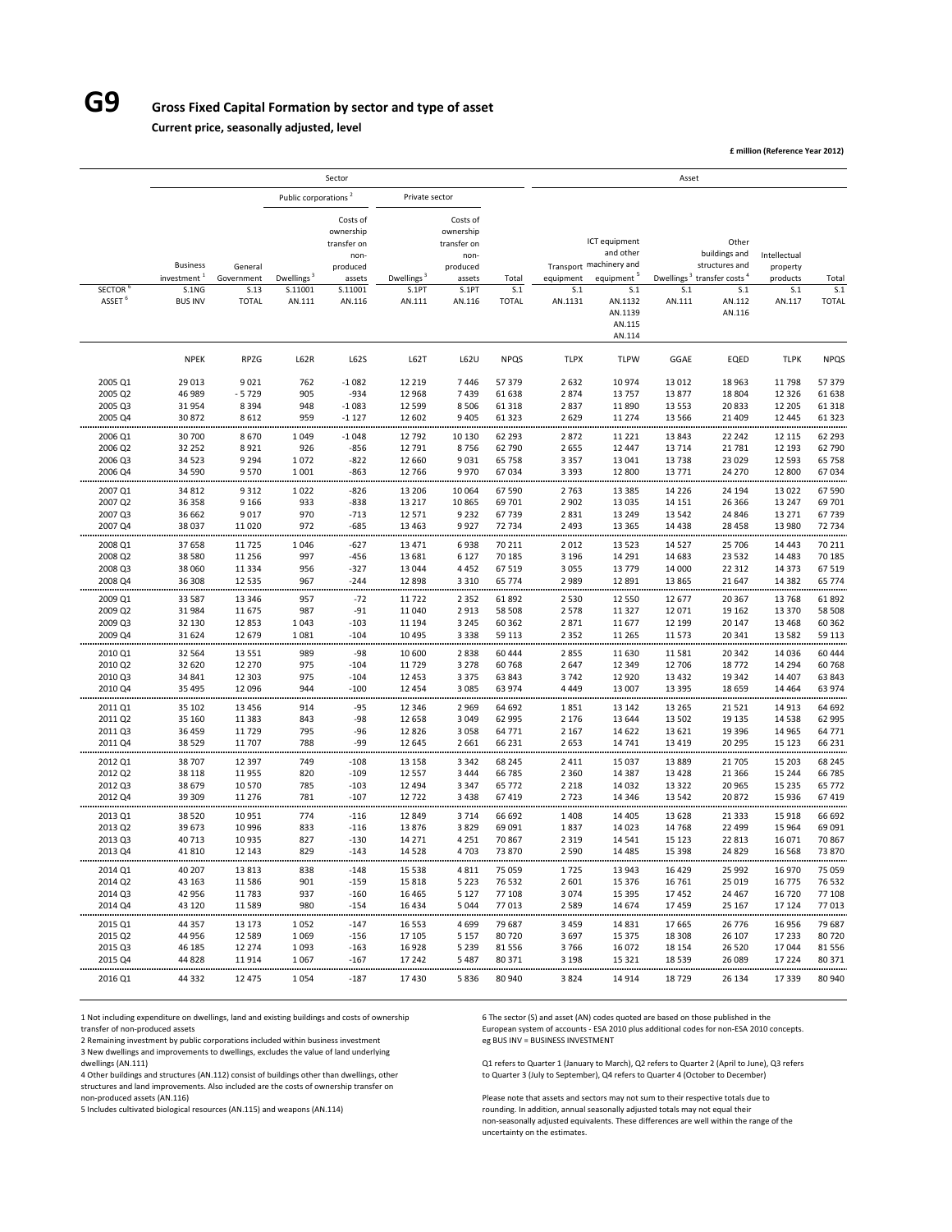# G9 Gross Fixed Capital Formation by sector and type of asset

**Current price, seasonally adjusted, level**

**£ million (Reference Year 2012)**

| | Sector | | | | | | | Asset | | | | | |
|---|---|---|---|---|---|---|---|---|---|---|---|---|---|
| | | | Public corporations [2] | | Private sector | | | | | | | | |
| | Business investment [1] | General Government | Dwellings [3] | Costs of ownership transfer on non-produced assets | Dwellings [3] | Costs of ownership transfer on non-produced assets | Total | Transport equipment | ICT equipment and other machinery and equipment [5] | Dwellings [3] | Other buildings and structures and transfer costs [4] | Intellectual property products | Total |
| SECTOR [6] | S.1NG | S.13 | S.11001 | S.11001 | S.1PT | S.1PT | S.1 | S.1 | S.1 | S.1 | S.1 | S.1 | S.1 |
| ASSET [6] | BUS INV | TOTAL | AN.111 | AN.116 | AN.111 | AN.116 | TOTAL | AN.1131 | AN.1132 AN.1139 AN.115 AN.114 | AN.111 | AN.112 AN.116 | AN.117 | TOTAL |
| | NPEK | RPZG | L62R | L62S | L62T | L62U | NPQS | TLPX | TLPW | GGAE | EQED | TLPK | NPQS |
| 2005 Q1 | 29 013 | 9 021 | 762 | -1 082 | 12 219 | 7 446 | 57 379 | 2 632 | 10 974 | 13 012 | 18 963 | 11 798 | 57 379 |
| 2005 Q2 | 46 989 | - 5 729 | 905 | -934 | 12 968 | 7 439 | 61 638 | 2 874 | 13 757 | 13 877 | 18 804 | 12 326 | 61 638 |
| 2005 Q3 | 31 954 | 8 394 | 948 | -1 083 | 12 599 | 8 506 | 61 318 | 2 837 | 11 890 | 13 553 | 20 833 | 12 205 | 61 318 |
| 2005 Q4 | 30 872 | 8 612 | 959 | -1 127 | 12 602 | 9 405 | 61 323 | 2 629 | 11 274 | 13 566 | 21 409 | 12 445 | 61 323 |
| 2006 Q1 | 30 700 | 8 670 | 1 049 | -1 048 | 12 792 | 10 130 | 62 293 | 2 872 | 11 221 | 13 843 | 22 242 | 12 115 | 62 293 |
| 2006 Q2 | 32 252 | 8 921 | 926 | -856 | 12 791 | 8 756 | 62 790 | 2 655 | 12 447 | 13 714 | 21 781 | 12 193 | 62 790 |
| 2006 Q3 | 34 523 | 9 294 | 1 072 | -822 | 12 660 | 9 031 | 65 758 | 3 357 | 13 041 | 13 738 | 23 029 | 12 593 | 65 758 |
| 2006 Q4 | 34 590 | 9 570 | 1 001 | -863 | 12 766 | 9 970 | 67 034 | 3 393 | 12 800 | 13 771 | 24 270 | 12 800 | 67 034 |
| 2007 Q1 | 34 812 | 9 312 | 1 022 | -826 | 13 206 | 10 064 | 67 590 | 2 763 | 13 385 | 14 226 | 24 194 | 13 022 | 67 590 |
| 2007 Q2 | 36 358 | 9 166 | 933 | -838 | 13 217 | 10 865 | 69 701 | 2 902 | 13 035 | 14 151 | 26 366 | 13 247 | 69 701 |
| 2007 Q3 | 36 662 | 9 017 | 970 | -713 | 12 571 | 9 232 | 67 739 | 2 831 | 13 249 | 13 542 | 24 846 | 13 271 | 67 739 |
| 2007 Q4 | 38 037 | 11 020 | 972 | -685 | 13 463 | 9 927 | 72 734 | 2 493 | 13 365 | 14 438 | 28 458 | 13 980 | 72 734 |
| 2008 Q1 | 37 658 | 11 725 | 1 046 | -627 | 13 471 | 6 938 | 70 211 | 2 012 | 13 523 | 14 527 | 25 706 | 14 443 | 70 211 |
| 2008 Q2 | 38 580 | 11 256 | 997 | -456 | 13 681 | 6 127 | 70 185 | 3 196 | 14 291 | 14 683 | 23 532 | 14 483 | 70 185 |
| 2008 Q3 | 38 060 | 11 334 | 956 | -327 | 13 044 | 4 452 | 67 519 | 3 055 | 13 779 | 14 000 | 22 312 | 14 373 | 67 519 |
| 2008 Q4 | 36 308 | 12 535 | 967 | -244 | 12 898 | 3 310 | 65 774 | 2 989 | 12 891 | 13 865 | 21 647 | 14 382 | 65 774 |
| 2009 Q1 | 33 587 | 13 346 | 957 | -72 | 11 722 | 2 352 | 61 892 | 2 530 | 12 550 | 12 677 | 20 367 | 13 768 | 61 892 |
| 2009 Q2 | 31 984 | 11 675 | 987 | -91 | 11 040 | 2 913 | 58 508 | 2 578 | 11 327 | 12 071 | 19 162 | 13 370 | 58 508 |
| 2009 Q3 | 32 130 | 12 853 | 1 043 | -103 | 11 194 | 3 245 | 60 362 | 2 871 | 11 677 | 12 199 | 20 147 | 13 468 | 60 362 |
| 2009 Q4 | 31 624 | 12 679 | 1 081 | -104 | 10 495 | 3 338 | 59 113 | 2 352 | 11 265 | 11 573 | 20 341 | 13 582 | 59 113 |
| 2010 Q1 | 32 564 | 13 551 | 989 | -98 | 10 600 | 2 838 | 60 444 | 2 855 | 11 630 | 11 581 | 20 342 | 14 036 | 60 444 |
| 2010 Q2 | 32 620 | 12 270 | 975 | -104 | 11 729 | 3 278 | 60 768 | 2 647 | 12 349 | 12 706 | 18 772 | 14 294 | 60 768 |
| 2010 Q3 | 34 841 | 12 303 | 975 | -104 | 12 453 | 3 375 | 63 843 | 3 742 | 12 920 | 13 432 | 19 342 | 14 407 | 63 843 |
| 2010 Q4 | 35 495 | 12 096 | 944 | -100 | 12 454 | 3 085 | 63 974 | 4 449 | 13 007 | 13 395 | 18 659 | 14 464 | 63 974 |
| 2011 Q1 | 35 102 | 13 456 | 914 | -95 | 12 346 | 2 969 | 64 692 | 1 851 | 13 142 | 13 265 | 21 521 | 14 913 | 64 692 |
| 2011 Q2 | 35 160 | 11 383 | 843 | -98 | 12 658 | 3 049 | 62 995 | 2 176 | 13 644 | 13 502 | 19 135 | 14 538 | 62 995 |
| 2011 Q3 | 36 459 | 11 729 | 795 | -96 | 12 826 | 3 058 | 64 771 | 2 167 | 14 622 | 13 621 | 19 396 | 14 965 | 64 771 |
| 2011 Q4 | 38 529 | 11 707 | 788 | -99 | 12 645 | 2 661 | 66 231 | 2 653 | 14 741 | 13 419 | 20 295 | 15 123 | 66 231 |
| 2012 Q1 | 38 707 | 12 397 | 749 | -108 | 13 158 | 3 342 | 68 245 | 2 411 | 15 037 | 13 889 | 21 705 | 15 203 | 68 245 |
| 2012 Q2 | 38 118 | 11 955 | 820 | -109 | 12 557 | 3 444 | 66 785 | 2 360 | 14 387 | 13 428 | 21 366 | 15 244 | 66 785 |
| 2012 Q3 | 38 679 | 10 570 | 785 | -103 | 12 494 | 3 347 | 65 772 | 2 218 | 14 032 | 13 322 | 20 965 | 15 235 | 65 772 |
| 2012 Q4 | 39 309 | 11 276 | 781 | -107 | 12 722 | 3 438 | 67 419 | 2 723 | 14 346 | 13 542 | 20 872 | 15 936 | 67 419 |
| 2013 Q1 | 38 520 | 10 951 | 774 | -116 | 12 849 | 3 714 | 66 692 | 1 408 | 14 405 | 13 628 | 21 333 | 15 918 | 66 692 |
| 2013 Q2 | 39 673 | 10 996 | 833 | -116 | 13 876 | 3 829 | 69 091 | 1 837 | 14 023 | 14 768 | 22 499 | 15 964 | 69 091 |
| 2013 Q3 | 40 713 | 10 935 | 827 | -130 | 14 271 | 4 251 | 70 867 | 2 319 | 14 541 | 15 123 | 22 813 | 16 071 | 70 867 |
| 2013 Q4 | 41 810 | 12 143 | 829 | -143 | 14 528 | 4 703 | 73 870 | 2 590 | 14 485 | 15 398 | 24 829 | 16 568 | 73 870 |
| 2014 Q1 | 40 207 | 13 813 | 838 | -148 | 15 538 | 4 811 | 75 059 | 1 725 | 13 943 | 16 429 | 25 992 | 16 970 | 75 059 |
| 2014 Q2 | 43 163 | 11 586 | 901 | -159 | 15 818 | 5 223 | 76 532 | 2 601 | 15 376 | 16 761 | 25 019 | 16 775 | 76 532 |
| 2014 Q3 | 42 956 | 11 783 | 937 | -160 | 16 465 | 5 127 | 77 108 | 3 074 | 15 395 | 17 452 | 24 467 | 16 720 | 77 108 |
| 2014 Q4 | 43 120 | 11 589 | 980 | -154 | 16 434 | 5 044 | 77 013 | 2 589 | 14 674 | 17 459 | 25 167 | 17 124 | 77 013 |
| 2015 Q1 | 44 357 | 13 173 | 1 052 | -147 | 16 553 | 4 699 | 79 687 | 3 459 | 14 831 | 17 665 | 26 776 | 16 956 | 79 687 |
| 2015 Q2 | 44 956 | 12 589 | 1 069 | -156 | 17 105 | 5 157 | 80 720 | 3 697 | 15 375 | 18 308 | 26 107 | 17 233 | 80 720 |
| 2015 Q3 | 46 185 | 12 274 | 1 093 | -163 | 16 928 | 5 239 | 81 556 | 3 766 | 16 072 | 18 154 | 26 520 | 17 044 | 81 556 |
| 2015 Q4 | 44 828 | 11 914 | 1 067 | -167 | 17 242 | 5 487 | 80 371 | 3 198 | 15 321 | 18 539 | 26 089 | 17 224 | 80 371 |
| 2016 Q1 | 44 332 | 12 475 | 1 054 | -187 | 17 430 | 5 836 | 80 940 | 3 824 | 14 914 | 18 729 | 26 134 | 17 339 | 80 940 |

1 Not including expenditure on dwellings, land and existing buildings and costs of ownership transfer of non-produced assets

2 Remaining investment by public corporations included within business investment

3 New dwellings and improvements to dwellings, excludes the value of land underlying dwellings (AN.111)

4 Other buildings and structures (AN.112) consist of buildings other than dwellings, other structures and land improvements. Also included are the costs of ownership transfer on non-produced assets (AN.116)

5 Includes cultivated biological resources (AN.115) and weapons (AN.114)

6 The sector (S) and asset (AN) codes quoted are based on those published in the European system of accounts - ESA 2010 plus additional codes for non-ESA 2010 concepts. eg BUS INV = BUSINESS INVESTMENT

Q1 refers to Quarter 1 (January to March), Q2 refers to Quarter 2 (April to June), Q3 refers to Quarter 3 (July to September), Q4 refers to Quarter 4 (October to December)

Please note that assets and sectors may not sum to their respective totals due to rounding. In addition, annual seasonally adjusted totals may not equal their non-seasonally adjusted equivalents. These differences are well within the range of the uncertainty on the estimates.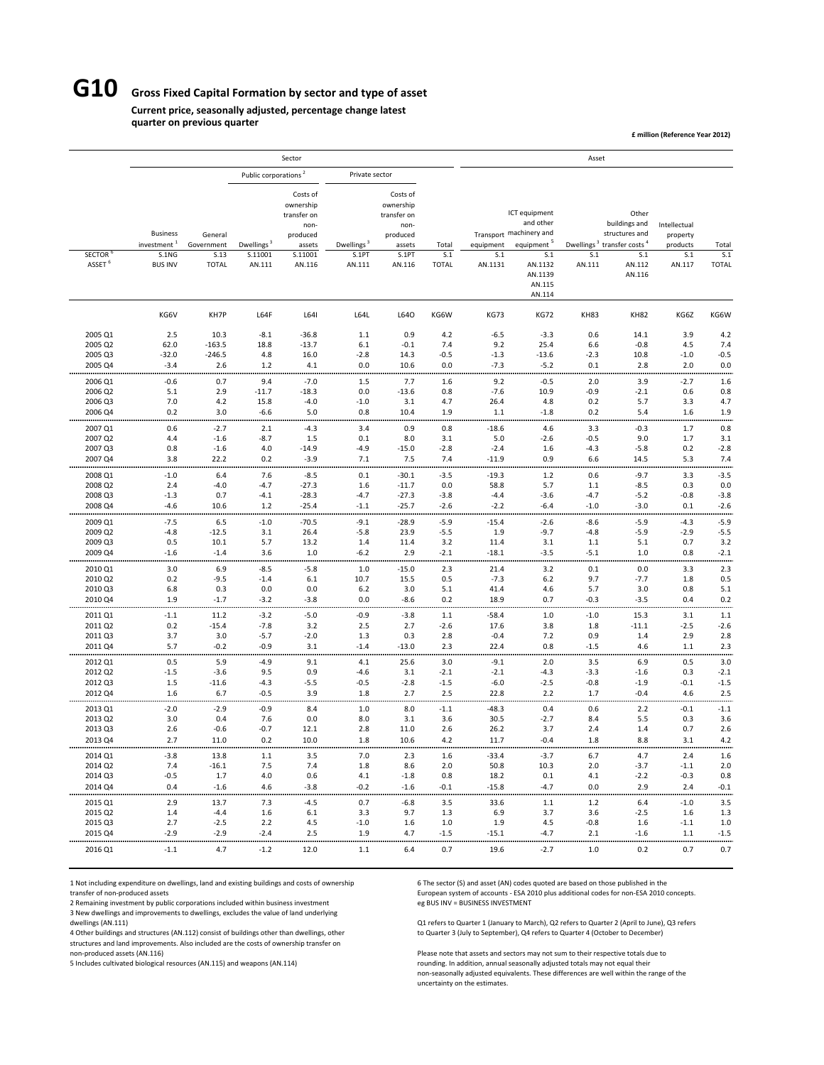# G10 Gross Fixed Capital Formation by sector and type of asset

**Current price, seasonally adjusted, percentage change latest quarter on previous quarter**

**£ million (Reference Year 2012)**

| | Sector | | | | | | | Asset | | | | | |
|---|---|---|---|---|---|---|---|---|---|---|---|---|---|
| | | | Public corporations [2] | | Private sector | | | | | | | | |
| | Business investment [1] | General Government | Dwellings [3] | Costs of ownership transfer on non-produced assets | Dwellings [3] | Costs of ownership transfer on non-produced assets | Total | Transport equipment | ICT equipment and other machinery and equipment [5] | Dwellings [3] | Other buildings and structures and transfer costs [4] | Intellectual property products | Total |
| SECTOR [6] | S.1NG | S.13 | S.11001 | S.11001 | S.1PT | S.1PT | S.1 | S.1 | S.1 | S.1 | S.1 | S.1 | S.1 |
| ASSET [6] | BUS INV | TOTAL | AN.111 | AN.116 | AN.111 | AN.116 | TOTAL | AN.1131 | AN.1132 AN.1139 AN.115 AN.114 | AN.111 | AN.112 AN.116 | AN.117 | TOTAL |
| | KG6V | KH7P | L64F | L64I | L64L | L64O | KG6W | KG73 | KG72 | KH83 | KH82 | KG6Z | KG6W |
| 2005 Q1 | 2.5 | 10.3 | -8.1 | -36.8 | 1.1 | 0.9 | 4.2 | -6.5 | -3.3 | 0.6 | 14.1 | 3.9 | 4.2 |
| 2005 Q2 | 62.0 | -163.5 | 18.8 | -13.7 | 6.1 | -0.1 | 7.4 | 9.2 | 25.4 | 6.6 | -0.8 | 4.5 | 7.4 |
| 2005 Q3 | -32.0 | -246.5 | 4.8 | 16.0 | -2.8 | 14.3 | -0.5 | -1.3 | -13.6 | -2.3 | 10.8 | -1.0 | -0.5 |
| 2005 Q4 | -3.4 | 2.6 | 1.2 | 4.1 | 0.0 | 10.6 | 0.0 | -7.3 | -5.2 | 0.1 | 2.8 | 2.0 | 0.0 |
| 2006 Q1 | -0.6 | 0.7 | 9.4 | -7.0 | 1.5 | 7.7 | 1.6 | 9.2 | -0.5 | 2.0 | 3.9 | -2.7 | 1.6 |
| 2006 Q2 | 5.1 | 2.9 | -11.7 | -18.3 | 0.0 | -13.6 | 0.8 | -7.6 | 10.9 | -0.9 | -2.1 | 0.6 | 0.8 |
| 2006 Q3 | 7.0 | 4.2 | 15.8 | -4.0 | -1.0 | 3.1 | 4.7 | 26.4 | 4.8 | 0.2 | 5.7 | 3.3 | 4.7 |
| 2006 Q4 | 0.2 | 3.0 | -6.6 | 5.0 | 0.8 | 10.4 | 1.9 | 1.1 | -1.8 | 0.2 | 5.4 | 1.6 | 1.9 |
| 2007 Q1 | 0.6 | -2.7 | 2.1 | -4.3 | 3.4 | 0.9 | 0.8 | -18.6 | 4.6 | 3.3 | -0.3 | 1.7 | 0.8 |
| 2007 Q2 | 4.4 | -1.6 | -8.7 | 1.5 | 0.1 | 8.0 | 3.1 | 5.0 | -2.6 | -0.5 | 9.0 | 1.7 | 3.1 |
| 2007 Q3 | 0.8 | -1.6 | 4.0 | -14.9 | -4.9 | -15.0 | -2.8 | -2.4 | 1.6 | -4.3 | -5.8 | 0.2 | -2.8 |
| 2007 Q4 | 3.8 | 22.2 | 0.2 | -3.9 | 7.1 | 7.5 | 7.4 | -11.9 | 0.9 | 6.6 | 14.5 | 5.3 | 7.4 |
| 2008 Q1 | -1.0 | 6.4 | 7.6 | -8.5 | 0.1 | -30.1 | -3.5 | -19.3 | 1.2 | 0.6 | -9.7 | 3.3 | -3.5 |
| 2008 Q2 | 2.4 | -4.0 | -4.7 | -27.3 | 1.6 | -11.7 | 0.0 | 58.8 | 5.7 | 1.1 | -8.5 | 0.3 | 0.0 |
| 2008 Q3 | -1.3 | 0.7 | -4.1 | -28.3 | -4.7 | -27.3 | -3.8 | -4.4 | -3.6 | -4.7 | -5.2 | -0.8 | -3.8 |
| 2008 Q4 | -4.6 | 10.6 | 1.2 | -25.4 | -1.1 | -25.7 | -2.6 | -2.2 | -6.4 | -1.0 | -3.0 | 0.1 | -2.6 |
| 2009 Q1 | -7.5 | 6.5 | -1.0 | -70.5 | -9.1 | -28.9 | -5.9 | -15.4 | -2.6 | -8.6 | -5.9 | -4.3 | -5.9 |
| 2009 Q2 | -4.8 | -12.5 | 3.1 | 26.4 | -5.8 | 23.9 | -5.5 | 1.9 | -9.7 | -4.8 | -5.9 | -2.9 | -5.5 |
| 2009 Q3 | 0.5 | 10.1 | 5.7 | 13.2 | 1.4 | 11.4 | 3.2 | 11.4 | 3.1 | 1.1 | 5.1 | 0.7 | 3.2 |
| 2009 Q4 | -1.6 | -1.4 | 3.6 | 1.0 | -6.2 | 2.9 | -2.1 | -18.1 | -3.5 | -5.1 | 1.0 | 0.8 | -2.1 |
| 2010 Q1 | 3.0 | 6.9 | -8.5 | -5.8 | 1.0 | -15.0 | 2.3 | 21.4 | 3.2 | 0.1 | 0.0 | 3.3 | 2.3 |
| 2010 Q2 | 0.2 | -9.5 | -1.4 | 6.1 | 10.7 | 15.5 | 0.5 | -7.3 | 6.2 | 9.7 | -7.7 | 1.8 | 0.5 |
| 2010 Q3 | 6.8 | 0.3 | 0.0 | 0.0 | 6.2 | 3.0 | 5.1 | 41.4 | 4.6 | 5.7 | 3.0 | 0.8 | 5.1 |
| 2010 Q4 | 1.9 | -1.7 | -3.2 | -3.8 | 0.0 | -8.6 | 0.2 | 18.9 | 0.7 | -0.3 | -3.5 | 0.4 | 0.2 |
| 2011 Q1 | -1.1 | 11.2 | -3.2 | -5.0 | -0.9 | -3.8 | 1.1 | -58.4 | 1.0 | -1.0 | 15.3 | 3.1 | 1.1 |
| 2011 Q2 | 0.2 | -15.4 | -7.8 | 3.2 | 2.5 | 2.7 | -2.6 | 17.6 | 3.8 | 1.8 | -11.1 | -2.5 | -2.6 |
| 2011 Q3 | 3.7 | 3.0 | -5.7 | -2.0 | 1.3 | 0.3 | 2.8 | -0.4 | 7.2 | 0.9 | 1.4 | 2.9 | 2.8 |
| 2011 Q4 | 5.7 | -0.2 | -0.9 | 3.1 | -1.4 | -13.0 | 2.3 | 22.4 | 0.8 | -1.5 | 4.6 | 1.1 | 2.3 |
| 2012 Q1 | 0.5 | 5.9 | -4.9 | 9.1 | 4.1 | 25.6 | 3.0 | -9.1 | 2.0 | 3.5 | 6.9 | 0.5 | 3.0 |
| 2012 Q2 | -1.5 | -3.6 | 9.5 | 0.9 | -4.6 | 3.1 | -2.1 | -2.1 | -4.3 | -3.3 | -1.6 | 0.3 | -2.1 |
| 2012 Q3 | 1.5 | -11.6 | -4.3 | -5.5 | -0.5 | -2.8 | -1.5 | -6.0 | -2.5 | -0.8 | -1.9 | -0.1 | -1.5 |
| 2012 Q4 | 1.6 | 6.7 | -0.5 | 3.9 | 1.8 | 2.7 | 2.5 | 22.8 | 2.2 | 1.7 | -0.4 | 4.6 | 2.5 |
| 2013 Q1 | -2.0 | -2.9 | -0.9 | 8.4 | 1.0 | 8.0 | -1.1 | -48.3 | 0.4 | 0.6 | 2.2 | -0.1 | -1.1 |
| 2013 Q2 | 3.0 | 0.4 | 7.6 | 0.0 | 8.0 | 3.1 | 3.6 | 30.5 | -2.7 | 8.4 | 5.5 | 0.3 | 3.6 |
| 2013 Q3 | 2.6 | -0.6 | -0.7 | 12.1 | 2.8 | 11.0 | 2.6 | 26.2 | 3.7 | 2.4 | 1.4 | 0.7 | 2.6 |
| 2013 Q4 | 2.7 | 11.0 | 0.2 | 10.0 | 1.8 | 10.6 | 4.2 | 11.7 | -0.4 | 1.8 | 8.8 | 3.1 | 4.2 |
| 2014 Q1 | -3.8 | 13.8 | 1.1 | 3.5 | 7.0 | 2.3 | 1.6 | -33.4 | -3.7 | 6.7 | 4.7 | 2.4 | 1.6 |
| 2014 Q2 | 7.4 | -16.1 | 7.5 | 7.4 | 1.8 | 8.6 | 2.0 | 50.8 | 10.3 | 2.0 | -3.7 | -1.1 | 2.0 |
| 2014 Q3 | -0.5 | 1.7 | 4.0 | 0.6 | 4.1 | -1.8 | 0.8 | 18.2 | 0.1 | 4.1 | -2.2 | -0.3 | 0.8 |
| 2014 Q4 | 0.4 | -1.6 | 4.6 | -3.8 | -0.2 | -1.6 | -0.1 | -15.8 | -4.7 | 0.0 | 2.9 | 2.4 | -0.1 |
| 2015 Q1 | 2.9 | 13.7 | 7.3 | -4.5 | 0.7 | -6.8 | 3.5 | 33.6 | 1.1 | 1.2 | 6.4 | -1.0 | 3.5 |
| 2015 Q2 | 1.4 | -4.4 | 1.6 | 6.1 | 3.3 | 9.7 | 1.3 | 6.9 | 3.7 | 3.6 | -2.5 | 1.6 | 1.3 |
| 2015 Q3 | 2.7 | -2.5 | 2.2 | 4.5 | -1.0 | 1.6 | 1.0 | 1.9 | 4.5 | -0.8 | 1.6 | -1.1 | 1.0 |
| 2015 Q4 | -2.9 | -2.9 | -2.4 | 2.5 | 1.9 | 4.7 | -1.5 | -15.1 | -4.7 | 2.1 | -1.6 | 1.1 | -1.5 |
| 2016 Q1 | -1.1 | 4.7 | -1.2 | 12.0 | 1.1 | 6.4 | 0.7 | 19.6 | -2.7 | 1.0 | 0.2 | 0.7 | 0.7 |

1 Not including expenditure on dwellings, land and existing buildings and costs of ownership transfer of non-produced assets

2 Remaining investment by public corporations included within business investment

3 New dwellings and improvements to dwellings, excludes the value of land underlying dwellings (AN.111)

4 Other buildings and structures (AN.112) consist of buildings other than dwellings, other structures and land improvements. Also included are the costs of ownership transfer on non-produced assets (AN.116)

5 Includes cultivated biological resources (AN.115) and weapons (AN.114)

6 The sector (S) and asset (AN) codes quoted are based on those published in the European system of accounts - ESA 2010 plus additional codes for non-ESA 2010 concepts. eg BUS INV = BUSINESS INVESTMENT

Q1 refers to Quarter 1 (January to March), Q2 refers to Quarter 2 (April to June), Q3 refers to Quarter 3 (July to September), Q4 refers to Quarter 4 (October to December)

Please note that assets and sectors may not sum to their respective totals due to rounding. In addition, annual seasonally adjusted totals may not equal their non-seasonally adjusted equivalents. These differences are well within the range of the uncertainty on the estimates.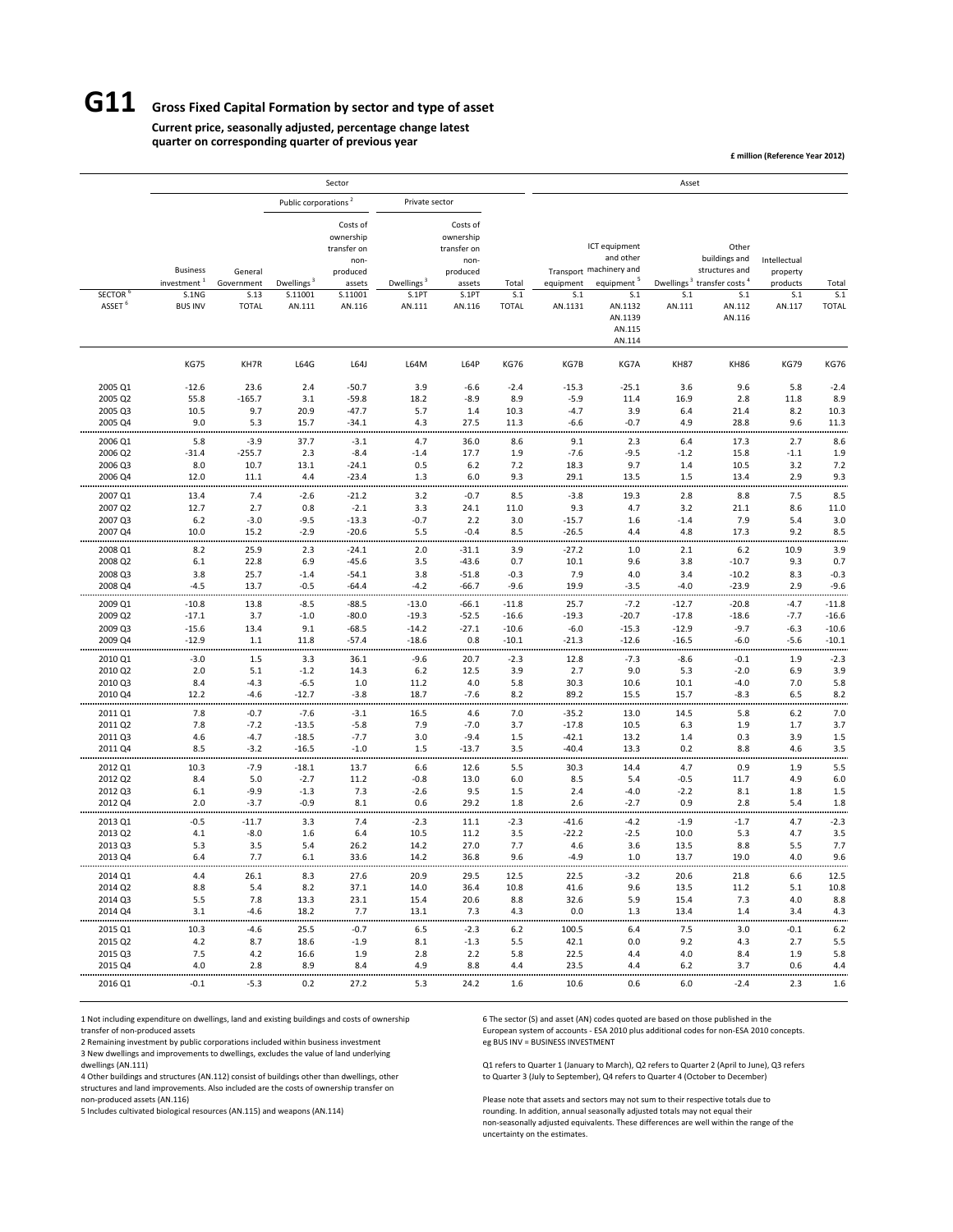# G11 Gross Fixed Capital Formation by sector and type of asset

**Current price, seasonally adjusted, percentage change latest quarter on corresponding quarter of previous year**

**£ million (Reference Year 2012)**

| | Sector | | | | | | | Asset | | | | | |
|---|---|---|---|---|---|---|---|---|---|---|---|---|---|
| | | | Public corporations [2] | | Private sector | | | | | | | | |
| | Business investment [1] | General Government | Dwellings [3] | Costs of ownership transfer on non-produced assets | Dwellings [3] | Costs of ownership transfer on non-produced assets | Total | Transport equipment | ICT equipment and other machinery and equipment [5] | Dwellings [3] | Other buildings and structures and transfer costs [4] | Intellectual property products | Total |
| SECTOR [6] | S.1NG | S.13 | S.11001 | S.11001 | S.1PT | S.1PT | S.1 | S.1 | S.1 | S.1 | S.1 | S.1 | S.1 |
| ASSET [6] | BUS INV | TOTAL | AN.111 | AN.116 | AN.111 | AN.116 | TOTAL | AN.1131 | AN.1132 AN.1139 AN.115 AN.114 | AN.111 | AN.112 AN.116 | AN.117 | TOTAL |
| | KG75 | KH7R | L64G | L64J | L64M | L64P | KG76 | KG7B | KG7A | KH87 | KH86 | KG79 | KG76 |
| 2005 Q1 | -12.6 | 23.6 | 2.4 | -50.7 | 3.9 | -6.6 | -2.4 | -15.3 | -25.1 | 3.6 | 9.6 | 5.8 | -2.4 |
| 2005 Q2 | 55.8 | -165.7 | 3.1 | -59.8 | 18.2 | -8.9 | 8.9 | -5.9 | 11.4 | 16.9 | 2.8 | 11.8 | 8.9 |
| 2005 Q3 | 10.5 | 9.7 | 20.9 | -47.7 | 5.7 | 1.4 | 10.3 | -4.7 | 3.9 | 6.4 | 21.4 | 8.2 | 10.3 |
| 2005 Q4 | 9.0 | 5.3 | 15.7 | -34.1 | 4.3 | 27.5 | 11.3 | -6.6 | -0.7 | 4.9 | 28.8 | 9.6 | 11.3 |
| 2006 Q1 | 5.8 | -3.9 | 37.7 | -3.1 | 4.7 | 36.0 | 8.6 | 9.1 | 2.3 | 6.4 | 17.3 | 2.7 | 8.6 |
| 2006 Q2 | -31.4 | -255.7 | 2.3 | -8.4 | -1.4 | 17.7 | 1.9 | -7.6 | -9.5 | -1.2 | 15.8 | -1.1 | 1.9 |
| 2006 Q3 | 8.0 | 10.7 | 13.1 | -24.1 | 0.5 | 6.2 | 7.2 | 18.3 | 9.7 | 1.4 | 10.5 | 3.2 | 7.2 |
| 2006 Q4 | 12.0 | 11.1 | 4.4 | -23.4 | 1.3 | 6.0 | 9.3 | 29.1 | 13.5 | 1.5 | 13.4 | 2.9 | 9.3 |
| 2007 Q1 | 13.4 | 7.4 | -2.6 | -21.2 | 3.2 | -0.7 | 8.5 | -3.8 | 19.3 | 2.8 | 8.8 | 7.5 | 8.5 |
| 2007 Q2 | 12.7 | 2.7 | 0.8 | -2.1 | 3.3 | 24.1 | 11.0 | 9.3 | 4.7 | 3.2 | 21.1 | 8.6 | 11.0 |
| 2007 Q3 | 6.2 | -3.0 | -9.5 | -13.3 | -0.7 | 2.2 | 3.0 | -15.7 | 1.6 | -1.4 | 7.9 | 5.4 | 3.0 |
| 2007 Q4 | 10.0 | 15.2 | -2.9 | -20.6 | 5.5 | -0.4 | 8.5 | -26.5 | 4.4 | 4.8 | 17.3 | 9.2 | 8.5 |
| 2008 Q1 | 8.2 | 25.9 | 2.3 | -24.1 | 2.0 | -31.1 | 3.9 | -27.2 | 1.0 | 2.1 | 6.2 | 10.9 | 3.9 |
| 2008 Q2 | 6.1 | 22.8 | 6.9 | -45.6 | 3.5 | -43.6 | 0.7 | 10.1 | 9.6 | 3.8 | -10.7 | 9.3 | 0.7 |
| 2008 Q3 | 3.8 | 25.7 | -1.4 | -54.1 | 3.8 | -51.8 | -0.3 | 7.9 | 4.0 | 3.4 | -10.2 | 8.3 | -0.3 |
| 2008 Q4 | -4.5 | 13.7 | -0.5 | -64.4 | -4.2 | -66.7 | -9.6 | 19.9 | -3.5 | -4.0 | -23.9 | 2.9 | -9.6 |
| 2009 Q1 | -10.8 | 13.8 | -8.5 | -88.5 | -13.0 | -66.1 | -11.8 | 25.7 | -7.2 | -12.7 | -20.8 | -4.7 | -11.8 |
| 2009 Q2 | -17.1 | 3.7 | -1.0 | -80.0 | -19.3 | -52.5 | -16.6 | -19.3 | -20.7 | -17.8 | -18.6 | -7.7 | -16.6 |
| 2009 Q3 | -15.6 | 13.4 | 9.1 | -68.5 | -14.2 | -27.1 | -10.6 | -6.0 | -15.3 | -12.9 | -9.7 | -6.3 | -10.6 |
| 2009 Q4 | -12.9 | 1.1 | 11.8 | -57.4 | -18.6 | 0.8 | -10.1 | -21.3 | -12.6 | -16.5 | -6.0 | -5.6 | -10.1 |
| 2010 Q1 | -3.0 | 1.5 | 3.3 | 36.1 | -9.6 | 20.7 | -2.3 | 12.8 | -7.3 | -8.6 | -0.1 | 1.9 | -2.3 |
| 2010 Q2 | 2.0 | 5.1 | -1.2 | 14.3 | 6.2 | 12.5 | 3.9 | 2.7 | 9.0 | 5.3 | -2.0 | 6.9 | 3.9 |
| 2010 Q3 | 8.4 | -4.3 | -6.5 | 1.0 | 11.2 | 4.0 | 5.8 | 30.3 | 10.6 | 10.1 | -4.0 | 7.0 | 5.8 |
| 2010 Q4 | 12.2 | -4.6 | -12.7 | -3.8 | 18.7 | -7.6 | 8.2 | 89.2 | 15.5 | 15.7 | -8.3 | 6.5 | 8.2 |
| 2011 Q1 | 7.8 | -0.7 | -7.6 | -3.1 | 16.5 | 4.6 | 7.0 | -35.2 | 13.0 | 14.5 | 5.8 | 6.2 | 7.0 |
| 2011 Q2 | 7.8 | -7.2 | -13.5 | -5.8 | 7.9 | -7.0 | 3.7 | -17.8 | 10.5 | 6.3 | 1.9 | 1.7 | 3.7 |
| 2011 Q3 | 4.6 | -4.7 | -18.5 | -7.7 | 3.0 | -9.4 | 1.5 | -42.1 | 13.2 | 1.4 | 0.3 | 3.9 | 1.5 |
| 2011 Q4 | 8.5 | -3.2 | -16.5 | -1.0 | 1.5 | -13.7 | 3.5 | -40.4 | 13.3 | 0.2 | 8.8 | 4.6 | 3.5 |
| 2012 Q1 | 10.3 | -7.9 | -18.1 | 13.7 | 6.6 | 12.6 | 5.5 | 30.3 | 14.4 | 4.7 | 0.9 | 1.9 | 5.5 |
| 2012 Q2 | 8.4 | 5.0 | -2.7 | 11.2 | -0.8 | 13.0 | 6.0 | 8.5 | 5.4 | -0.5 | 11.7 | 4.9 | 6.0 |
| 2012 Q3 | 6.1 | -9.9 | -1.3 | 7.3 | -2.6 | 9.5 | 1.5 | 2.4 | -4.0 | -2.2 | 8.1 | 1.8 | 1.5 |
| 2012 Q4 | 2.0 | -3.7 | -0.9 | 8.1 | 0.6 | 29.2 | 1.8 | 2.6 | -2.7 | 0.9 | 2.8 | 5.4 | 1.8 |
| 2013 Q1 | -0.5 | -11.7 | 3.3 | 7.4 | -2.3 | 11.1 | -2.3 | -41.6 | -4.2 | -1.9 | -1.7 | 4.7 | -2.3 |
| 2013 Q2 | 4.1 | -8.0 | 1.6 | 6.4 | 10.5 | 11.2 | 3.5 | -22.2 | -2.5 | 10.0 | 5.3 | 4.7 | 3.5 |
| 2013 Q3 | 5.3 | 3.5 | 5.4 | 26.2 | 14.2 | 27.0 | 7.7 | 4.6 | 3.6 | 13.5 | 8.8 | 5.5 | 7.7 |
| 2013 Q4 | 6.4 | 7.7 | 6.1 | 33.6 | 14.2 | 36.8 | 9.6 | -4.9 | 1.0 | 13.7 | 19.0 | 4.0 | 9.6 |
| 2014 Q1 | 4.4 | 26.1 | 8.3 | 27.6 | 20.9 | 29.5 | 12.5 | 22.5 | -3.2 | 20.6 | 21.8 | 6.6 | 12.5 |
| 2014 Q2 | 8.8 | 5.4 | 8.2 | 37.1 | 14.0 | 36.4 | 10.8 | 41.6 | 9.6 | 13.5 | 11.2 | 5.1 | 10.8 |
| 2014 Q3 | 5.5 | 7.8 | 13.3 | 23.1 | 15.4 | 20.6 | 8.8 | 32.6 | 5.9 | 15.4 | 7.3 | 4.0 | 8.8 |
| 2014 Q4 | 3.1 | -4.6 | 18.2 | 7.7 | 13.1 | 7.3 | 4.3 | 0.0 | 1.3 | 13.4 | 1.4 | 3.4 | 4.3 |
| 2015 Q1 | 10.3 | -4.6 | 25.5 | -0.7 | 6.5 | -2.3 | 6.2 | 100.5 | 6.4 | 7.5 | 3.0 | -0.1 | 6.2 |
| 2015 Q2 | 4.2 | 8.7 | 18.6 | -1.9 | 8.1 | -1.3 | 5.5 | 42.1 | 0.0 | 9.2 | 4.3 | 2.7 | 5.5 |
| 2015 Q3 | 7.5 | 4.2 | 16.6 | 1.9 | 2.8 | 2.2 | 5.8 | 22.5 | 4.4 | 4.0 | 8.4 | 1.9 | 5.8 |
| 2015 Q4 | 4.0 | 2.8 | 8.9 | 8.4 | 4.9 | 8.8 | 4.4 | 23.5 | 4.4 | 6.2 | 3.7 | 0.6 | 4.4 |
| 2016 Q1 | -0.1 | -5.3 | 0.2 | 27.2 | 5.3 | 24.2 | 1.6 | 10.6 | 0.6 | 6.0 | -2.4 | 2.3 | 1.6 |

1 Not including expenditure on dwellings, land and existing buildings and costs of ownership transfer of non-produced assets

2 Remaining investment by public corporations included within business investment

3 New dwellings and improvements to dwellings, excludes the value of land underlying dwellings (AN.111)

4 Other buildings and structures (AN.112) consist of buildings other than dwellings, other structures and land improvements. Also included are the costs of ownership transfer on non-produced assets (AN.116)

5 Includes cultivated biological resources (AN.115) and weapons (AN.114)

6 The sector (S) and asset (AN) codes quoted are based on those published in the European system of accounts - ESA 2010 plus additional codes for non-ESA 2010 concepts. eg BUS INV = BUSINESS INVESTMENT

Q1 refers to Quarter 1 (January to March), Q2 refers to Quarter 2 (April to June), Q3 refers to Quarter 3 (July to September), Q4 refers to Quarter 4 (October to December)

Please note that assets and sectors may not sum to their respective totals due to rounding. In addition, annual seasonally adjusted totals may not equal their non-seasonally adjusted equivalents. These differences are well within the range of the uncertainty on the estimates.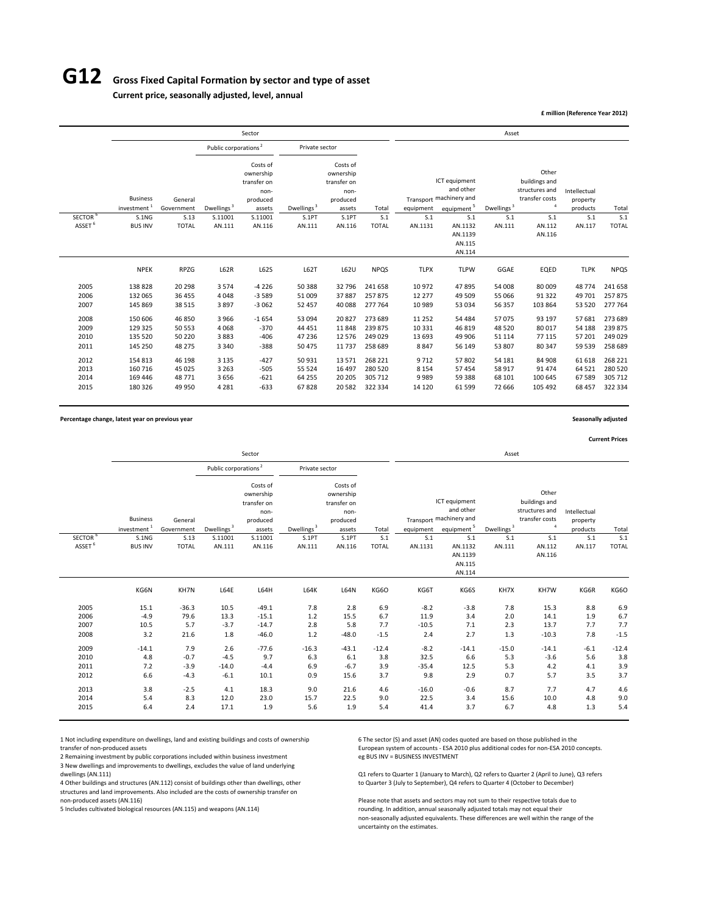# G12 Gross Fixed Capital Formation by sector and type of asset

**Current price, seasonally adjusted, level, annual**

**£ million (Reference Year 2012)**

| | Sector | | | | | | | Asset | | | | | |
|---|---|---|---|---|---|---|---|---|---|---|---|---|---|
| | | | Public corporations [2] | | Private sector | | | | | | | | |
| | Business investment [1] | General Government | Dwellings [3] | Costs of ownership transfer on non-produced assets | Dwellings [3] | Costs of ownership transfer on non-produced assets | Total | Transport equipment | ICT equipment and other machinery and equipment [5] | Dwellings [3] | Other buildings and structures and transfer costs [4] | Intellectual property products | Total |
| SECTOR [6] | S.1NG | S.13 | S.11001 | S.11001 | S.1PT | S.1PT | S.1 | S.1 | S.1 | S.1 | S.1 | S.1 | S.1 |
| ASSET [6] | BUS INV | TOTAL | AN.111 | AN.116 | AN.111 | AN.116 | TOTAL | AN.1131 | AN.1132 AN.1139 AN.115 AN.114 | AN.111 | AN.112 AN.116 | AN.117 | TOTAL |
| | NPEK | RPZG | L62R | L62S | L62T | L62U | NPQS | TLPX | TLPW | GGAE | EQED | TLPK | NPQS |
| 2005 | 138 828 | 20 298 | 3 574 | -4 226 | 50 388 | 32 796 | 241 658 | 10 972 | 47 895 | 54 008 | 80 009 | 48 774 | 241 658 |
| 2006 | 132 065 | 36 455 | 4 048 | -3 589 | 51 009 | 37 887 | 257 875 | 12 277 | 49 509 | 55 066 | 91 322 | 49 701 | 257 875 |
| 2007 | 145 869 | 38 515 | 3 897 | -3 062 | 52 457 | 40 088 | 277 764 | 10 989 | 53 034 | 56 357 | 103 864 | 53 520 | 277 764 |
| 2008 | 150 606 | 46 850 | 3 966 | -1 654 | 53 094 | 20 827 | 273 689 | 11 252 | 54 484 | 57 075 | 93 197 | 57 681 | 273 689 |
| 2009 | 129 325 | 50 553 | 4 068 | -370 | 44 451 | 11 848 | 239 875 | 10 331 | 46 819 | 48 520 | 80 017 | 54 188 | 239 875 |
| 2010 | 135 520 | 50 220 | 3 883 | -406 | 47 236 | 12 576 | 249 029 | 13 693 | 49 906 | 51 114 | 77 115 | 57 201 | 249 029 |
| 2011 | 145 250 | 48 275 | 3 340 | -388 | 50 475 | 11 737 | 258 689 | 8 847 | 56 149 | 53 807 | 80 347 | 59 539 | 258 689 |
| 2012 | 154 813 | 46 198 | 3 135 | -427 | 50 931 | 13 571 | 268 221 | 9 712 | 57 802 | 54 181 | 84 908 | 61 618 | 268 221 |
| 2013 | 160 716 | 45 025 | 3 263 | -505 | 55 524 | 16 497 | 280 520 | 8 154 | 57 454 | 58 917 | 91 474 | 64 521 | 280 520 |
| 2014 | 169 446 | 48 771 | 3 656 | -621 | 64 255 | 20 205 | 305 712 | 9 989 | 59 388 | 68 101 | 100 645 | 67 589 | 305 712 |
| 2015 | 180 326 | 49 950 | 4 281 | -633 | 67 828 | 20 582 | 322 334 | 14 120 | 61 599 | 72 666 | 105 492 | 68 457 | 322 334 |

**Percentage change, latest year on previous year**

**Seasonally adjusted**

**Current Prices**

| | Sector | | | | | | | Asset | | | | | |
|---|---|---|---|---|---|---|---|---|---|---|---|---|---|
| | | | Public corporations [2] | | Private sector | | | | | | | | |
| | Business investment [1] | General Government | Dwellings [3] | Costs of ownership transfer on non-produced assets | Dwellings [3] | Costs of ownership transfer on non-produced assets | Total | Transport equipment | ICT equipment and other machinery and equipment [5] | Dwellings [3] | Other buildings and structures and transfer costs [4] | Intellectual property products | Total |
| SECTOR [6] | S.1NG | S.13 | S.11001 | S.11001 | S.1PT | S.1PT | S.1 | S.1 | S.1 | S.1 | S.1 | S.1 | S.1 |
| ASSET [6] | BUS INV | TOTAL | AN.111 | AN.116 | AN.111 | AN.116 | TOTAL | AN.1131 | AN.1132 AN.1139 AN.115 AN.114 | AN.111 | AN.112 AN.116 | AN.117 | TOTAL |
| | KG6N | KH7N | L64E | L64H | L64K | L64N | KG6O | KG6T | KG6S | KH7X | KH7W | KG6R | KG6O |
| 2005 | 15.1 | -36.3 | 10.5 | -49.1 | 7.8 | 2.8 | 6.9 | -8.2 | -3.8 | 7.8 | 15.3 | 8.8 | 6.9 |
| 2006 | -4.9 | 79.6 | 13.3 | -15.1 | 1.2 | 15.5 | 6.7 | 11.9 | 3.4 | 2.0 | 14.1 | 1.9 | 6.7 |
| 2007 | 10.5 | 5.7 | -3.7 | -14.7 | 2.8 | 5.8 | 7.7 | -10.5 | 7.1 | 2.3 | 13.7 | 7.7 | 7.7 |
| 2008 | 3.2 | 21.6 | 1.8 | -46.0 | 1.2 | -48.0 | -1.5 | 2.4 | 2.7 | 1.3 | -10.3 | 7.8 | -1.5 |
| 2009 | -14.1 | 7.9 | 2.6 | -77.6 | -16.3 | -43.1 | -12.4 | -8.2 | -14.1 | -15.0 | -14.1 | -6.1 | -12.4 |
| 2010 | 4.8 | -0.7 | -4.5 | 9.7 | 6.3 | 6.1 | 3.8 | 32.5 | 6.6 | 5.3 | -3.6 | 5.6 | 3.8 |
| 2011 | 7.2 | -3.9 | -14.0 | -4.4 | 6.9 | -6.7 | 3.9 | -35.4 | 12.5 | 5.3 | 4.2 | 4.1 | 3.9 |
| 2012 | 6.6 | -4.3 | -6.1 | 10.1 | 0.9 | 15.6 | 3.7 | 9.8 | 2.9 | 0.7 | 5.7 | 3.5 | 3.7 |
| 2013 | 3.8 | -2.5 | 4.1 | 18.3 | 9.0 | 21.6 | 4.6 | -16.0 | -0.6 | 8.7 | 7.7 | 4.7 | 4.6 |
| 2014 | 5.4 | 8.3 | 12.0 | 23.0 | 15.7 | 22.5 | 9.0 | 22.5 | 3.4 | 15.6 | 10.0 | 4.8 | 9.0 |
| 2015 | 6.4 | 2.4 | 17.1 | 1.9 | 5.6 | 1.9 | 5.4 | 41.4 | 3.7 | 6.7 | 4.8 | 1.3 | 5.4 |

1 Not including expenditure on dwellings, land and existing buildings and costs of ownership transfer of non-produced assets

2 Remaining investment by public corporations included within business investment

3 New dwellings and improvements to dwellings, excludes the value of land underlying dwellings (AN.111)

4 Other buildings and structures (AN.112) consist of buildings other than dwellings, other structures and land improvements. Also included are the costs of ownership transfer on non-produced assets (AN.116)

5 Includes cultivated biological resources (AN.115) and weapons (AN.114)

6 The sector (S) and asset (AN) codes quoted are based on those published in the European system of accounts - ESA 2010 plus additional codes for non-ESA 2010 concepts. eg BUS INV = BUSINESS INVESTMENT

Q1 refers to Quarter 1 (January to March), Q2 refers to Quarter 2 (April to June), Q3 refers to Quarter 3 (July to September), Q4 refers to Quarter 4 (October to December)

Please note that assets and sectors may not sum to their respective totals due to rounding. In addition, annual seasonally adjusted totals may not equal their non-seasonally adjusted equivalents. These differences are well within the range of the uncertainty on the estimates.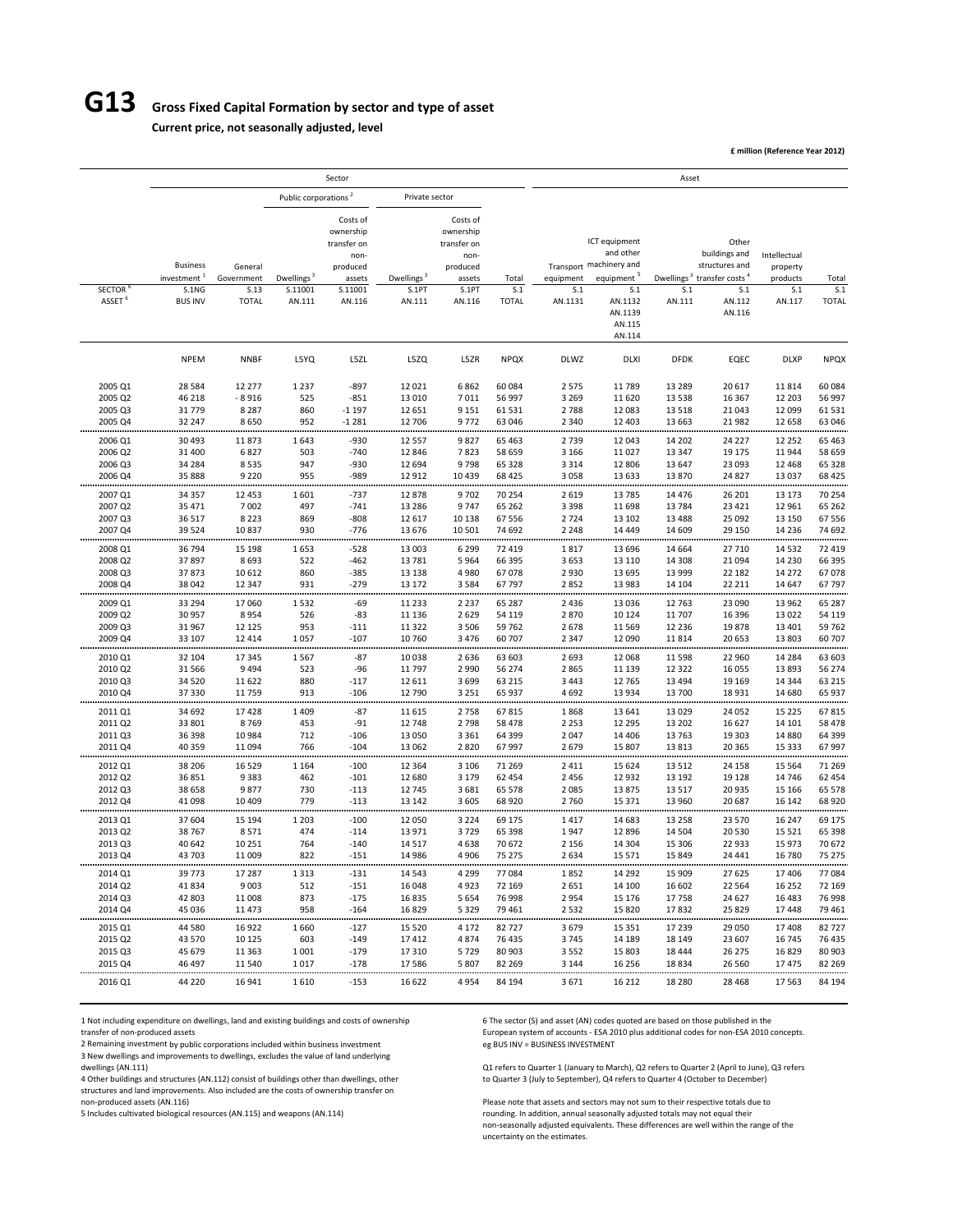# G13 Gross Fixed Capital Formation by sector and type of asset

**Current price, not seasonally adjusted, level**

**£ million (Reference Year 2012)**

| | Sector | | | | | | | Asset | | | | | |
|---|---|---|---|---|---|---|---|---|---|---|---|---|---|
| | | | Public corporations[2] | | Private sector | | | | | | | | |
| | Business investment[1] | General Government | Dwellings[3] | Costs of ownership transfer on non-produced assets | Dwellings[3] | Costs of ownership transfer on non-produced assets | Total | Transport equipment | ICT equipment and other machinery and equipment[5] | Dwellings[3] | Other buildings and structures and transfer costs[4] | Intellectual property products | Total |
| SECTOR[6] | S.1NG | S.13 | S.11001 | S.11001 | S.1PT | S.1PT | S.1 | S.1 | S.1 | S.1 | S.1 | S.1 | S.1 |
| ASSET[6] | BUS INV | TOTAL | AN.111 | AN.116 | AN.111 | AN.116 | TOTAL | AN.1131 | AN.1132 AN.1139 AN.115 AN.114 | AN.111 | AN.112 AN.116 | AN.117 | TOTAL |
| | NPEM | NNBF | L5YQ | L5ZL | L5ZQ | L5ZR | NPQX | DLWZ | DLXI | DFDK | EQEC | DLXP | NPQX |
| 2005 Q1 | 28 584 | 12 277 | 1 237 | -897 | 12 021 | 6 862 | 60 084 | 2 575 | 11 789 | 13 289 | 20 617 | 11 814 | 60 084 |
| 2005 Q2 | 46 218 | - 8 916 | 525 | -851 | 13 010 | 7 011 | 56 997 | 3 269 | 11 620 | 13 538 | 16 367 | 12 203 | 56 997 |
| 2005 Q3 | 31 779 | 8 287 | 860 | -1 197 | 12 651 | 9 151 | 61 531 | 2 788 | 12 083 | 13 518 | 21 043 | 12 099 | 61 531 |
| 2005 Q4 | 32 247 | 8 650 | 952 | -1 281 | 12 706 | 9 772 | 63 046 | 2 340 | 12 403 | 13 663 | 21 982 | 12 658 | 63 046 |
| 2006 Q1 | 30 493 | 11 873 | 1 643 | -930 | 12 557 | 9 827 | 65 463 | 2 739 | 12 043 | 14 202 | 24 227 | 12 252 | 65 463 |
| 2006 Q2 | 31 400 | 6 827 | 503 | -740 | 12 846 | 7 823 | 58 659 | 3 166 | 11 027 | 13 347 | 19 175 | 11 944 | 58 659 |
| 2006 Q3 | 34 284 | 8 535 | 947 | -930 | 12 694 | 9 798 | 65 328 | 3 314 | 12 806 | 13 647 | 23 093 | 12 468 | 65 328 |
| 2006 Q4 | 35 888 | 9 220 | 955 | -989 | 12 912 | 10 439 | 68 425 | 3 058 | 13 633 | 13 870 | 24 827 | 13 037 | 68 425 |
| 2007 Q1 | 34 357 | 12 453 | 1 601 | -737 | 12 878 | 9 702 | 70 254 | 2 619 | 13 785 | 14 476 | 26 201 | 13 173 | 70 254 |
| 2007 Q2 | 35 471 | 7 002 | 497 | -741 | 13 286 | 9 747 | 65 262 | 3 398 | 11 698 | 13 784 | 23 421 | 12 961 | 65 262 |
| 2007 Q3 | 36 517 | 8 223 | 869 | -808 | 12 617 | 10 138 | 67 556 | 2 724 | 13 102 | 13 488 | 25 092 | 13 150 | 67 556 |
| 2007 Q4 | 39 524 | 10 837 | 930 | -776 | 13 676 | 10 501 | 74 692 | 2 248 | 14 449 | 14 609 | 29 150 | 14 236 | 74 692 |
| 2008 Q1 | 36 794 | 15 198 | 1 653 | -528 | 13 003 | 6 299 | 72 419 | 1 817 | 13 696 | 14 664 | 27 710 | 14 532 | 72 419 |
| 2008 Q2 | 37 897 | 8 693 | 522 | -462 | 13 781 | 5 964 | 66 395 | 3 653 | 13 110 | 14 308 | 21 094 | 14 230 | 66 395 |
| 2008 Q3 | 37 873 | 10 612 | 860 | -385 | 13 138 | 4 980 | 67 078 | 2 930 | 13 695 | 13 999 | 22 182 | 14 272 | 67 078 |
| 2008 Q4 | 38 042 | 12 347 | 931 | -279 | 13 172 | 3 584 | 67 797 | 2 852 | 13 983 | 14 104 | 22 211 | 14 647 | 67 797 |
| 2009 Q1 | 33 294 | 17 060 | 1 532 | -69 | 11 233 | 2 237 | 65 287 | 2 436 | 13 036 | 12 763 | 23 090 | 13 962 | 65 287 |
| 2009 Q2 | 30 957 | 8 954 | 526 | -83 | 11 136 | 2 629 | 54 119 | 2 870 | 10 124 | 11 707 | 16 396 | 13 022 | 54 119 |
| 2009 Q3 | 31 967 | 12 125 | 953 | -111 | 11 322 | 3 506 | 59 762 | 2 678 | 11 569 | 12 236 | 19 878 | 13 401 | 59 762 |
| 2009 Q4 | 33 107 | 12 414 | 1 057 | -107 | 10 760 | 3 476 | 60 707 | 2 347 | 12 090 | 11 814 | 20 653 | 13 803 | 60 707 |
| 2010 Q1 | 32 104 | 17 345 | 1 567 | -87 | 10 038 | 2 636 | 63 603 | 2 693 | 12 068 | 11 598 | 22 960 | 14 284 | 63 603 |
| 2010 Q2 | 31 566 | 9 494 | 523 | -96 | 11 797 | 2 990 | 56 274 | 2 865 | 11 139 | 12 322 | 16 055 | 13 893 | 56 274 |
| 2010 Q3 | 34 520 | 11 622 | 880 | -117 | 12 611 | 3 699 | 63 215 | 3 443 | 12 765 | 13 494 | 19 169 | 14 344 | 63 215 |
| 2010 Q4 | 37 330 | 11 759 | 913 | -106 | 12 790 | 3 251 | 65 937 | 4 692 | 13 934 | 13 700 | 18 931 | 14 680 | 65 937 |
| 2011 Q1 | 34 692 | 17 428 | 1 409 | -87 | 11 615 | 2 758 | 67 815 | 1 868 | 13 641 | 13 029 | 24 052 | 15 225 | 67 815 |
| 2011 Q2 | 33 801 | 8 769 | 453 | -91 | 12 748 | 2 798 | 58 478 | 2 253 | 12 295 | 13 202 | 16 627 | 14 101 | 58 478 |
| 2011 Q3 | 36 398 | 10 984 | 712 | -106 | 13 050 | 3 361 | 64 399 | 2 047 | 14 406 | 13 763 | 19 303 | 14 880 | 64 399 |
| 2011 Q4 | 40 359 | 11 094 | 766 | -104 | 13 062 | 2 820 | 67 997 | 2 679 | 15 807 | 13 813 | 20 365 | 15 333 | 67 997 |
| 2012 Q1 | 38 206 | 16 529 | 1 164 | -100 | 12 364 | 3 106 | 71 269 | 2 411 | 15 624 | 13 512 | 24 158 | 15 564 | 71 269 |
| 2012 Q2 | 36 851 | 9 383 | 462 | -101 | 12 680 | 3 179 | 62 454 | 2 456 | 12 932 | 13 192 | 19 128 | 14 746 | 62 454 |
| 2012 Q3 | 38 658 | 9 877 | 730 | -113 | 12 745 | 3 681 | 65 578 | 2 085 | 13 875 | 13 517 | 20 935 | 15 166 | 65 578 |
| 2012 Q4 | 41 098 | 10 409 | 779 | -113 | 13 142 | 3 605 | 68 920 | 2 760 | 15 371 | 13 960 | 20 687 | 16 142 | 68 920 |
| 2013 Q1 | 37 604 | 15 194 | 1 203 | -100 | 12 050 | 3 224 | 69 175 | 1 417 | 14 683 | 13 258 | 23 570 | 16 247 | 69 175 |
| 2013 Q2 | 38 767 | 8 571 | 474 | -114 | 13 971 | 3 729 | 65 398 | 1 947 | 12 896 | 14 504 | 20 530 | 15 521 | 65 398 |
| 2013 Q3 | 40 642 | 10 251 | 764 | -140 | 14 517 | 4 638 | 70 672 | 2 156 | 14 304 | 15 306 | 22 933 | 15 973 | 70 672 |
| 2013 Q4 | 43 703 | 11 009 | 822 | -151 | 14 986 | 4 906 | 75 275 | 2 634 | 15 571 | 15 849 | 24 441 | 16 780 | 75 275 |
| 2014 Q1 | 39 773 | 17 287 | 1 313 | -131 | 14 543 | 4 299 | 77 084 | 1 852 | 14 292 | 15 909 | 27 625 | 17 406 | 77 084 |
| 2014 Q2 | 41 834 | 9 003 | 512 | -151 | 16 048 | 4 923 | 72 169 | 2 651 | 14 100 | 16 602 | 22 564 | 16 252 | 72 169 |
| 2014 Q3 | 42 803 | 11 008 | 873 | -175 | 16 835 | 5 654 | 76 998 | 2 954 | 15 176 | 17 758 | 24 627 | 16 483 | 76 998 |
| 2014 Q4 | 45 036 | 11 473 | 958 | -164 | 16 829 | 5 329 | 79 461 | 2 532 | 15 820 | 17 832 | 25 829 | 17 448 | 79 461 |
| 2015 Q1 | 44 580 | 16 922 | 1 660 | -127 | 15 520 | 4 172 | 82 727 | 3 679 | 15 351 | 17 239 | 29 050 | 17 408 | 82 727 |
| 2015 Q2 | 43 570 | 10 125 | 603 | -149 | 17 412 | 4 874 | 76 435 | 3 745 | 14 189 | 18 149 | 23 607 | 16 745 | 76 435 |
| 2015 Q3 | 45 679 | 11 363 | 1 001 | -179 | 17 310 | 5 729 | 80 903 | 3 552 | 15 803 | 18 444 | 26 275 | 16 829 | 80 903 |
| 2015 Q4 | 46 497 | 11 540 | 1 017 | -178 | 17 586 | 5 807 | 82 269 | 3 144 | 16 256 | 18 834 | 26 560 | 17 475 | 82 269 |
| 2016 Q1 | 44 220 | 16 941 | 1 610 | -153 | 16 622 | 4 954 | 84 194 | 3 671 | 16 212 | 18 280 | 28 468 | 17 563 | 84 194 |

1 Not including expenditure on dwellings, land and existing buildings and costs of ownership transfer of non-produced assets

2 Remaining investment by public corporations included within business investment

3 New dwellings and improvements to dwellings, excludes the value of land underlying dwellings (AN.111)

4 Other buildings and structures (AN.112) consist of buildings other than dwellings, other structures and land improvements. Also included are the costs of ownership transfer on non-produced assets (AN.116)

5 Includes cultivated biological resources (AN.115) and weapons (AN.114)

6 The sector (S) and asset (AN) codes quoted are based on those published in the European system of accounts - ESA 2010 plus additional codes for non-ESA 2010 concepts. eg BUS INV = BUSINESS INVESTMENT

Q1 refers to Quarter 1 (January to March), Q2 refers to Quarter 2 (April to June), Q3 refers to Quarter 3 (July to September), Q4 refers to Quarter 4 (October to December)

Please note that assets and sectors may not sum to their respective totals due to rounding. In addition, annual seasonally adjusted totals may not equal their non-seasonally adjusted equivalents. These differences are well within the range of the uncertainty on the estimates.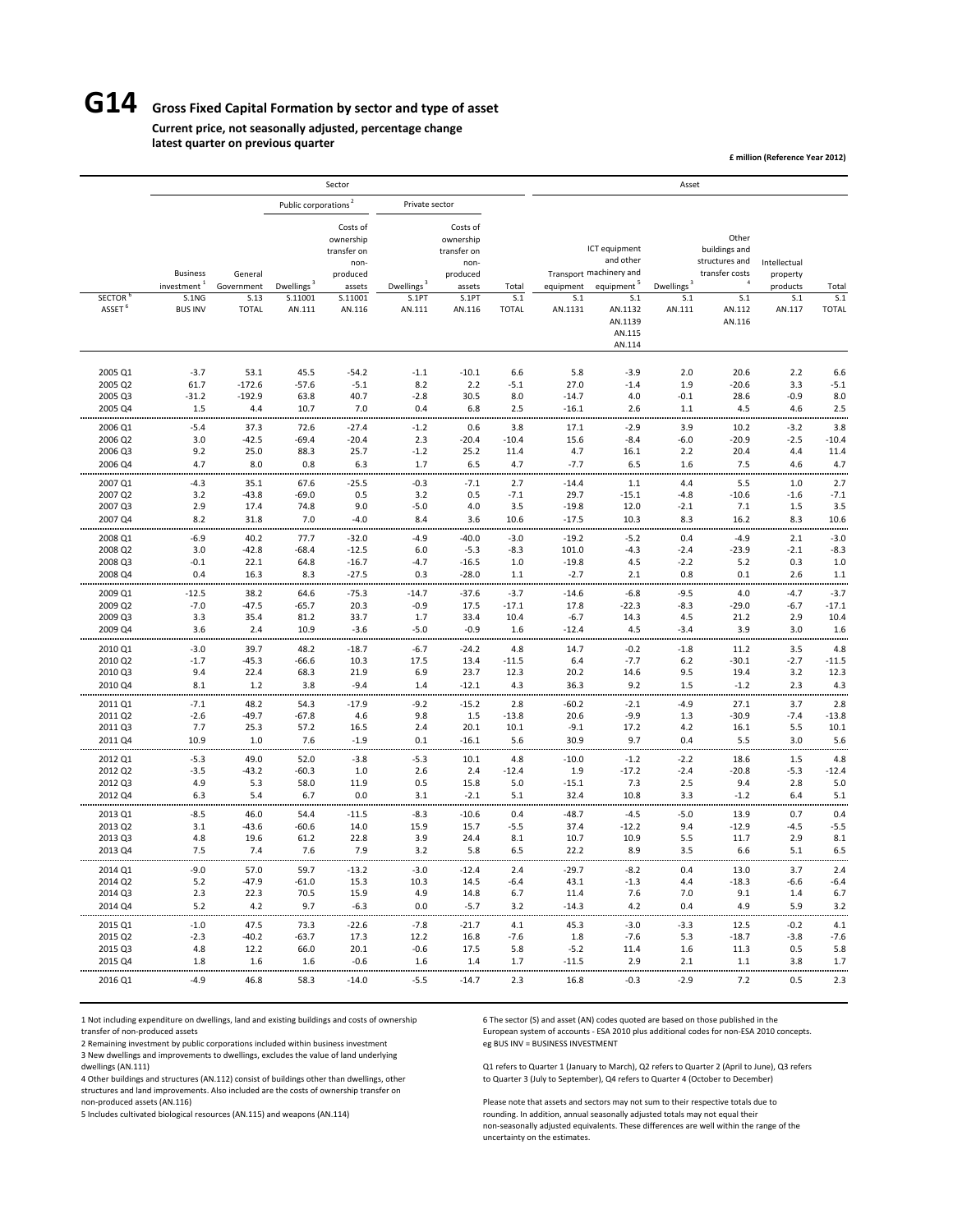# G14 Gross Fixed Capital Formation by sector and type of asset

**Current price, not seasonally adjusted, percentage change latest quarter on previous quarter**

**£ million (Reference Year 2012)**

| | Sector | | | | | | | Asset | | | | | |
|---|---|---|---|---|---|---|---|---|---|---|---|---|---|
| | | | Public corporations [2] | | Private sector | | | | | | | | |
| | Business investment [1] | General Government | Dwellings [3] | Costs of ownership transfer on non-produced assets | Dwellings [3] | Costs of ownership transfer on non-produced assets | Total | Transport equipment | ICT equipment and other machinery and equipment [5] | Dwellings [3] | Other buildings and structures and transfer costs [4] | Intellectual property products | Total |
| SECTOR [6] | S.1NG | S.13 | S.11001 | S.11001 | S.1PT | S.1PT | S.1 | S.1 | S.1 | S.1 | S.1 | S.1 | S.1 |
| ASSET [6] | BUS INV | TOTAL | AN.111 | AN.116 | AN.111 | AN.116 | TOTAL | AN.1131 | AN.1132 AN.1139 AN.115 AN.114 | AN.111 | AN.112 AN.116 | AN.117 | TOTAL |
| 2005 Q1 | -3.7 | 53.1 | 45.5 | -54.2 | -1.1 | -10.1 | 6.6 | 5.8 | -3.9 | 2.0 | 20.6 | 2.2 | 6.6 |
| 2005 Q2 | 61.7 | -172.6 | -57.6 | -5.1 | 8.2 | 2.2 | -5.1 | 27.0 | -1.4 | 1.9 | -20.6 | 3.3 | -5.1 |
| 2005 Q3 | -31.2 | -192.9 | 63.8 | 40.7 | -2.8 | 30.5 | 8.0 | -14.7 | 4.0 | -0.1 | 28.6 | -0.9 | 8.0 |
| 2005 Q4 | 1.5 | 4.4 | 10.7 | 7.0 | 0.4 | 6.8 | 2.5 | -16.1 | 2.6 | 1.1 | 4.5 | 4.6 | 2.5 |
| 2006 Q1 | -5.4 | 37.3 | 72.6 | -27.4 | -1.2 | 0.6 | 3.8 | 17.1 | -2.9 | 3.9 | 10.2 | -3.2 | 3.8 |
| 2006 Q2 | 3.0 | -42.5 | -69.4 | -20.4 | 2.3 | -20.4 | -10.4 | 15.6 | -8.4 | -6.0 | -20.9 | -2.5 | -10.4 |
| 2006 Q3 | 9.2 | 25.0 | 88.3 | 25.7 | -1.2 | 25.2 | 11.4 | 4.7 | 16.1 | 2.2 | 20.4 | 4.4 | 11.4 |
| 2006 Q4 | 4.7 | 8.0 | 0.8 | 6.3 | 1.7 | 6.5 | 4.7 | -7.7 | 6.5 | 1.6 | 7.5 | 4.6 | 4.7 |
| 2007 Q1 | -4.3 | 35.1 | 67.6 | -25.5 | -0.3 | -7.1 | 2.7 | -14.4 | 1.1 | 4.4 | 5.5 | 1.0 | 2.7 |
| 2007 Q2 | 3.2 | -43.8 | -69.0 | 0.5 | 3.2 | 0.5 | -7.1 | 29.7 | -15.1 | -4.8 | -10.6 | -1.6 | -7.1 |
| 2007 Q3 | 2.9 | 17.4 | 74.8 | 9.0 | -5.0 | 4.0 | 3.5 | -19.8 | 12.0 | -2.1 | 7.1 | 1.5 | 3.5 |
| 2007 Q4 | 8.2 | 31.8 | 7.0 | -4.0 | 8.4 | 3.6 | 10.6 | -17.5 | 10.3 | 8.3 | 16.2 | 8.3 | 10.6 |
| 2008 Q1 | -6.9 | 40.2 | 77.7 | -32.0 | -4.9 | -40.0 | -3.0 | -19.2 | -5.2 | 0.4 | -4.9 | 2.1 | -3.0 |
| 2008 Q2 | 3.0 | -42.8 | -68.4 | -12.5 | 6.0 | -5.3 | -8.3 | 101.0 | -4.3 | -2.4 | -23.9 | -2.1 | -8.3 |
| 2008 Q3 | -0.1 | 22.1 | 64.8 | -16.7 | -4.7 | -16.5 | 1.0 | -19.8 | 4.5 | -2.2 | 5.2 | 0.3 | 1.0 |
| 2008 Q4 | 0.4 | 16.3 | 8.3 | -27.5 | 0.3 | -28.0 | 1.1 | -2.7 | 2.1 | 0.8 | 0.1 | 2.6 | 1.1 |
| 2009 Q1 | -12.5 | 38.2 | 64.6 | -75.3 | -14.7 | -37.6 | -3.7 | -14.6 | -6.8 | -9.5 | 4.0 | -4.7 | -3.7 |
| 2009 Q2 | -7.0 | -47.5 | -65.7 | 20.3 | -0.9 | 17.5 | -17.1 | 17.8 | -22.3 | -8.3 | -29.0 | -6.7 | -17.1 |
| 2009 Q3 | 3.3 | 35.4 | 81.2 | 33.7 | 1.7 | 33.4 | 10.4 | -6.7 | 14.3 | 4.5 | 21.2 | 2.9 | 10.4 |
| 2009 Q4 | 3.6 | 2.4 | 10.9 | -3.6 | -5.0 | -0.9 | 1.6 | -12.4 | 4.5 | -3.4 | 3.9 | 3.0 | 1.6 |
| 2010 Q1 | -3.0 | 39.7 | 48.2 | -18.7 | -6.7 | -24.2 | 4.8 | 14.7 | -0.2 | -1.8 | 11.2 | 3.5 | 4.8 |
| 2010 Q2 | -1.7 | -45.3 | -66.6 | 10.3 | 17.5 | 13.4 | -11.5 | 6.4 | -7.7 | 6.2 | -30.1 | -2.7 | -11.5 |
| 2010 Q3 | 9.4 | 22.4 | 68.3 | 21.9 | 6.9 | 23.7 | 12.3 | 20.2 | 14.6 | 9.5 | 19.4 | 3.2 | 12.3 |
| 2010 Q4 | 8.1 | 1.2 | 3.8 | -9.4 | 1.4 | -12.1 | 4.3 | 36.3 | 9.2 | 1.5 | -1.2 | 2.3 | 4.3 |
| 2011 Q1 | -7.1 | 48.2 | 54.3 | -17.9 | -9.2 | -15.2 | 2.8 | -60.2 | -2.1 | -4.9 | 27.1 | 3.7 | 2.8 |
| 2011 Q2 | -2.6 | -49.7 | -67.8 | 4.6 | 9.8 | 1.5 | -13.8 | 20.6 | -9.9 | 1.3 | -30.9 | -7.4 | -13.8 |
| 2011 Q3 | 7.7 | 25.3 | 57.2 | 16.5 | 2.4 | 20.1 | 10.1 | -9.1 | 17.2 | 4.2 | 16.1 | 5.5 | 10.1 |
| 2011 Q4 | 10.9 | 1.0 | 7.6 | -1.9 | 0.1 | -16.1 | 5.6 | 30.9 | 9.7 | 0.4 | 5.5 | 3.0 | 5.6 |
| 2012 Q1 | -5.3 | 49.0 | 52.0 | -3.8 | -5.3 | 10.1 | 4.8 | -10.0 | -1.2 | -2.2 | 18.6 | 1.5 | 4.8 |
| 2012 Q2 | -3.5 | -43.2 | -60.3 | 1.0 | 2.6 | 2.4 | -12.4 | 1.9 | -17.2 | -2.4 | -20.8 | -5.3 | -12.4 |
| 2012 Q3 | 4.9 | 5.3 | 58.0 | 11.9 | 0.5 | 15.8 | 5.0 | -15.1 | 7.3 | 2.5 | 9.4 | 2.8 | 5.0 |
| 2012 Q4 | 6.3 | 5.4 | 6.7 | 0.0 | 3.1 | -2.1 | 5.1 | 32.4 | 10.8 | 3.3 | -1.2 | 6.4 | 5.1 |
| 2013 Q1 | -8.5 | 46.0 | 54.4 | -11.5 | -8.3 | -10.6 | 0.4 | -48.7 | -4.5 | -5.0 | 13.9 | 0.7 | 0.4 |
| 2013 Q2 | 3.1 | -43.6 | -60.6 | 14.0 | 15.9 | 15.7 | -5.5 | 37.4 | -12.2 | 9.4 | -12.9 | -4.5 | -5.5 |
| 2013 Q3 | 4.8 | 19.6 | 61.2 | 22.8 | 3.9 | 24.4 | 8.1 | 10.7 | 10.9 | 5.5 | 11.7 | 2.9 | 8.1 |
| 2013 Q4 | 7.5 | 7.4 | 7.6 | 7.9 | 3.2 | 5.8 | 6.5 | 22.2 | 8.9 | 3.5 | 6.6 | 5.1 | 6.5 |
| 2014 Q1 | -9.0 | 57.0 | 59.7 | -13.2 | -3.0 | -12.4 | 2.4 | -29.7 | -8.2 | 0.4 | 13.0 | 3.7 | 2.4 |
| 2014 Q2 | 5.2 | -47.9 | -61.0 | 15.3 | 10.3 | 14.5 | -6.4 | 43.1 | -1.3 | 4.4 | -18.3 | -6.6 | -6.4 |
| 2014 Q3 | 2.3 | 22.3 | 70.5 | 15.9 | 4.9 | 14.8 | 6.7 | 11.4 | 7.6 | 7.0 | 9.1 | 1.4 | 6.7 |
| 2014 Q4 | 5.2 | 4.2 | 9.7 | -6.3 | 0.0 | -5.7 | 3.2 | -14.3 | 4.2 | 0.4 | 4.9 | 5.9 | 3.2 |
| 2015 Q1 | -1.0 | 47.5 | 73.3 | -22.6 | -7.8 | -21.7 | 4.1 | 45.3 | -3.0 | -3.3 | 12.5 | -0.2 | 4.1 |
| 2015 Q2 | -2.3 | -40.2 | -63.7 | 17.3 | 12.2 | 16.8 | -7.6 | 1.8 | -7.6 | 5.3 | -18.7 | -3.8 | -7.6 |
| 2015 Q3 | 4.8 | 12.2 | 66.0 | 20.1 | -0.6 | 17.5 | 5.8 | -5.2 | 11.4 | 1.6 | 11.3 | 0.5 | 5.8 |
| 2015 Q4 | 1.8 | 1.6 | 1.6 | -0.6 | 1.6 | 1.4 | 1.7 | -11.5 | 2.9 | 2.1 | 1.1 | 3.8 | 1.7 |
| 2016 Q1 | -4.9 | 46.8 | 58.3 | -14.0 | -5.5 | -14.7 | 2.3 | 16.8 | -0.3 | -2.9 | 7.2 | 0.5 | 2.3 |

1 Not including expenditure on dwellings, land and existing buildings and costs of ownership transfer of non-produced assets

2 Remaining investment by public corporations included within business investment

3 New dwellings and improvements to dwellings, excludes the value of land underlying dwellings (AN.111)

4 Other buildings and structures (AN.112) consist of buildings other than dwellings, other structures and land improvements. Also included are the costs of ownership transfer on non-produced assets (AN.116)

5 Includes cultivated biological resources (AN.115) and weapons (AN.114)

6 The sector (S) and asset (AN) codes quoted are based on those published in the European system of accounts - ESA 2010 plus additional codes for non-ESA 2010 concepts. eg BUS INV = BUSINESS INVESTMENT

Q1 refers to Quarter 1 (January to March), Q2 refers to Quarter 2 (April to June), Q3 refers to Quarter 3 (July to September), Q4 refers to Quarter 4 (October to December)

Please note that assets and sectors may not sum to their respective totals due to rounding. In addition, annual seasonally adjusted totals may not equal their non-seasonally adjusted equivalents. These differences are well within the range of the uncertainty on the estimates.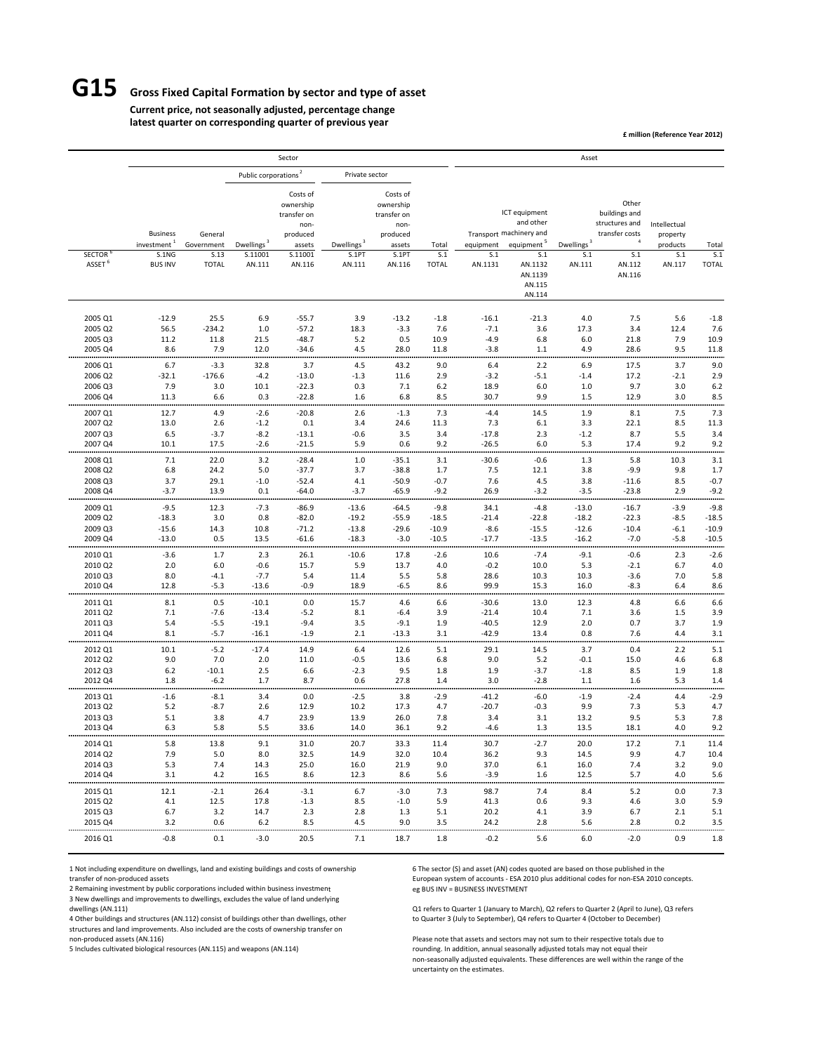# G15 Gross Fixed Capital Formation by sector and type of asset

**Current price, not seasonally adjusted, percentage change latest quarter on corresponding quarter of previous year**

**£ million (Reference Year 2012)**

| | Sector | | | | | | | Asset | | | | | |
|---|---|---|---|---|---|---|---|---|---|---|---|---|---|
| | | | Public corporations [2] | | Private sector | | | | | | | | |
| | Business investment [1] | General Government | Dwellings [3] | Costs of ownership transfer on non-produced assets | Dwellings [3] | Costs of ownership transfer on non-produced assets | Total | Transport equipment | ICT equipment and other machinery and equipment [5] | Dwellings [3] | Other buildings and structures and transfer costs [4] | Intellectual property products | Total |
| SECTOR [6] | S.1NG | S.13 | S.11001 | S.11001 | S.1PT | S.1PT | S.1 | S.1 | S.1 | S.1 | S.1 | S.1 | S.1 |
| ASSET [6] | BUS INV | TOTAL | AN.111 | AN.116 | AN.111 | AN.116 | TOTAL | AN.1131 | AN.1132 AN.1139 AN.115 AN.114 | AN.111 | AN.112 AN.116 | AN.117 | TOTAL |
| 2005 Q1 | -12.9 | 25.5 | 6.9 | -55.7 | 3.9 | -13.2 | -1.8 | -16.1 | -21.3 | 4.0 | 7.5 | 5.6 | -1.8 |
| 2005 Q2 | 56.5 | -234.2 | 1.0 | -57.2 | 18.3 | -3.3 | 7.6 | -7.1 | 3.6 | 17.3 | 3.4 | 12.4 | 7.6 |
| 2005 Q3 | 11.2 | 11.8 | 21.5 | -48.7 | 5.2 | 0.5 | 10.9 | -4.9 | 6.8 | 6.0 | 21.8 | 7.9 | 10.9 |
| 2005 Q4 | 8.6 | 7.9 | 12.0 | -34.6 | 4.5 | 28.0 | 11.8 | -3.8 | 1.1 | 4.9 | 28.6 | 9.5 | 11.8 |
| 2006 Q1 | 6.7 | -3.3 | 32.8 | 3.7 | 4.5 | 43.2 | 9.0 | 6.4 | 2.2 | 6.9 | 17.5 | 3.7 | 9.0 |
| 2006 Q2 | -32.1 | -176.6 | -4.2 | -13.0 | -1.3 | 11.6 | 2.9 | -3.2 | -5.1 | -1.4 | 17.2 | -2.1 | 2.9 |
| 2006 Q3 | 7.9 | 3.0 | 10.1 | -22.3 | 0.3 | 7.1 | 6.2 | 18.9 | 6.0 | 1.0 | 9.7 | 3.0 | 6.2 |
| 2006 Q4 | 11.3 | 6.6 | 0.3 | -22.8 | 1.6 | 6.8 | 8.5 | 30.7 | 9.9 | 1.5 | 12.9 | 3.0 | 8.5 |
| 2007 Q1 | 12.7 | 4.9 | -2.6 | -20.8 | 2.6 | -1.3 | 7.3 | -4.4 | 14.5 | 1.9 | 8.1 | 7.5 | 7.3 |
| 2007 Q2 | 13.0 | 2.6 | -1.2 | 0.1 | 3.4 | 24.6 | 11.3 | 7.3 | 6.1 | 3.3 | 22.1 | 8.5 | 11.3 |
| 2007 Q3 | 6.5 | -3.7 | -8.2 | -13.1 | -0.6 | 3.5 | 3.4 | -17.8 | 2.3 | -1.2 | 8.7 | 5.5 | 3.4 |
| 2007 Q4 | 10.1 | 17.5 | -2.6 | -21.5 | 5.9 | 0.6 | 9.2 | -26.5 | 6.0 | 5.3 | 17.4 | 9.2 | 9.2 |
| 2008 Q1 | 7.1 | 22.0 | 3.2 | -28.4 | 1.0 | -35.1 | 3.1 | -30.6 | -0.6 | 1.3 | 5.8 | 10.3 | 3.1 |
| 2008 Q2 | 6.8 | 24.2 | 5.0 | -37.7 | 3.7 | -38.8 | 1.7 | 7.5 | 12.1 | 3.8 | -9.9 | 9.8 | 1.7 |
| 2008 Q3 | 3.7 | 29.1 | -1.0 | -52.4 | 4.1 | -50.9 | -0.7 | 7.6 | 4.5 | 3.8 | -11.6 | 8.5 | -0.7 |
| 2008 Q4 | -3.7 | 13.9 | 0.1 | -64.0 | -3.7 | -65.9 | -9.2 | 26.9 | -3.2 | -3.5 | -23.8 | 2.9 | -9.2 |
| 2009 Q1 | -9.5 | 12.3 | -7.3 | -86.9 | -13.6 | -64.5 | -9.8 | 34.1 | -4.8 | -13.0 | -16.7 | -3.9 | -9.8 |
| 2009 Q2 | -18.3 | 3.0 | 0.8 | -82.0 | -19.2 | -55.9 | -18.5 | -21.4 | -22.8 | -18.2 | -22.3 | -8.5 | -18.5 |
| 2009 Q3 | -15.6 | 14.3 | 10.8 | -71.2 | -13.8 | -29.6 | -10.9 | -8.6 | -15.5 | -12.6 | -10.4 | -6.1 | -10.9 |
| 2009 Q4 | -13.0 | 0.5 | 13.5 | -61.6 | -18.3 | -3.0 | -10.5 | -17.7 | -13.5 | -16.2 | -7.0 | -5.8 | -10.5 |
| 2010 Q1 | -3.6 | 1.7 | 2.3 | 26.1 | -10.6 | 17.8 | -2.6 | 10.6 | -7.4 | -9.1 | -0.6 | 2.3 | -2.6 |
| 2010 Q2 | 2.0 | 6.0 | -0.6 | 15.7 | 5.9 | 13.7 | 4.0 | -0.2 | 10.0 | 5.3 | -2.1 | 6.7 | 4.0 |
| 2010 Q3 | 8.0 | -4.1 | -7.7 | 5.4 | 11.4 | 5.5 | 5.8 | 28.6 | 10.3 | 10.3 | -3.6 | 7.0 | 5.8 |
| 2010 Q4 | 12.8 | -5.3 | -13.6 | -0.9 | 18.9 | -6.5 | 8.6 | 99.9 | 15.3 | 16.0 | -8.3 | 6.4 | 8.6 |
| 2011 Q1 | 8.1 | 0.5 | -10.1 | 0.0 | 15.7 | 4.6 | 6.6 | -30.6 | 13.0 | 12.3 | 4.8 | 6.6 | 6.6 |
| 2011 Q2 | 7.1 | -7.6 | -13.4 | -5.2 | 8.1 | -6.4 | 3.9 | -21.4 | 10.4 | 7.1 | 3.6 | 1.5 | 3.9 |
| 2011 Q3 | 5.4 | -5.5 | -19.1 | -9.4 | 3.5 | -9.1 | 1.9 | -40.5 | 12.9 | 2.0 | 0.7 | 3.7 | 1.9 |
| 2011 Q4 | 8.1 | -5.7 | -16.1 | -1.9 | 2.1 | -13.3 | 3.1 | -42.9 | 13.4 | 0.8 | 7.6 | 4.4 | 3.1 |
| 2012 Q1 | 10.1 | -5.2 | -17.4 | 14.9 | 6.4 | 12.6 | 5.1 | 29.1 | 14.5 | 3.7 | 0.4 | 2.2 | 5.1 |
| 2012 Q2 | 9.0 | 7.0 | 2.0 | 11.0 | -0.5 | 13.6 | 6.8 | 9.0 | 5.2 | -0.1 | 15.0 | 4.6 | 6.8 |
| 2012 Q3 | 6.2 | -10.1 | 2.5 | 6.6 | -2.3 | 9.5 | 1.8 | 1.9 | -3.7 | -1.8 | 8.5 | 1.9 | 1.8 |
| 2012 Q4 | 1.8 | -6.2 | 1.7 | 8.7 | 0.6 | 27.8 | 1.4 | 3.0 | -2.8 | 1.1 | 1.6 | 5.3 | 1.4 |
| 2013 Q1 | -1.6 | -8.1 | 3.4 | 0.0 | -2.5 | 3.8 | -2.9 | -41.2 | -6.0 | -1.9 | -2.4 | 4.4 | -2.9 |
| 2013 Q2 | 5.2 | -8.7 | 2.6 | 12.9 | 10.2 | 17.3 | 4.7 | -20.7 | -0.3 | 9.9 | 7.3 | 5.3 | 4.7 |
| 2013 Q3 | 5.1 | 3.8 | 4.7 | 23.9 | 13.9 | 26.0 | 7.8 | 3.4 | 3.1 | 13.2 | 9.5 | 5.3 | 7.8 |
| 2013 Q4 | 6.3 | 5.8 | 5.5 | 33.6 | 14.0 | 36.1 | 9.2 | -4.6 | 1.3 | 13.5 | 18.1 | 4.0 | 9.2 |
| 2014 Q1 | 5.8 | 13.8 | 9.1 | 31.0 | 20.7 | 33.3 | 11.4 | 30.7 | -2.7 | 20.0 | 17.2 | 7.1 | 11.4 |
| 2014 Q2 | 7.9 | 5.0 | 8.0 | 32.5 | 14.9 | 32.0 | 10.4 | 36.2 | 9.3 | 14.5 | 9.9 | 4.7 | 10.4 |
| 2014 Q3 | 5.3 | 7.4 | 14.3 | 25.0 | 16.0 | 21.9 | 9.0 | 37.0 | 6.1 | 16.0 | 7.4 | 3.2 | 9.0 |
| 2014 Q4 | 3.1 | 4.2 | 16.5 | 8.6 | 12.3 | 8.6 | 5.6 | -3.9 | 1.6 | 12.5 | 5.7 | 4.0 | 5.6 |
| 2015 Q1 | 12.1 | -2.1 | 26.4 | -3.1 | 6.7 | -3.0 | 7.3 | 98.7 | 7.4 | 8.4 | 5.2 | 0.0 | 7.3 |
| 2015 Q2 | 4.1 | 12.5 | 17.8 | -1.3 | 8.5 | -1.0 | 5.9 | 41.3 | 0.6 | 9.3 | 4.6 | 3.0 | 5.9 |
| 2015 Q3 | 6.7 | 3.2 | 14.7 | 2.3 | 2.8 | 1.3 | 5.1 | 20.2 | 4.1 | 3.9 | 6.7 | 2.1 | 5.1 |
| 2015 Q4 | 3.2 | 0.6 | 6.2 | 8.5 | 4.5 | 9.0 | 3.5 | 24.2 | 2.8 | 5.6 | 2.8 | 0.2 | 3.5 |
| 2016 Q1 | -0.8 | 0.1 | -3.0 | 20.5 | 7.1 | 18.7 | 1.8 | -0.2 | 5.6 | 6.0 | -2.0 | 0.9 | 1.8 |

1 Not including expenditure on dwellings, land and existing buildings and costs of ownership transfer of non-produced assets

2 Remaining investment by public corporations included within business investment

3 New dwellings and improvements to dwellings, excludes the value of land underlying dwellings (AN.111)

4 Other buildings and structures (AN.112) consist of buildings other than dwellings, other structures and land improvements. Also included are the costs of ownership transfer on non-produced assets (AN.116)

5 Includes cultivated biological resources (AN.115) and weapons (AN.114)

6 The sector (S) and asset (AN) codes quoted are based on those published in the European system of accounts - ESA 2010 plus additional codes for non-ESA 2010 concepts. eg BUS INV = BUSINESS INVESTMENT

Q1 refers to Quarter 1 (January to March), Q2 refers to Quarter 2 (April to June), Q3 refers to Quarter 3 (July to September), Q4 refers to Quarter 4 (October to December)

Please note that assets and sectors may not sum to their respective totals due to rounding. In addition, annual seasonally adjusted totals may not equal their non-seasonally adjusted equivalents. These differences are well within the range of the uncertainty on the estimates.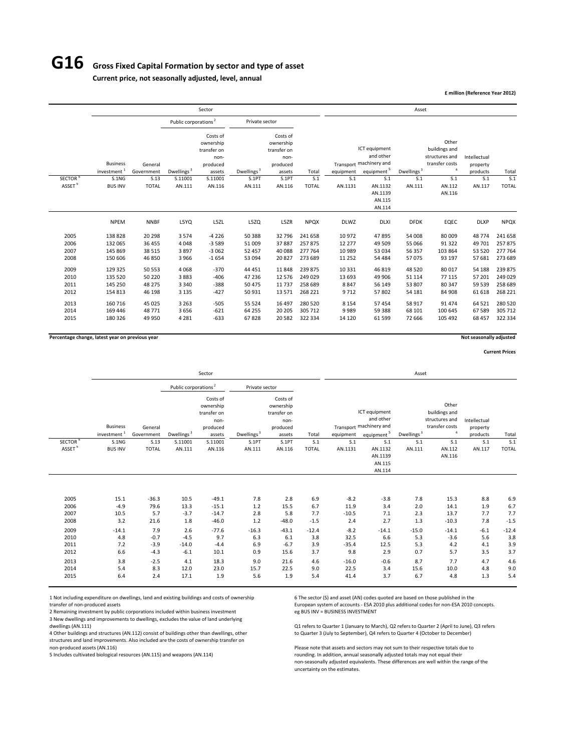# G16 Gross Fixed Capital Formation by sector and type of asset

**Current price, not seasonally adjusted, level, annual**

**£ million (Reference Year 2012)**

| | Sector | | | | | | | Asset | | | | | |
|---|---|---|---|---|---|---|---|---|---|---|---|---|---|
| | | | Public corporations [2] | | Private sector | | | | | | | | |
| | Business investment [1] | General Government | Dwellings [3] | Costs of ownership transfer on non-produced assets | Dwellings [3] | Costs of ownership transfer on non-produced assets | Total | Transport equipment | ICT equipment and other machinery and equipment [5] | Dwellings [3] | Other buildings and structures and transfer costs [4] | Intellectual property products | Total |
| SECTOR [b] | S.1NG | S.13 | S.11001 | S.11001 | S.1PT | S.1PT | S.1 | S.1 | S.1 | S.1 | S.1 | S.1 | S.1 |
| ASSET [b] | BUS INV | TOTAL | AN.111 | AN.116 | AN.111 | AN.116 | TOTAL | AN.1131 | AN.1132 AN.1139 AN.115 AN.114 | AN.111 | AN.112 AN.116 | AN.117 | TOTAL |
| | NPEM | NNBF | L5YQ | L5ZL | L5ZQ | L5ZR | NPQX | DLWZ | DLXI | DFDK | EQEC | DLXP | NPQX |
| 2005 | 138 828 | 20 298 | 3 574 | -4 226 | 50 388 | 32 796 | 241 658 | 10 972 | 47 895 | 54 008 | 80 009 | 48 774 | 241 658 |
| 2006 | 132 065 | 36 455 | 4 048 | -3 589 | 51 009 | 37 887 | 257 875 | 12 277 | 49 509 | 55 066 | 91 322 | 49 701 | 257 875 |
| 2007 | 145 869 | 38 515 | 3 897 | -3 062 | 52 457 | 40 088 | 277 764 | 10 989 | 53 034 | 56 357 | 103 864 | 53 520 | 277 764 |
| 2008 | 150 606 | 46 850 | 3 966 | -1 654 | 53 094 | 20 827 | 273 689 | 11 252 | 54 484 | 57 075 | 93 197 | 57 681 | 273 689 |
| 2009 | 129 325 | 50 553 | 4 068 | -370 | 44 451 | 11 848 | 239 875 | 10 331 | 46 819 | 48 520 | 80 017 | 54 188 | 239 875 |
| 2010 | 135 520 | 50 220 | 3 883 | -406 | 47 236 | 12 576 | 249 029 | 13 693 | 49 906 | 51 114 | 77 115 | 57 201 | 249 029 |
| 2011 | 145 250 | 48 275 | 3 340 | -388 | 50 475 | 11 737 | 258 689 | 8 847 | 56 149 | 53 807 | 80 347 | 59 539 | 258 689 |
| 2012 | 154 813 | 46 198 | 3 135 | -427 | 50 931 | 13 571 | 268 221 | 9 712 | 57 802 | 54 181 | 84 908 | 61 618 | 268 221 |
| 2013 | 160 716 | 45 025 | 3 263 | -505 | 55 524 | 16 497 | 280 520 | 8 154 | 57 454 | 58 917 | 91 474 | 64 521 | 280 520 |
| 2014 | 169 446 | 48 771 | 3 656 | -621 | 64 255 | 20 205 | 305 712 | 9 989 | 59 388 | 68 101 | 100 645 | 67 589 | 305 712 |
| 2015 | 180 326 | 49 950 | 4 281 | -633 | 67 828 | 20 582 | 322 334 | 14 120 | 61 599 | 72 666 | 105 492 | 68 457 | 322 334 |

**Percentage change, latest year on previous year** **Not seasonally adjusted**

**Current Prices**

| | Sector | | | | | | | Asset | | | | | |
|---|---|---|---|---|---|---|---|---|---|---|---|---|---|
| | | | Public corporations [2] | | Private sector | | | | | | | | |
| | Business investment [1] | General Government | Dwellings [3] | Costs of ownership transfer on non-produced assets | Dwellings [3] | Costs of ownership transfer on non-produced assets | Total | Transport equipment | ICT equipment and other machinery and equipment [5] | Dwellings [3] | Other buildings and structures and transfer costs [4] | Intellectual property products | Total |
| SECTOR [b] | S.1NG | S.13 | S.11001 | S.11001 | S.1PT | S.1PT | S.1 | S.1 | S.1 | S.1 | S.1 | S.1 | S.1 |
| ASSET [b] | BUS INV | TOTAL | AN.111 | AN.116 | AN.111 | AN.116 | TOTAL | AN.1131 | AN.1132 AN.1139 AN.115 AN.114 | AN.111 | AN.112 AN.116 | AN.117 | TOTAL |
| 2005 | 15.1 | -36.3 | 10.5 | -49.1 | 7.8 | 2.8 | 6.9 | -8.2 | -3.8 | 7.8 | 15.3 | 8.8 | 6.9 |
| 2006 | -4.9 | 79.6 | 13.3 | -15.1 | 1.2 | 15.5 | 6.7 | 11.9 | 3.4 | 2.0 | 14.1 | 1.9 | 6.7 |
| 2007 | 10.5 | 5.7 | -3.7 | -14.7 | 2.8 | 5.8 | 7.7 | -10.5 | 7.1 | 2.3 | 13.7 | 7.7 | 7.7 |
| 2008 | 3.2 | 21.6 | 1.8 | -46.0 | 1.2 | -48.0 | -1.5 | 2.4 | 2.7 | 1.3 | -10.3 | 7.8 | -1.5 |
| 2009 | -14.1 | 7.9 | 2.6 | -77.6 | -16.3 | -43.1 | -12.4 | -8.2 | -14.1 | -15.0 | -14.1 | -6.1 | -12.4 |
| 2010 | 4.8 | -0.7 | -4.5 | 9.7 | 6.3 | 6.1 | 3.8 | 32.5 | 6.6 | 5.3 | -3.6 | 5.6 | 3.8 |
| 2011 | 7.2 | -3.9 | -14.0 | -4.4 | 6.9 | -6.7 | 3.9 | -35.4 | 12.5 | 5.3 | 4.2 | 4.1 | 3.9 |
| 2012 | 6.6 | -4.3 | -6.1 | 10.1 | 0.9 | 15.6 | 3.7 | 9.8 | 2.9 | 0.7 | 5.7 | 3.5 | 3.7 |
| 2013 | 3.8 | -2.5 | 4.1 | 18.3 | 9.0 | 21.6 | 4.6 | -16.0 | -0.6 | 8.7 | 7.7 | 4.7 | 4.6 |
| 2014 | 5.4 | 8.3 | 12.0 | 23.0 | 15.7 | 22.5 | 9.0 | 22.5 | 3.4 | 15.6 | 10.0 | 4.8 | 9.0 |
| 2015 | 6.4 | 2.4 | 17.1 | 1.9 | 5.6 | 1.9 | 5.4 | 41.4 | 3.7 | 6.7 | 4.8 | 1.3 | 5.4 |

1 Not including expenditure on dwellings, land and existing buildings and costs of ownership transfer of non-produced assets
2 Remaining investment by public corporations included within business investment
3 New dwellings and improvements to dwellings, excludes the value of land underlying dwellings (AN.111)
4 Other buildings and structures (AN.112) consist of buildings other than dwellings, other structures and land improvements. Also included are the costs of ownership transfer on non-produced assets (AN.116)
5 Includes cultivated biological resources (AN.115) and weapons (AN.114)

6 The sector (S) and asset (AN) codes quoted are based on those published in the European system of accounts - ESA 2010 plus additional codes for non-ESA 2010 concepts. eg BUS INV = BUSINESS INVESTMENT

Q1 refers to Quarter 1 (January to March), Q2 refers to Quarter 2 (April to June), Q3 refers to Quarter 3 (July to September), Q4 refers to Quarter 4 (October to December)

Please note that assets and sectors may not sum to their respective totals due to rounding. In addition, annual seasonally adjusted totals may not equal their non-seasonally adjusted equivalents. These differences are well within the range of the uncertainty on the estimates.